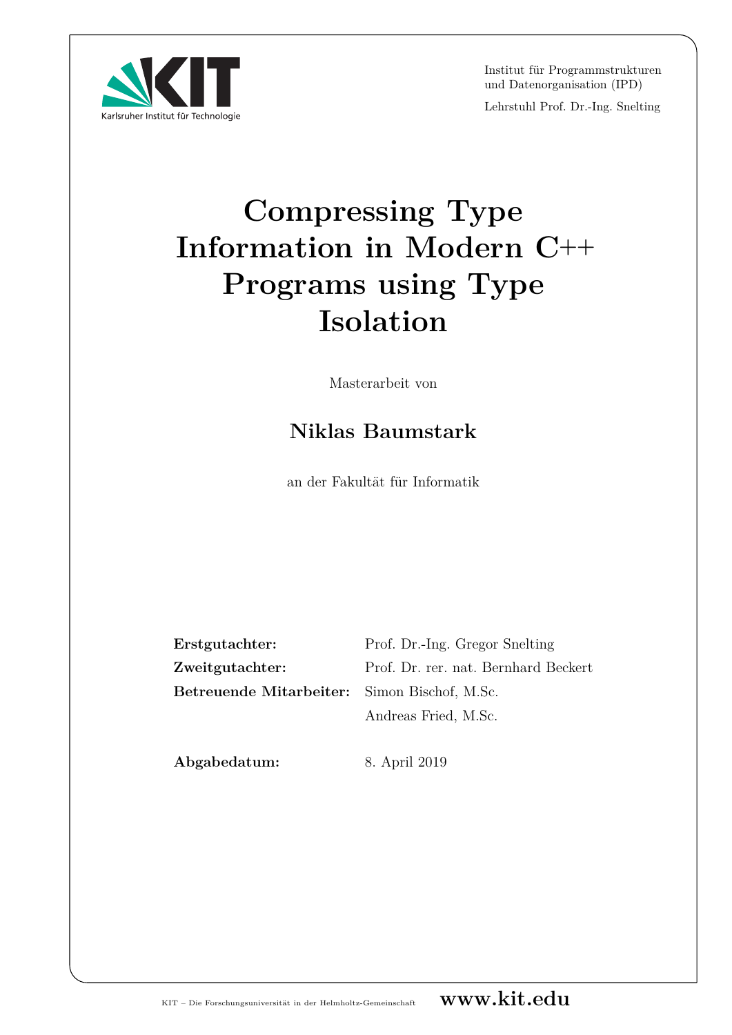Karlsruher Institut für Technologie

Institut für Programmstrukturen und Datenorganisation (IPD)

Lehrstuhl Prof. Dr.-Ing. Snelting

# Compressing Type Information in Modern C++ Programs using Type Isolation

Masterarbeit von

## Niklas Baumstark

an der Fakultät für Informatik

| | |
|---|---|
| **Erstgutachter:** | Prof. Dr.-Ing. Gregor Snelting |
| **Zweitgutachter:** | Prof. Dr. rer. nat. Bernhard Beckert |
| **Betreuende Mitarbeiter:** | Simon Bischof, M.Sc. |
| | Andreas Fried, M.Sc. |

**Abgabedatum:** 8. April 2019

KIT – Die Forschungsuniversität in der Helmholtz-Gemeinschaft **www.kit.edu**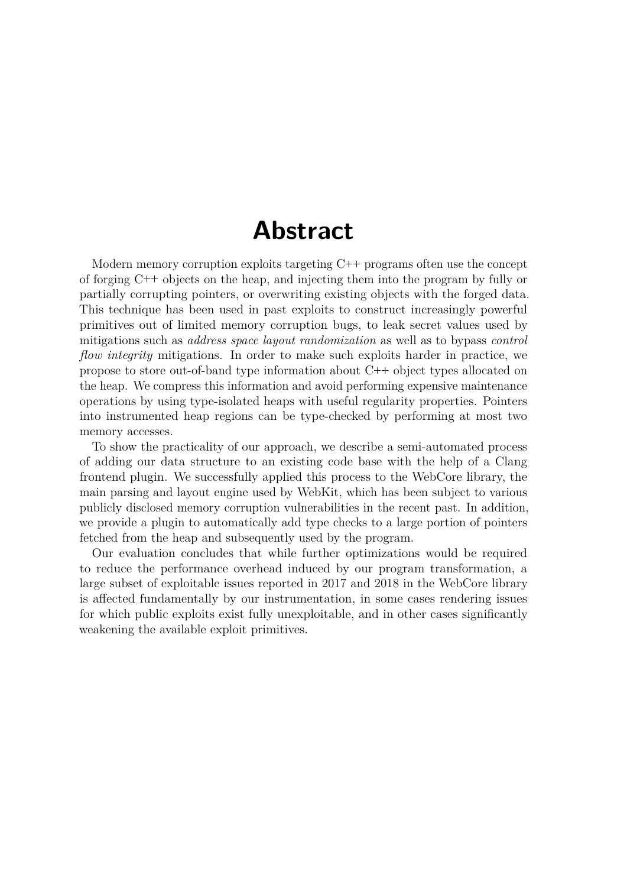# Abstract

Modern memory corruption exploits targeting C++ programs often use the concept of forging C++ objects on the heap, and injecting them into the program by fully or partially corrupting pointers, or overwriting existing objects with the forged data. This technique has been used in past exploits to construct increasingly powerful primitives out of limited memory corruption bugs, to leak secret values used by mitigations such as *address space layout randomization* as well as to bypass *control flow integrity* mitigations. In order to make such exploits harder in practice, we propose to store out-of-band type information about C++ object types allocated on the heap. We compress this information and avoid performing expensive maintenance operations by using type-isolated heaps with useful regularity properties. Pointers into instrumented heap regions can be type-checked by performing at most two memory accesses.

To show the practicality of our approach, we describe a semi-automated process of adding our data structure to an existing code base with the help of a Clang frontend plugin. We successfully applied this process to the WebCore library, the main parsing and layout engine used by WebKit, which has been subject to various publicly disclosed memory corruption vulnerabilities in the recent past. In addition, we provide a plugin to automatically add type checks to a large portion of pointers fetched from the heap and subsequently used by the program.

Our evaluation concludes that while further optimizations would be required to reduce the performance overhead induced by our program transformation, a large subset of exploitable issues reported in 2017 and 2018 in the WebCore library is affected fundamentally by our instrumentation, in some cases rendering issues for which public exploits exist fully unexploitable, and in other cases significantly weakening the available exploit primitives.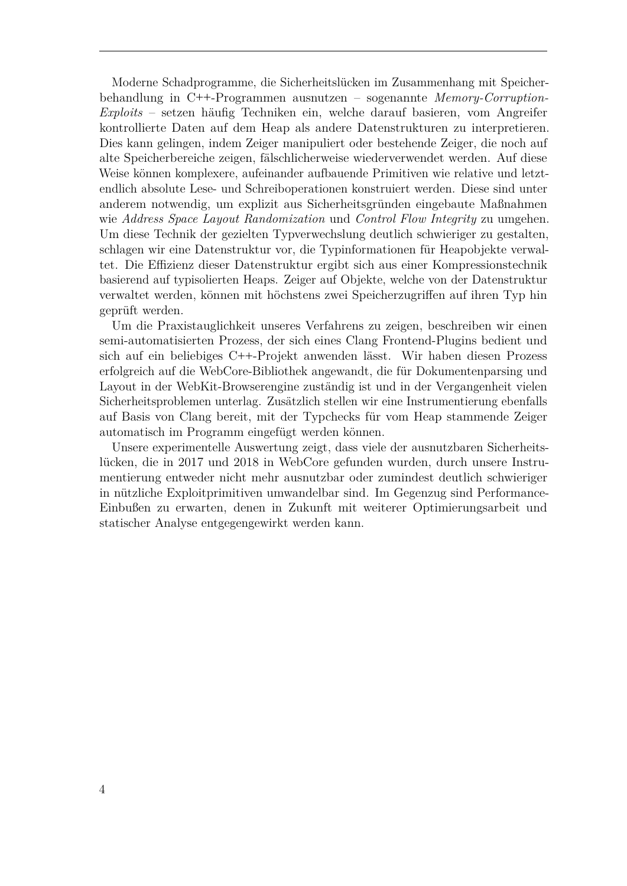Moderne Schadprogramme, die Sicherheitslücken im Zusammenhang mit Speicherbehandlung in C++-Programmen ausnutzen – sogenannte *Memory-Corruption-Exploits* – setzen häufig Techniken ein, welche darauf basieren, vom Angreifer kontrollierte Daten auf dem Heap als andere Datenstrukturen zu interpretieren. Dies kann gelingen, indem Zeiger manipuliert oder bestehende Zeiger, die noch auf alte Speicherbereiche zeigen, fälschlicherweise wiederverwendet werden. Auf diese Weise können komplexere, aufeinander aufbauende Primitiven wie relative und letztendlich absolute Lese- und Schreiboperationen konstruiert werden. Diese sind unter anderem notwendig, um explizit aus Sicherheitsgründen eingebaute Maßnahmen wie *Address Space Layout Randomization* und *Control Flow Integrity* zu umgehen. Um diese Technik der gezielten Typverwechslung deutlich schwieriger zu gestalten, schlagen wir eine Datenstruktur vor, die Typinformationen für Heapobjekte verwaltet. Die Effizienz dieser Datenstruktur ergibt sich aus einer Kompressionstechnik basierend auf typisolierten Heaps. Zeiger auf Objekte, welche von der Datenstruktur verwaltet werden, können mit höchstens zwei Speicherzugriffen auf ihren Typ hin geprüft werden.

Um die Praxistauglichkeit unseres Verfahrens zu zeigen, beschreiben wir einen semi-automatisierten Prozess, der sich eines Clang Frontend-Plugins bedient und sich auf ein beliebiges C++-Projekt anwenden lässt. Wir haben diesen Prozess erfolgreich auf die WebCore-Bibliothek angewandt, die für Dokumentenparsing und Layout in der WebKit-Browserengine zuständig ist und in der Vergangenheit vielen Sicherheitsproblemen unterlag. Zusätzlich stellen wir eine Instrumentierung ebenfalls auf Basis von Clang bereit, mit der Typchecks für vom Heap stammende Zeiger automatisch im Programm eingefügt werden können.

Unsere experimentelle Auswertung zeigt, dass viele der ausnutzbaren Sicherheitslücken, die in 2017 und 2018 in WebCore gefunden wurden, durch unsere Instrumentierung entweder nicht mehr ausnutzbar oder zumindest deutlich schwieriger in nützliche Exploitprimitiven umwandelbar sind. Im Gegenzug sind Performance-Einbußen zu erwarten, denen in Zukunft mit weiterer Optimierungsarbeit und statischer Analyse entgegengewirkt werden kann.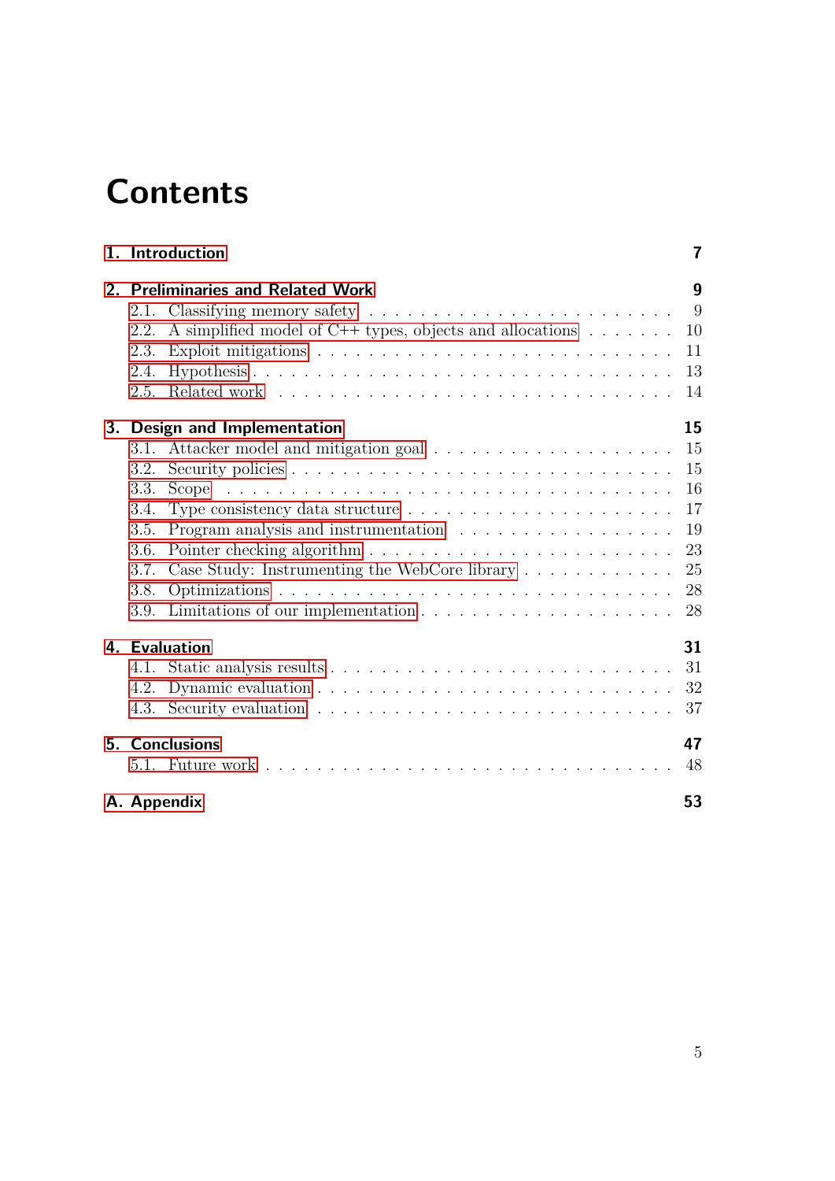# Contents

**1. Introduction** **7**

**2. Preliminaries and Related Work** **9**

- 2.1. Classifying memory safety . . . . . . . . . . . . . . . . . . . . . . . 9
- 2.2. A simplified model of C++ types, objects and allocations . . . . . . . . 10
- 2.3. Exploit mitigations . . . . . . . . . . . . . . . . . . . . . . . . . . . 11
- 2.4. Hypothesis . . . . . . . . . . . . . . . . . . . . . . . . . . . . . . . . 13
- 2.5. Related work . . . . . . . . . . . . . . . . . . . . . . . . . . . . . . 14

**3. Design and Implementation** **15**

- 3.1. Attacker model and mitigation goal . . . . . . . . . . . . . . . . . . 15
- 3.2. Security policies . . . . . . . . . . . . . . . . . . . . . . . . . . . . 15
- 3.3. Scope . . . . . . . . . . . . . . . . . . . . . . . . . . . . . . . . . . 16
- 3.4. Type consistency data structure . . . . . . . . . . . . . . . . . . . . 17
- 3.5. Program analysis and instrumentation . . . . . . . . . . . . . . . . . 19
- 3.6. Pointer checking algorithm . . . . . . . . . . . . . . . . . . . . . . . 23
- 3.7. Case Study: Instrumenting the WebCore library . . . . . . . . . . . . 25
- 3.8. Optimizations . . . . . . . . . . . . . . . . . . . . . . . . . . . . . . 28
- 3.9. Limitations of our implementation . . . . . . . . . . . . . . . . . . . 28

**4. Evaluation** **31**

- 4.1. Static analysis results . . . . . . . . . . . . . . . . . . . . . . . . . . 31
- 4.2. Dynamic evaluation . . . . . . . . . . . . . . . . . . . . . . . . . . . 32
- 4.3. Security evaluation . . . . . . . . . . . . . . . . . . . . . . . . . . . 37

**5. Conclusions** **47**

- 5.1. Future work . . . . . . . . . . . . . . . . . . . . . . . . . . . . . . . 48

**A. Appendix** **53**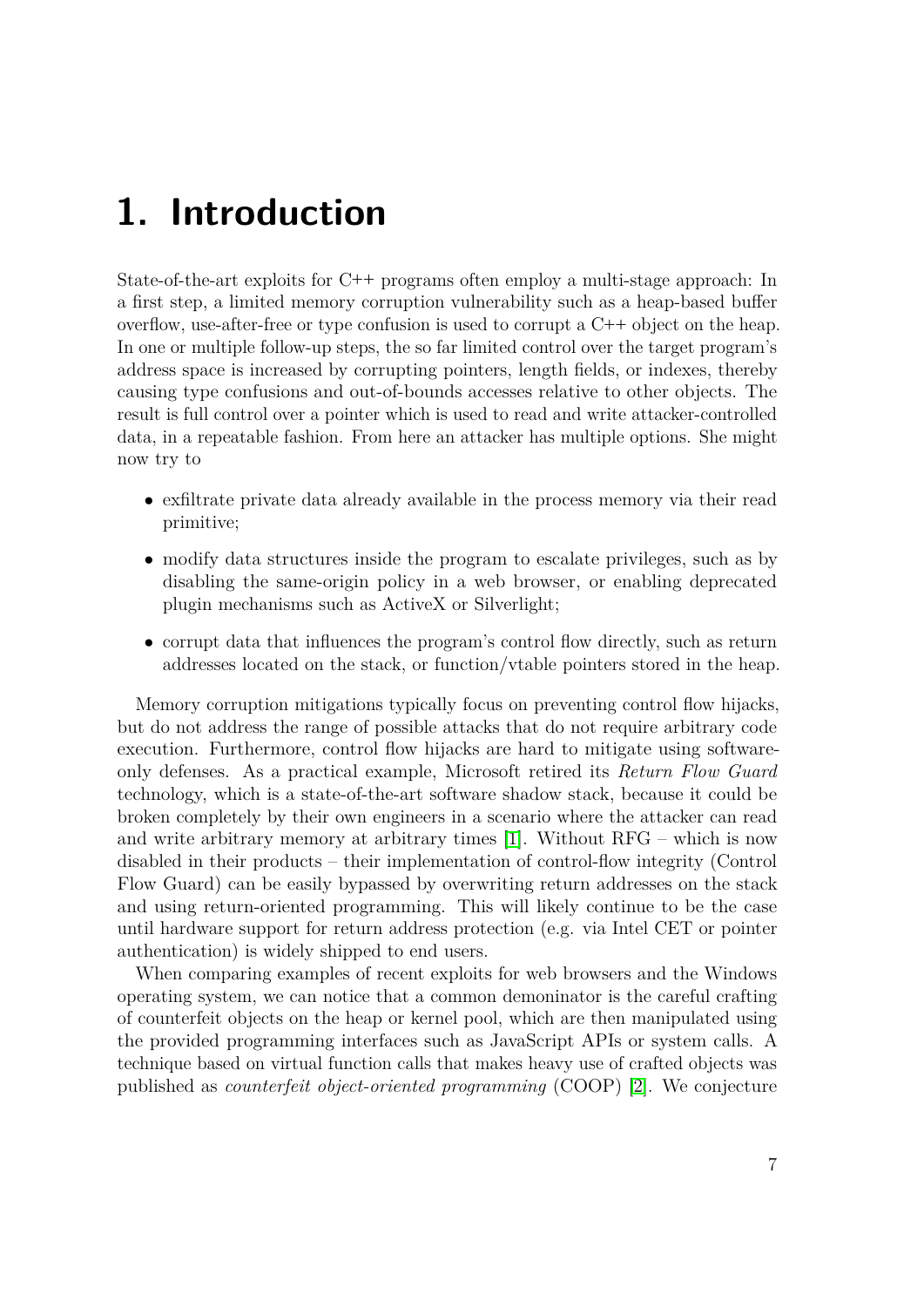# 1. Introduction

State-of-the-art exploits for C++ programs often employ a multi-stage approach: In a first step, a limited memory corruption vulnerability such as a heap-based buffer overflow, use-after-free or type confusion is used to corrupt a C++ object on the heap. In one or multiple follow-up steps, the so far limited control over the target program's address space is increased by corrupting pointers, length fields, or indexes, thereby causing type confusions and out-of-bounds accesses relative to other objects. The result is full control over a pointer which is used to read and write attacker-controlled data, in a repeatable fashion. From here an attacker has multiple options. She might now try to

- exfiltrate private data already available in the process memory via their read primitive;
- modify data structures inside the program to escalate privileges, such as by disabling the same-origin policy in a web browser, or enabling deprecated plugin mechanisms such as ActiveX or Silverlight;
- corrupt data that influences the program's control flow directly, such as return addresses located on the stack, or function/vtable pointers stored in the heap.

Memory corruption mitigations typically focus on preventing control flow hijacks, but do not address the range of possible attacks that do not require arbitrary code execution. Furthermore, control flow hijacks are hard to mitigate using software-only defenses. As a practical example, Microsoft retired its *Return Flow Guard* technology, which is a state-of-the-art software shadow stack, because it could be broken completely by their own engineers in a scenario where the attacker can read and write arbitrary memory at arbitrary times [1]. Without RFG – which is now disabled in their products – their implementation of control-flow integrity (Control Flow Guard) can be easily bypassed by overwriting return addresses on the stack and using return-oriented programming. This will likely continue to be the case until hardware support for return address protection (e.g. via Intel CET or pointer authentication) is widely shipped to end users.

When comparing examples of recent exploits for web browsers and the Windows operating system, we can notice that a common demoninator is the careful crafting of counterfeit objects on the heap or kernel pool, which are then manipulated using the provided programming interfaces such as JavaScript APIs or system calls. A technique based on virtual function calls that makes heavy use of crafted objects was published as *counterfeit object-oriented programming* (COOP) [2]. We conjecture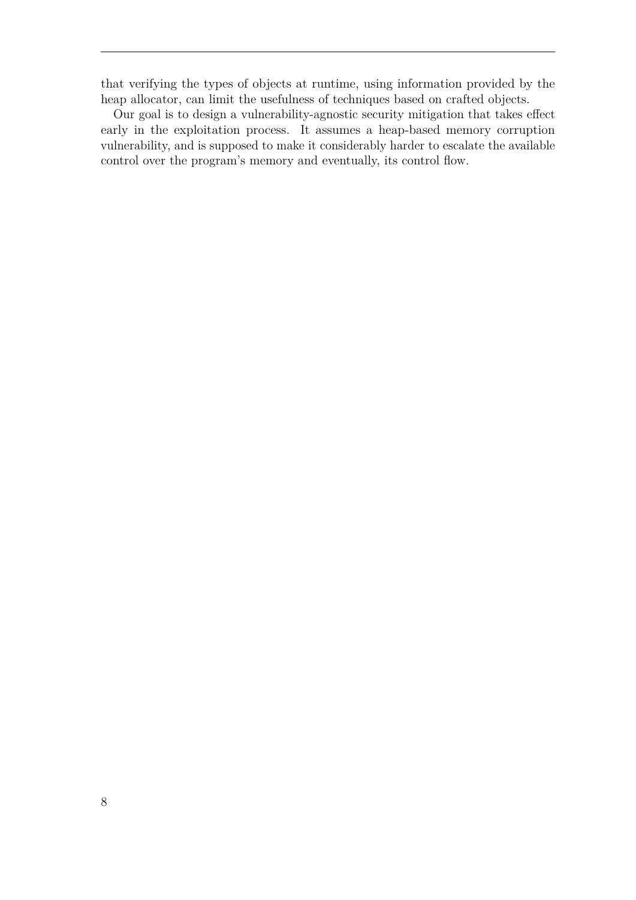that verifying the types of objects at runtime, using information provided by the heap allocator, can limit the usefulness of techniques based on crafted objects.

Our goal is to design a vulnerability-agnostic security mitigation that takes effect early in the exploitation process. It assumes a heap-based memory corruption vulnerability, and is supposed to make it considerably harder to escalate the available control over the program's memory and eventually, its control flow.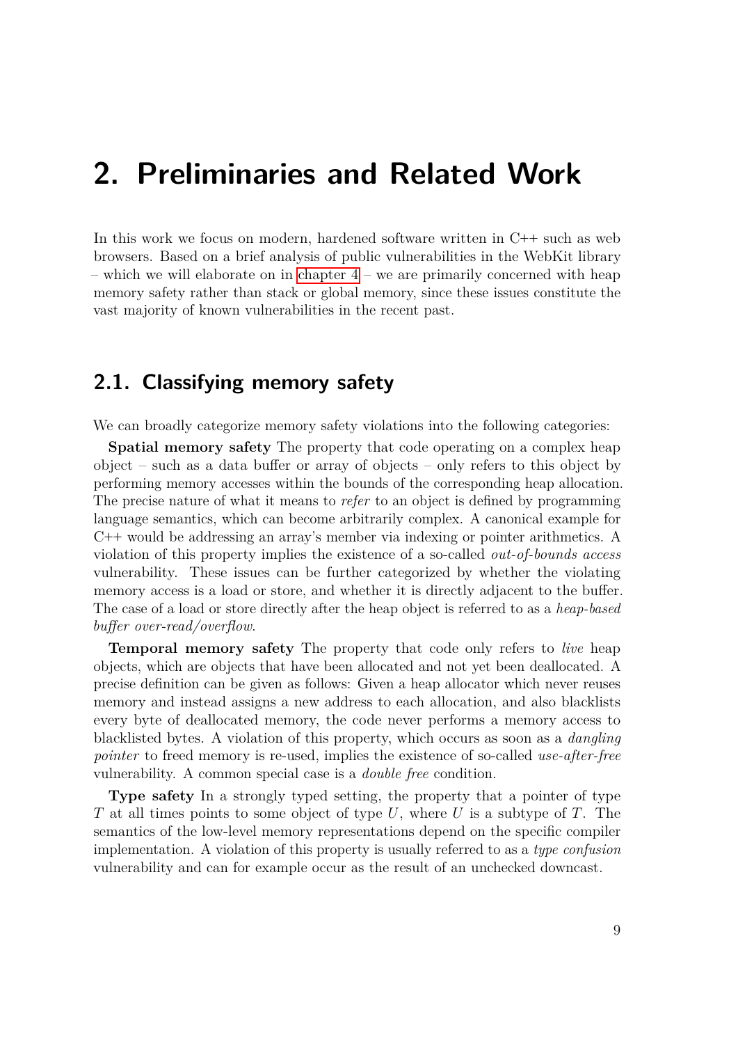# 2. Preliminaries and Related Work

In this work we focus on modern, hardened software written in C++ such as web browsers. Based on a brief analysis of public vulnerabilities in the WebKit library – which we will elaborate on in chapter 4 – we are primarily concerned with heap memory safety rather than stack or global memory, since these issues constitute the vast majority of known vulnerabilities in the recent past.

## 2.1. Classifying memory safety

We can broadly categorize memory safety violations into the following categories:

**Spatial memory safety** The property that code operating on a complex heap object – such as a data buffer or array of objects – only refers to this object by performing memory accesses within the bounds of the corresponding heap allocation. The precise nature of what it means to *refer* to an object is defined by programming language semantics, which can become arbitrarily complex. A canonical example for C++ would be addressing an array's member via indexing or pointer arithmetics. A violation of this property implies the existence of a so-called *out-of-bounds access* vulnerability. These issues can be further categorized by whether the violating memory access is a load or store, and whether it is directly adjacent to the buffer. The case of a load or store directly after the heap object is referred to as a *heap-based buffer over-read/overflow*.

**Temporal memory safety** The property that code only refers to *live* heap objects, which are objects that have been allocated and not yet been deallocated. A precise definition can be given as follows: Given a heap allocator which never reuses memory and instead assigns a new address to each allocation, and also blacklists every byte of deallocated memory, the code never performs a memory access to blacklisted bytes. A violation of this property, which occurs as soon as a *dangling pointer* to freed memory is re-used, implies the existence of so-called *use-after-free* vulnerability. A common special case is a *double free* condition.

**Type safety** In a strongly typed setting, the property that a pointer of type $T$ at all times points to some object of type $U$, where $U$ is a subtype of $T$. The semantics of the low-level memory representations depend on the specific compiler implementation. A violation of this property is usually referred to as a *type confusion* vulnerability and can for example occur as the result of an unchecked downcast.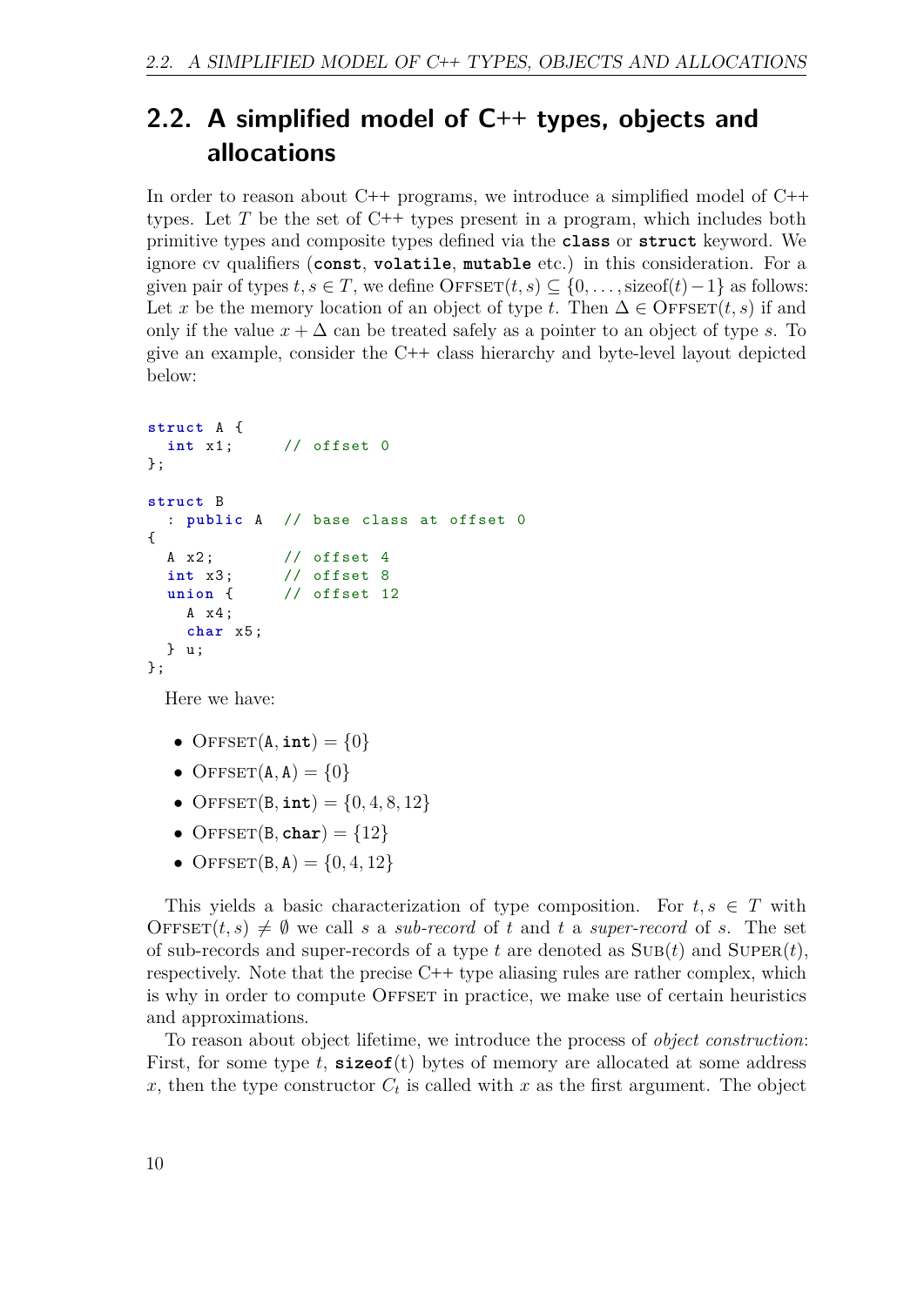## 2.2. A simplified model of C++ types, objects and allocations

In order to reason about C++ programs, we introduce a simplified model of C++ types. Let $T$ be the set of C++ types present in a program, which includes both primitive types and composite types defined via the **class** or **struct** keyword. We ignore cv qualifiers (**const**, **volatile**, **mutable** etc.) in this consideration. For a given pair of types $t, s \in T$, we define $\textsc{Offset}(t, s) \subseteq \{0, \ldots, \text{sizeof}(t) - 1\}$ as follows: Let $x$ be the memory location of an object of type $t$. Then $\Delta \in \textsc{Offset}(t, s)$ if and only if the value $x + \Delta$ can be treated safely as a pointer to an object of type $s$. To give an example, consider the C++ class hierarchy and byte-level layout depicted below:

```
struct A {
  int x1;     // offset 0
};

struct B
  : public A  // base class at offset 0
{
  A x2;       // offset 4
  int x3;     // offset 8
  union {     // offset 12
    A x4;
    char x5;
  } u;
};
```

Here we have:

- $\textsc{Offset}(\texttt{A}, \textbf{int}) = \{0\}$
- $\textsc{Offset}(\texttt{A}, \texttt{A}) = \{0\}$
- $\textsc{Offset}(\texttt{B}, \textbf{int}) = \{0, 4, 8, 12\}$
- $\textsc{Offset}(\texttt{B}, \textbf{char}) = \{12\}$
- $\textsc{Offset}(\texttt{B}, \texttt{A}) = \{0, 4, 12\}$

This yields a basic characterization of type composition. For $t, s \in T$ with $\textsc{Offset}(t, s) \neq \emptyset$ we call $s$ a *sub-record* of $t$ and $t$ a *super-record* of $s$. The set of sub-records and super-records of a type $t$ are denoted as $\textsc{Sub}(t)$ and $\textsc{Super}(t)$, respectively. Note that the precise C++ type aliasing rules are rather complex, which is why in order to compute $\textsc{Offset}$ in practice, we make use of certain heuristics and approximations.

To reason about object lifetime, we introduce the process of *object construction*: First, for some type $t$, **sizeof**(t) bytes of memory are allocated at some address $x$, then the type constructor $C_t$ is called with $x$ as the first argument. The object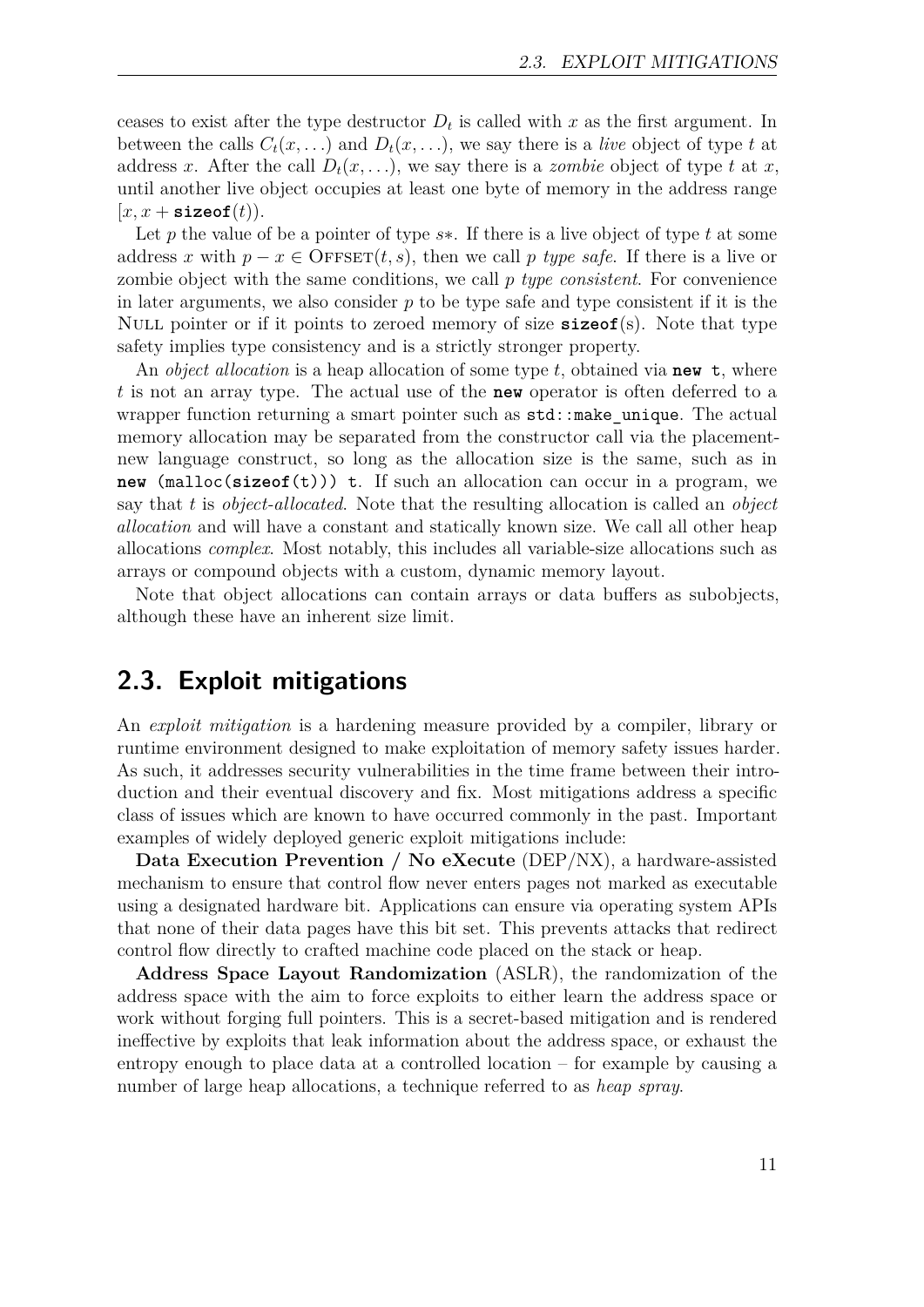ceases to exist after the type destructor $D_t$ is called with $x$ as the first argument. In between the calls $C_t(x, \ldots)$ and $D_t(x, \ldots)$, we say there is a *live* object of type $t$ at address $x$. After the call $D_t(x, \ldots)$, we say there is a *zombie* object of type $t$ at $x$, until another live object occupies at least one byte of memory in the address range $[x, x + \texttt{sizeof}(t))$.

Let $p$ the value of be a pointer of type $s*$. If there is a live object of type $t$ at some address $x$ with $p - x \in \text{OFFSET}(t, s)$, then we call $p$ *type safe*. If there is a live or zombie object with the same conditions, we call $p$ *type consistent*. For convenience in later arguments, we also consider $p$ to be type safe and type consistent if it is the NULL pointer or if it points to zeroed memory of size $\texttt{sizeof}(s)$. Note that type safety implies type consistency and is a strictly stronger property.

An *object allocation* is a heap allocation of some type $t$, obtained via `new t`, where $t$ is not an array type. The actual use of the `new` operator is often deferred to a wrapper function returning a smart pointer such as `std::make_unique`. The actual memory allocation may be separated from the constructor call via the placement-new language construct, so long as the allocation size is the same, such as in `new (malloc(sizeof(t))) t`. If such an allocation can occur in a program, we say that $t$ is *object-allocated*. Note that the resulting allocation is called an *object allocation* and will have a constant and statically known size. We call all other heap allocations *complex*. Most notably, this includes all variable-size allocations such as arrays or compound objects with a custom, dynamic memory layout.

Note that object allocations can contain arrays or data buffers as subobjects, although these have an inherent size limit.

## 2.3. Exploit mitigations

An *exploit mitigation* is a hardening measure provided by a compiler, library or runtime environment designed to make exploitation of memory safety issues harder. As such, it addresses security vulnerabilities in the time frame between their introduction and their eventual discovery and fix. Most mitigations address a specific class of issues which are known to have occurred commonly in the past. Important examples of widely deployed generic exploit mitigations include:

**Data Execution Prevention / No eXecute** (DEP/NX), a hardware-assisted mechanism to ensure that control flow never enters pages not marked as executable using a designated hardware bit. Applications can ensure via operating system APIs that none of their data pages have this bit set. This prevents attacks that redirect control flow directly to crafted machine code placed on the stack or heap.

**Address Space Layout Randomization** (ASLR), the randomization of the address space with the aim to force exploits to either learn the address space or work without forging full pointers. This is a secret-based mitigation and is rendered ineffective by exploits that leak information about the address space, or exhaust the entropy enough to place data at a controlled location – for example by causing a number of large heap allocations, a technique referred to as *heap spray*.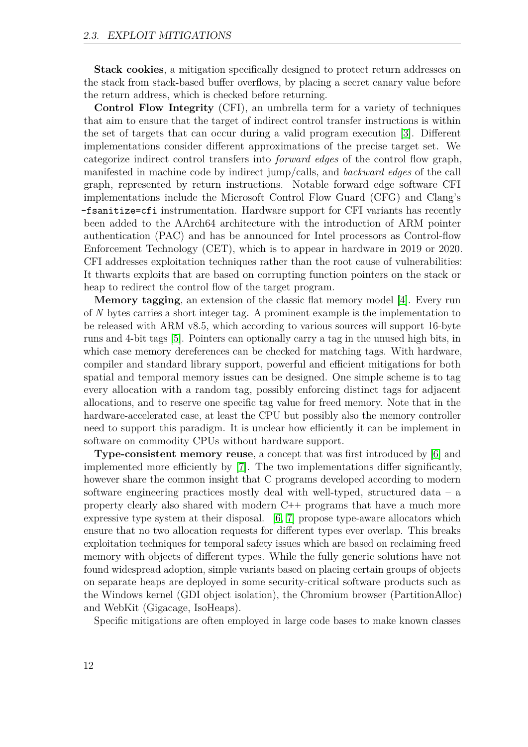**Stack cookies**, a mitigation specifically designed to protect return addresses on the stack from stack-based buffer overflows, by placing a secret canary value before the return address, which is checked before returning.

**Control Flow Integrity** (CFI), an umbrella term for a variety of techniques that aim to ensure that the target of indirect control transfer instructions is within the set of targets that can occur during a valid program execution [3]. Different implementations consider different approximations of the precise target set. We categorize indirect control transfers into *forward edges* of the control flow graph, manifested in machine code by indirect jump/calls, and *backward edges* of the call graph, represented by return instructions. Notable forward edge software CFI implementations include the Microsoft Control Flow Guard (CFG) and Clang's `-fsanitize=cfi` instrumentation. Hardware support for CFI variants has recently been added to the AArch64 architecture with the introduction of ARM pointer authentication (PAC) and has be announced for Intel processors as Control-flow Enforcement Technology (CET), which is to appear in hardware in 2019 or 2020. CFI addresses exploitation techniques rather than the root cause of vulnerabilities: It thwarts exploits that are based on corrupting function pointers on the stack or heap to redirect the control flow of the target program.

**Memory tagging**, an extension of the classic flat memory model [4]. Every run of $N$ bytes carries a short integer tag. A prominent example is the implementation to be released with ARM v8.5, which according to various sources will support 16-byte runs and 4-bit tags [5]. Pointers can optionally carry a tag in the unused high bits, in which case memory dereferences can be checked for matching tags. With hardware, compiler and standard library support, powerful and efficient mitigations for both spatial and temporal memory issues can be designed. One simple scheme is to tag every allocation with a random tag, possibly enforcing distinct tags for adjacent allocations, and to reserve one specific tag value for freed memory. Note that in the hardware-accelerated case, at least the CPU but possibly also the memory controller need to support this paradigm. It is unclear how efficiently it can be implement in software on commodity CPUs without hardware support.

**Type-consistent memory reuse**, a concept that was first introduced by [6] and implemented more efficiently by [7]. The two implementations differ significantly, however share the common insight that C programs developed according to modern software engineering practices mostly deal with well-typed, structured data – a property clearly also shared with modern C++ programs that have a much more expressive type system at their disposal. [6, 7] propose type-aware allocators which ensure that no two allocation requests for different types ever overlap. This breaks exploitation techniques for temporal safety issues which are based on reclaiming freed memory with objects of different types. While the fully generic solutions have not found widespread adoption, simple variants based on placing certain groups of objects on separate heaps are deployed in some security-critical software products such as the Windows kernel (GDI object isolation), the Chromium browser (PartitionAlloc) and WebKit (Gigacage, IsoHeaps).

Specific mitigations are often employed in large code bases to make known classes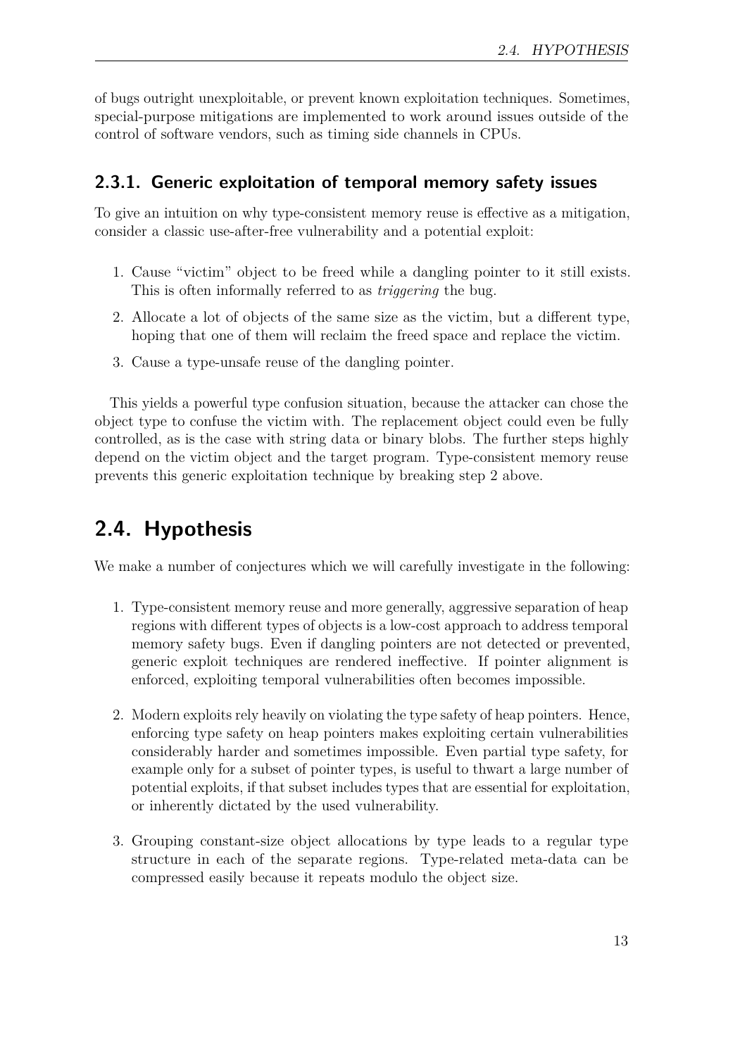of bugs outright unexploitable, or prevent known exploitation techniques. Sometimes, special-purpose mitigations are implemented to work around issues outside of the control of software vendors, such as timing side channels in CPUs.

### 2.3.1. Generic exploitation of temporal memory safety issues

To give an intuition on why type-consistent memory reuse is effective as a mitigation, consider a classic use-after-free vulnerability and a potential exploit:

1. Cause "victim" object to be freed while a dangling pointer to it still exists. This is often informally referred to as *triggering* the bug.
2. Allocate a lot of objects of the same size as the victim, but a different type, hoping that one of them will reclaim the freed space and replace the victim.
3. Cause a type-unsafe reuse of the dangling pointer.

This yields a powerful type confusion situation, because the attacker can chose the object type to confuse the victim with. The replacement object could even be fully controlled, as is the case with string data or binary blobs. The further steps highly depend on the victim object and the target program. Type-consistent memory reuse prevents this generic exploitation technique by breaking step 2 above.

## 2.4. Hypothesis

We make a number of conjectures which we will carefully investigate in the following:

1. Type-consistent memory reuse and more generally, aggressive separation of heap regions with different types of objects is a low-cost approach to address temporal memory safety bugs. Even if dangling pointers are not detected or prevented, generic exploit techniques are rendered ineffective. If pointer alignment is enforced, exploiting temporal vulnerabilities often becomes impossible.
2. Modern exploits rely heavily on violating the type safety of heap pointers. Hence, enforcing type safety on heap pointers makes exploiting certain vulnerabilities considerably harder and sometimes impossible. Even partial type safety, for example only for a subset of pointer types, is useful to thwart a large number of potential exploits, if that subset includes types that are essential for exploitation, or inherently dictated by the used vulnerability.
3. Grouping constant-size object allocations by type leads to a regular type structure in each of the separate regions. Type-related meta-data can be compressed easily because it repeats modulo the object size.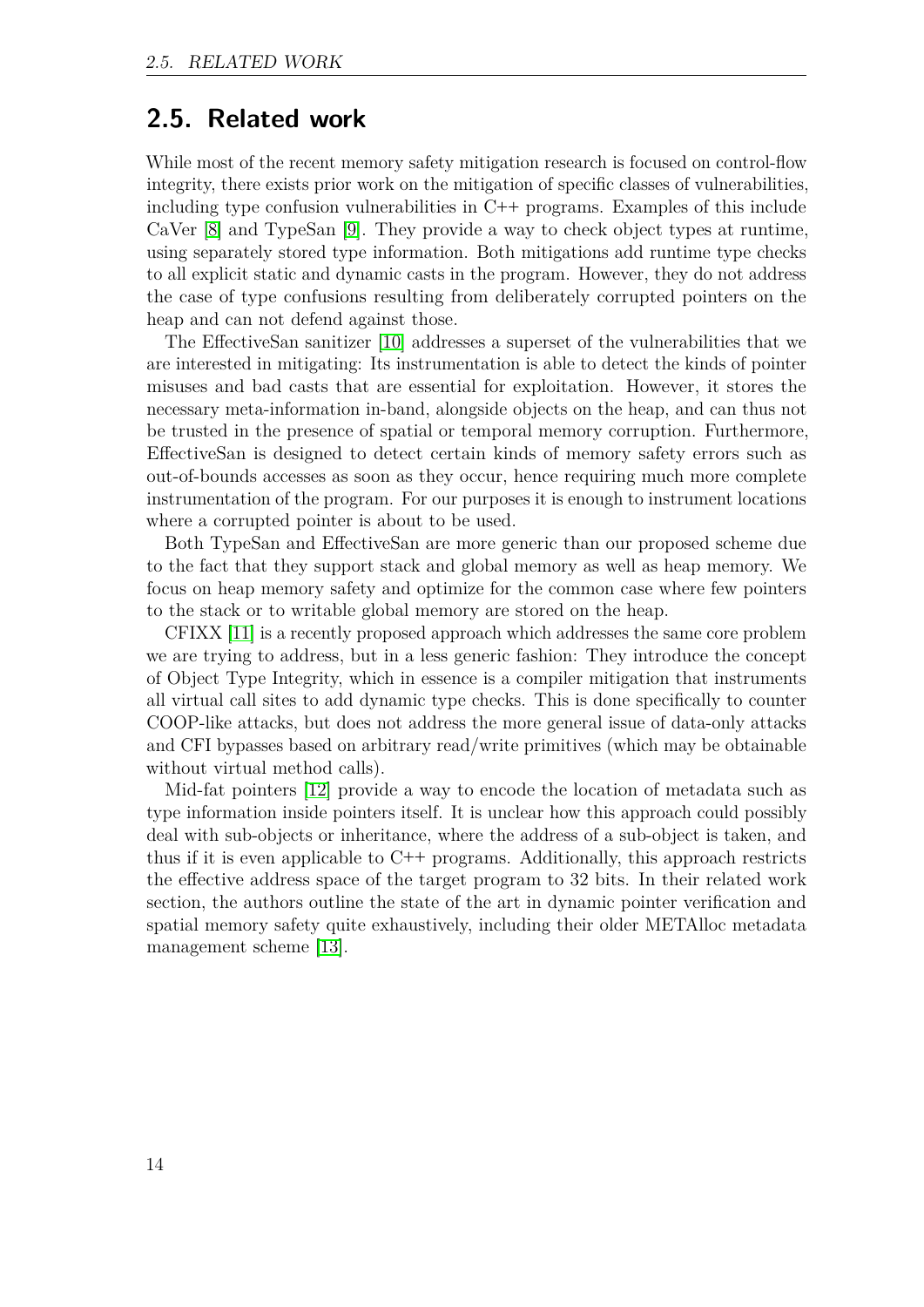## 2.5. Related work

While most of the recent memory safety mitigation research is focused on control-flow integrity, there exists prior work on the mitigation of specific classes of vulnerabilities, including type confusion vulnerabilities in C++ programs. Examples of this include CaVer [8] and TypeSan [9]. They provide a way to check object types at runtime, using separately stored type information. Both mitigations add runtime type checks to all explicit static and dynamic casts in the program. However, they do not address the case of type confusions resulting from deliberately corrupted pointers on the heap and can not defend against those.

The EffectiveSan sanitizer [10] addresses a superset of the vulnerabilities that we are interested in mitigating: Its instrumentation is able to detect the kinds of pointer misuses and bad casts that are essential for exploitation. However, it stores the necessary meta-information in-band, alongside objects on the heap, and can thus not be trusted in the presence of spatial or temporal memory corruption. Furthermore, EffectiveSan is designed to detect certain kinds of memory safety errors such as out-of-bounds accesses as soon as they occur, hence requiring much more complete instrumentation of the program. For our purposes it is enough to instrument locations where a corrupted pointer is about to be used.

Both TypeSan and EffectiveSan are more generic than our proposed scheme due to the fact that they support stack and global memory as well as heap memory. We focus on heap memory safety and optimize for the common case where few pointers to the stack or to writable global memory are stored on the heap.

CFIXX [11] is a recently proposed approach which addresses the same core problem we are trying to address, but in a less generic fashion: They introduce the concept of Object Type Integrity, which in essence is a compiler mitigation that instruments all virtual call sites to add dynamic type checks. This is done specifically to counter COOP-like attacks, but does not address the more general issue of data-only attacks and CFI bypasses based on arbitrary read/write primitives (which may be obtainable without virtual method calls).

Mid-fat pointers [12] provide a way to encode the location of metadata such as type information inside pointers itself. It is unclear how this approach could possibly deal with sub-objects or inheritance, where the address of a sub-object is taken, and thus if it is even applicable to C++ programs. Additionally, this approach restricts the effective address space of the target program to 32 bits. In their related work section, the authors outline the state of the art in dynamic pointer verification and spatial memory safety quite exhaustively, including their older METAlloc metadata management scheme [13].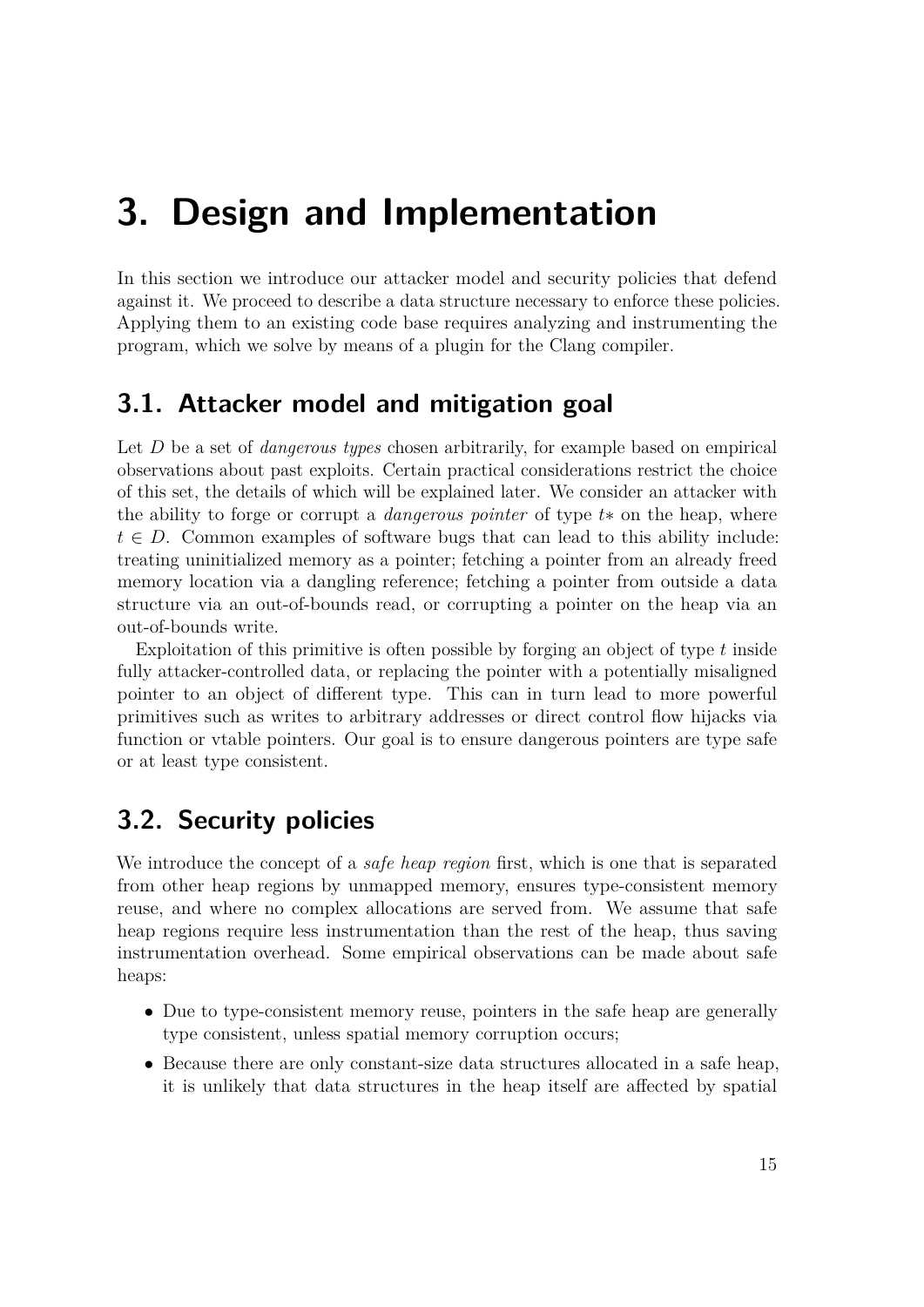# 3. Design and Implementation

In this section we introduce our attacker model and security policies that defend against it. We proceed to describe a data structure necessary to enforce these policies. Applying them to an existing code base requires analyzing and instrumenting the program, which we solve by means of a plugin for the Clang compiler.

## 3.1. Attacker model and mitigation goal

Let $D$ be a set of *dangerous types* chosen arbitrarily, for example based on empirical observations about past exploits. Certain practical considerations restrict the choice of this set, the details of which will be explained later. We consider an attacker with the ability to forge or corrupt a *dangerous pointer* of type $t*$ on the heap, where $t \in D$. Common examples of software bugs that can lead to this ability include: treating uninitialized memory as a pointer; fetching a pointer from an already freed memory location via a dangling reference; fetching a pointer from outside a data structure via an out-of-bounds read, or corrupting a pointer on the heap via an out-of-bounds write.

Exploitation of this primitive is often possible by forging an object of type $t$ inside fully attacker-controlled data, or replacing the pointer with a potentially misaligned pointer to an object of different type. This can in turn lead to more powerful primitives such as writes to arbitrary addresses or direct control flow hijacks via function or vtable pointers. Our goal is to ensure dangerous pointers are type safe or at least type consistent.

## 3.2. Security policies

We introduce the concept of a *safe heap region* first, which is one that is separated from other heap regions by unmapped memory, ensures type-consistent memory reuse, and where no complex allocations are served from. We assume that safe heap regions require less instrumentation than the rest of the heap, thus saving instrumentation overhead. Some empirical observations can be made about safe heaps:

- Due to type-consistent memory reuse, pointers in the safe heap are generally type consistent, unless spatial memory corruption occurs;
- Because there are only constant-size data structures allocated in a safe heap, it is unlikely that data structures in the heap itself are affected by spatial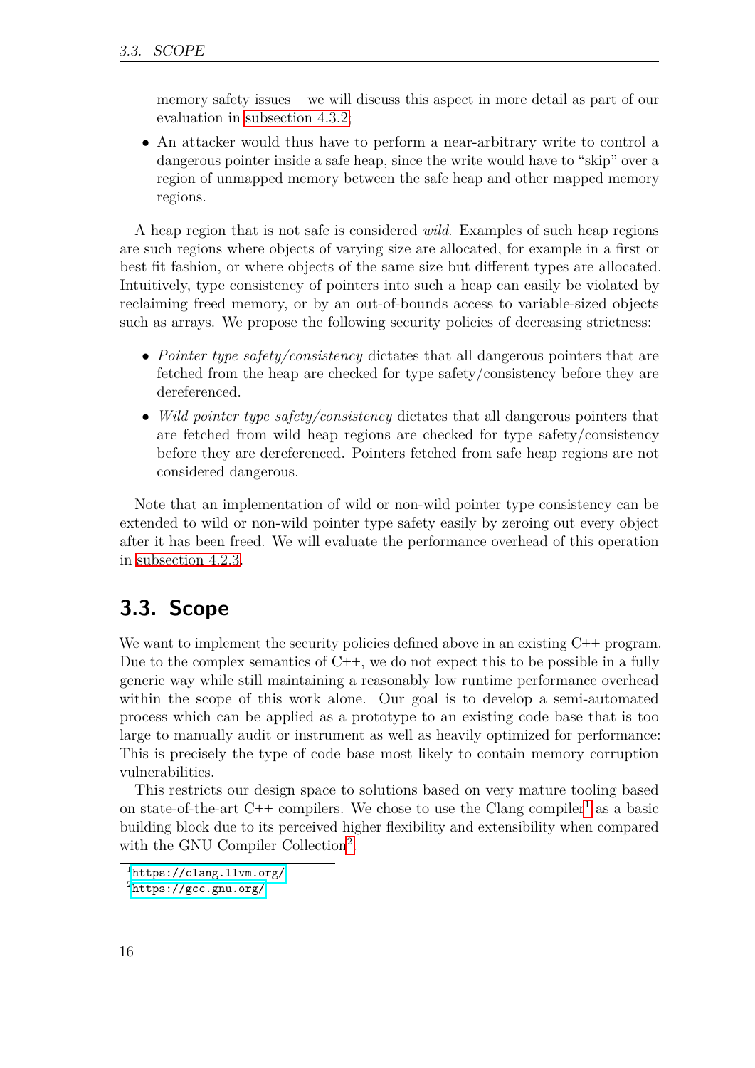memory safety issues – we will discuss this aspect in more detail as part of our evaluation in subsection 4.3.2;

- An attacker would thus have to perform a near-arbitrary write to control a dangerous pointer inside a safe heap, since the write would have to "skip" over a region of unmapped memory between the safe heap and other mapped memory regions.

A heap region that is not safe is considered *wild*. Examples of such heap regions are such regions where objects of varying size are allocated, for example in a first or best fit fashion, or where objects of the same size but different types are allocated. Intuitively, type consistency of pointers into such a heap can easily be violated by reclaiming freed memory, or by an out-of-bounds access to variable-sized objects such as arrays. We propose the following security policies of decreasing strictness:

- *Pointer type safety/consistency* dictates that all dangerous pointers that are fetched from the heap are checked for type safety/consistency before they are dereferenced.
- *Wild pointer type safety/consistency* dictates that all dangerous pointers that are fetched from wild heap regions are checked for type safety/consistency before they are dereferenced. Pointers fetched from safe heap regions are not considered dangerous.

Note that an implementation of wild or non-wild pointer type consistency can be extended to wild or non-wild pointer type safety easily by zeroing out every object after it has been freed. We will evaluate the performance overhead of this operation in subsection 4.2.3.

## 3.3. Scope

We want to implement the security policies defined above in an existing C++ program. Due to the complex semantics of C++, we do not expect this to be possible in a fully generic way while still maintaining a reasonably low runtime performance overhead within the scope of this work alone. Our goal is to develop a semi-automated process which can be applied as a prototype to an existing code base that is too large to manually audit or instrument as well as heavily optimized for performance: This is precisely the type of code base most likely to contain memory corruption vulnerabilities.

This restricts our design space to solutions based on very mature tooling based on state-of-the-art C++ compilers. We chose to use the Clang compiler[1] as a basic building block due to its perceived higher flexibility and extensibility when compared with the GNU Compiler Collection[2].

[1] https://clang.llvm.org/

[2] https://gcc.gnu.org/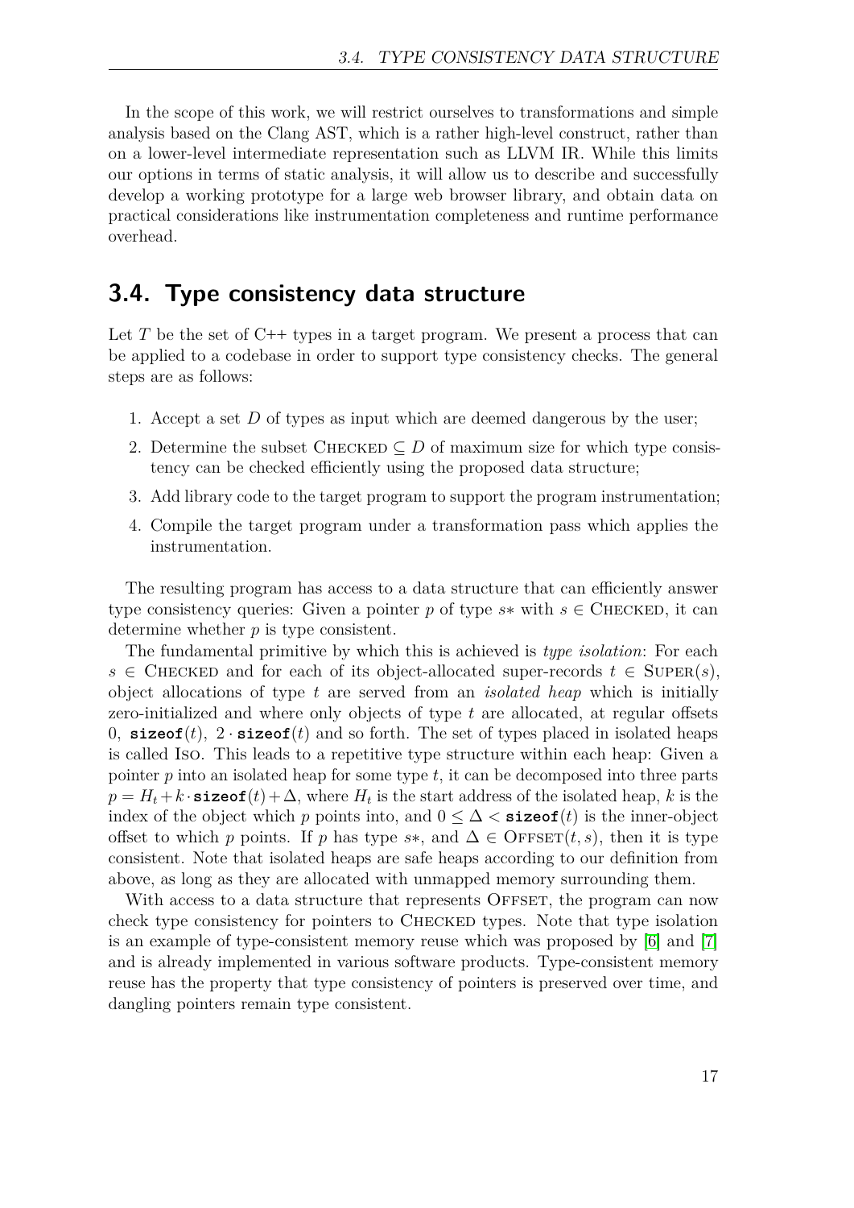In the scope of this work, we will restrict ourselves to transformations and simple analysis based on the Clang AST, which is a rather high-level construct, rather than on a lower-level intermediate representation such as LLVM IR. While this limits our options in terms of static analysis, it will allow us to describe and successfully develop a working prototype for a large web browser library, and obtain data on practical considerations like instrumentation completeness and runtime performance overhead.

## 3.4. Type consistency data structure

Let $T$ be the set of C++ types in a target program. We present a process that can be applied to a codebase in order to support type consistency checks. The general steps are as follows:

1. Accept a set $D$ of types as input which are deemed dangerous by the user;
2. Determine the subset $\textsc{Checked} \subseteq D$ of maximum size for which type consistency can be checked efficiently using the proposed data structure;
3. Add library code to the target program to support the program instrumentation;
4. Compile the target program under a transformation pass which applies the instrumentation.

The resulting program has access to a data structure that can efficiently answer type consistency queries: Given a pointer $p$ of type $s*$ with $s \in \textsc{Checked}$, it can determine whether $p$ is type consistent.

The fundamental primitive by which this is achieved is *type isolation*: For each $s \in \textsc{Checked}$ and for each of its object-allocated super-records $t \in \textsc{Super}(s)$, object allocations of type $t$ are served from an *isolated heap* which is initially zero-initialized and where only objects of type $t$ are allocated, at regular offsets $0$, $\texttt{sizeof}(t)$, $2 \cdot \texttt{sizeof}(t)$ and so forth. The set of types placed in isolated heaps is called $\textsc{Iso}$. This leads to a repetitive type structure within each heap: Given a pointer $p$ into an isolated heap for some type $t$, it can be decomposed into three parts $p = H_t + k \cdot \texttt{sizeof}(t) + \Delta$, where $H_t$ is the start address of the isolated heap, $k$ is the index of the object which $p$ points into, and $0 \leq \Delta < \texttt{sizeof}(t)$ is the inner-object offset to which $p$ points. If $p$ has type $s*$, and $\Delta \in \textsc{Offset}(t, s)$, then it is type consistent. Note that isolated heaps are safe heaps according to our definition from above, as long as they are allocated with unmapped memory surrounding them.

With access to a data structure that represents $\textsc{Offset}$, the program can now check type consistency for pointers to $\textsc{Checked}$ types. Note that type isolation is an example of type-consistent memory reuse which was proposed by [6] and [7] and is already implemented in various software products. Type-consistent memory reuse has the property that type consistency of pointers is preserved over time, and dangling pointers remain type consistent.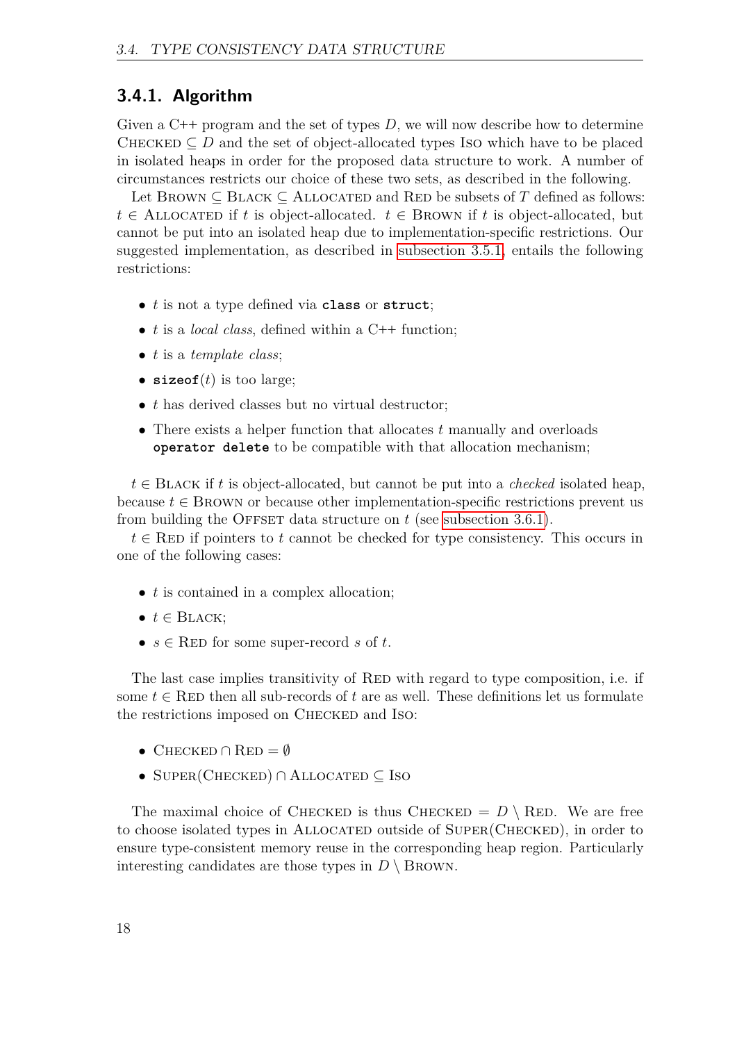### 3.4.1. Algorithm

Given a C++ program and the set of types $D$, we will now describe how to determine $\textsc{Checked} \subseteq D$ and the set of object-allocated types $\textsc{Iso}$ which have to be placed in isolated heaps in order for the proposed data structure to work. A number of circumstances restricts our choice of these two sets, as described in the following.

Let $\textsc{Brown} \subseteq \textsc{Black} \subseteq \textsc{Allocated}$ and $\textsc{Red}$ be subsets of $T$ defined as follows: $t \in \textsc{Allocated}$ if $t$ is object-allocated. $t \in \textsc{Brown}$ if $t$ is object-allocated, but cannot be put into an isolated heap due to implementation-specific restrictions. Our suggested implementation, as described in subsection 3.5.1, entails the following restrictions:

- $t$ is not a type defined via **class** or **struct**;
- $t$ is a *local class*, defined within a C++ function;
- $t$ is a *template class*;
- **sizeof**$(t)$ is too large;
- $t$ has derived classes but no virtual destructor;
- There exists a helper function that allocates $t$ manually and overloads **operator delete** to be compatible with that allocation mechanism;

$t \in \textsc{Black}$ if $t$ is object-allocated, but cannot be put into a *checked* isolated heap, because $t \in \textsc{Brown}$ or because other implementation-specific restrictions prevent us from building the $\textsc{Offset}$ data structure on $t$ (see subsection 3.6.1).

$t \in \textsc{Red}$ if pointers to $t$ cannot be checked for type consistency. This occurs in one of the following cases:

- $t$ is contained in a complex allocation;
- $t \in \textsc{Black}$;
- $s \in \textsc{Red}$ for some super-record $s$ of $t$.

The last case implies transitivity of $\textsc{Red}$ with regard to type composition, i.e. if some $t \in \textsc{Red}$ then all sub-records of $t$ are as well. These definitions let us formulate the restrictions imposed on $\textsc{Checked}$ and $\textsc{Iso}$:

- $\textsc{Checked} \cap \textsc{Red} = \emptyset$
- $\textsc{Super}(\textsc{Checked}) \cap \textsc{Allocated} \subseteq \textsc{Iso}$

The maximal choice of $\textsc{Checked}$ is thus $\textsc{Checked} = D \setminus \textsc{Red}$. We are free to choose isolated types in $\textsc{Allocated}$ outside of $\textsc{Super}(\textsc{Checked})$, in order to ensure type-consistent memory reuse in the corresponding heap region. Particularly interesting candidates are those types in $D \setminus \textsc{Brown}$.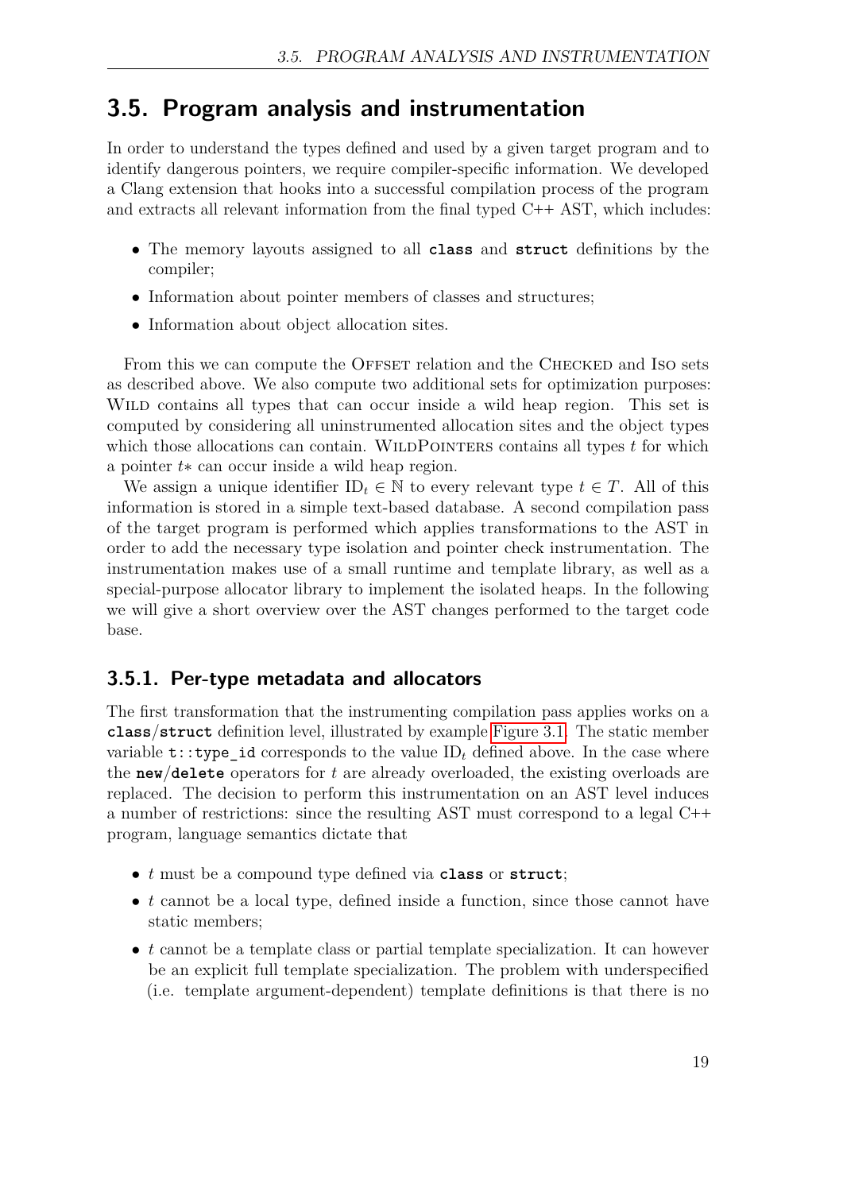## 3.5. Program analysis and instrumentation

In order to understand the types defined and used by a given target program and to identify dangerous pointers, we require compiler-specific information. We developed a Clang extension that hooks into a successful compilation process of the program and extracts all relevant information from the final typed C++ AST, which includes:

- The memory layouts assigned to all **class** and **struct** definitions by the compiler;
- Information about pointer members of classes and structures;
- Information about object allocation sites.

From this we can compute the Offset relation and the Checked and Iso sets as described above. We also compute two additional sets for optimization purposes: Wild contains all types that can occur inside a wild heap region. This set is computed by considering all uninstrumented allocation sites and the object types which those allocations can contain. WildPointers contains all types $t$ for which a pointer $t*$ can occur inside a wild heap region.

We assign a unique identifier $\text{ID}_t \in \mathbb{N}$ to every relevant type $t \in T$. All of this information is stored in a simple text-based database. A second compilation pass of the target program is performed which applies transformations to the AST in order to add the necessary type isolation and pointer check instrumentation. The instrumentation makes use of a small runtime and template library, as well as a special-purpose allocator library to implement the isolated heaps. In the following we will give a short overview over the AST changes performed to the target code base.

### 3.5.1. Per-type metadata and allocators

The first transformation that the instrumenting compilation pass applies works on a **class**/**struct** definition level, illustrated by example Figure 3.1. The static member variable `t::type_id` corresponds to the value $\text{ID}_t$ defined above. In the case where the **new**/**delete** operators for $t$ are already overloaded, the existing overloads are replaced. The decision to perform this instrumentation on an AST level induces a number of restrictions: since the resulting AST must correspond to a legal C++ program, language semantics dictate that

- $t$ must be a compound type defined via **class** or **struct**;
- $t$ cannot be a local type, defined inside a function, since those cannot have static members;
- $t$ cannot be a template class or partial template specialization. It can however be an explicit full template specialization. The problem with underspecified (i.e. template argument-dependent) template definitions is that there is no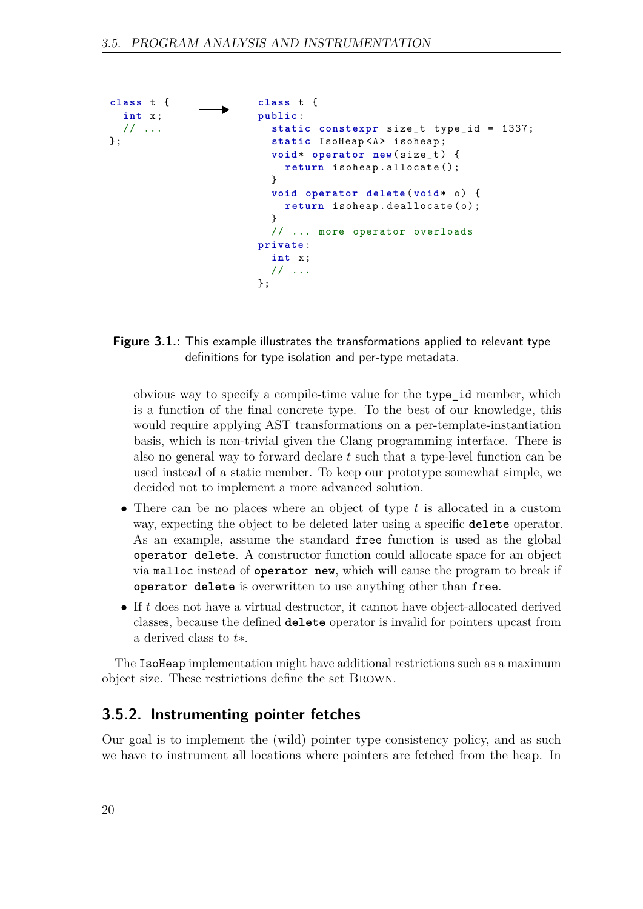```
class t {
  int x;
  // ...
};
```

→

```
class t {
public:
  static constexpr size_t type_id = 1337;
  static IsoHeap<A> isoheap;
  void* operator new(size_t) {
    return isoheap.allocate();
  }
  void operator delete(void* o) {
    return isoheap.deallocate(o);
  }
  // ... more operator overloads
private:
  int x;
  // ...
};
```

**Figure 3.1.:** This example illustrates the transformations applied to relevant type definitions for type isolation and per-type metadata.

obvious way to specify a compile-time value for the `type_id` member, which is a function of the final concrete type. To the best of our knowledge, this would require applying AST transformations on a per-template-instantiation basis, which is non-trivial given the Clang programming interface. There is also no general way to forward declare *t* such that a type-level function can be used instead of a static member. To keep our prototype somewhat simple, we decided not to implement a more advanced solution.

- There can be no places where an object of type *t* is allocated in a custom way, expecting the object to be deleted later using a specific **`delete`** operator. As an example, assume the standard `free` function is used as the global **`operator delete`**. A constructor function could allocate space for an object via `malloc` instead of **`operator new`**, which will cause the program to break if **`operator delete`** is overwritten to use anything other than `free`.
- If *t* does not have a virtual destructor, it cannot have object-allocated derived classes, because the defined **`delete`** operator is invalid for pointers upcast from a derived class to $t*$.

The `IsoHeap` implementation might have additional restrictions such as a maximum object size. These restrictions define the set Brown.

### 3.5.2. Instrumenting pointer fetches

Our goal is to implement the (wild) pointer type consistency policy, and as such we have to instrument all locations where pointers are fetched from the heap. In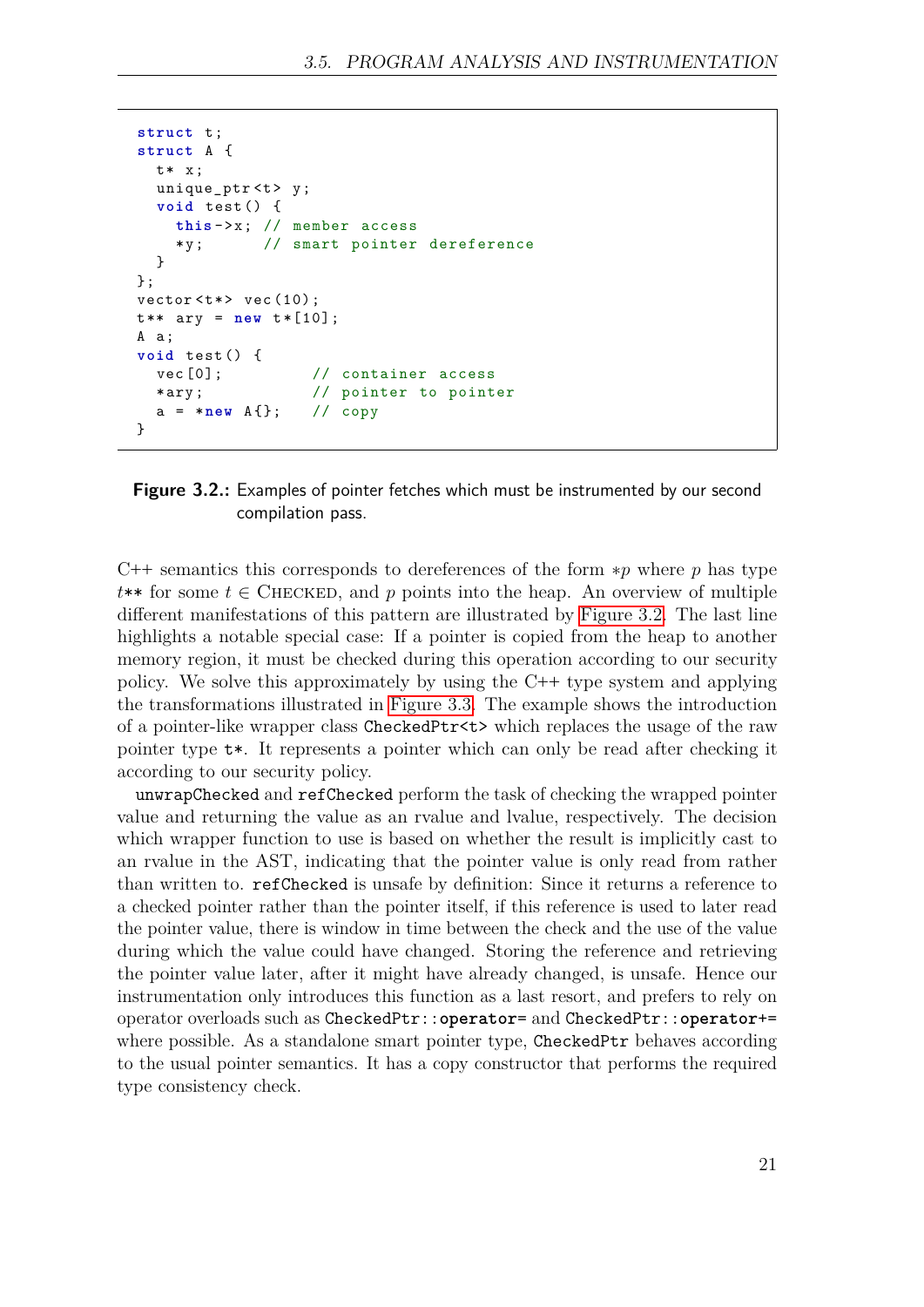```
struct t;
struct A {
  t* x;
  unique_ptr<t> y;
  void test() {
    this->x; // member access
    *y;      // smart pointer dereference
  }
};
vector<t*> vec(10);
t** ary = new t*[10];
A a;
void test() {
  vec[0];           // container access
  *ary;             // pointer to pointer
  a = *new A{};     // copy
}
```

**Figure 3.2.:** Examples of pointer fetches which must be instrumented by our second compilation pass.

C++ semantics this corresponds to dereferences of the form $*p$ where $p$ has type $t**$ for some $t \in$ CHECKED, and $p$ points into the heap. An overview of multiple different manifestations of this pattern are illustrated by Figure 3.2. The last line highlights a notable special case: If a pointer is copied from the heap to another memory region, it must be checked during this operation according to our security policy. We solve this approximately by using the C++ type system and applying the transformations illustrated in Figure 3.3. The example shows the introduction of a pointer-like wrapper class `CheckedPtr<t>` which replaces the usage of the raw pointer type `t*`. It represents a pointer which can only be read after checking it according to our security policy.

`unwrapChecked` and `refChecked` perform the task of checking the wrapped pointer value and returning the value as an rvalue and lvalue, respectively. The decision which wrapper function to use is based on whether the result is implicitly cast to an rvalue in the AST, indicating that the pointer value is only read from rather than written to. `refChecked` is unsafe by definition: Since it returns a reference to a checked pointer rather than the pointer itself, if this reference is used to later read the pointer value, there is window in time between the check and the use of the value during which the value could have changed. Storing the reference and retrieving the pointer value later, after it might have already changed, is unsafe. Hence our instrumentation only introduces this function as a last resort, and prefers to rely on operator overloads such as `CheckedPtr::operator=` and `CheckedPtr::operator+=` where possible. As a standalone smart pointer type, `CheckedPtr` behaves according to the usual pointer semantics. It has a copy constructor that performs the required type consistency check.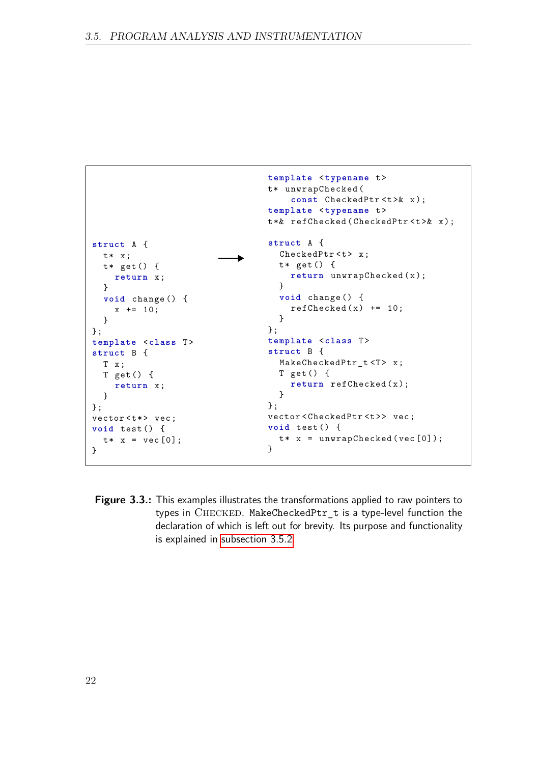```cpp
struct A {
  t* x;
  t* get() {
    return x;
  }
  void change() {
    x += 10;
  }
};
template <class T>
struct B {
  T x;
  T get() {
    return x;
  }
};
vector<t*> vec;
void test() {
  t* x = vec[0];
}
```

→

```cpp
template <typename t>
t* unwrapChecked(
    const CheckedPtr<t>& x);
template <typename t>
t*& refChecked(CheckedPtr<t>& x);

struct A {
  CheckedPtr<t> x;
  t* get() {
    return unwrapChecked(x);
  }
  void change() {
    refChecked(x) += 10;
  }
};
template <class T>
struct B {
  MakeCheckedPtr_t<T> x;
  T get() {
    return refChecked(x);
  }
};
vector<CheckedPtr<t>> vec;
void test() {
  t* x = unwrapChecked(vec[0]);
}
```

**Figure 3.3.:** This examples illustrates the transformations applied to raw pointers to types in CHECKED. `MakeCheckedPtr_t` is a type-level function the declaration of which is left out for brevity. Its purpose and functionality is explained in subsection 3.5.2.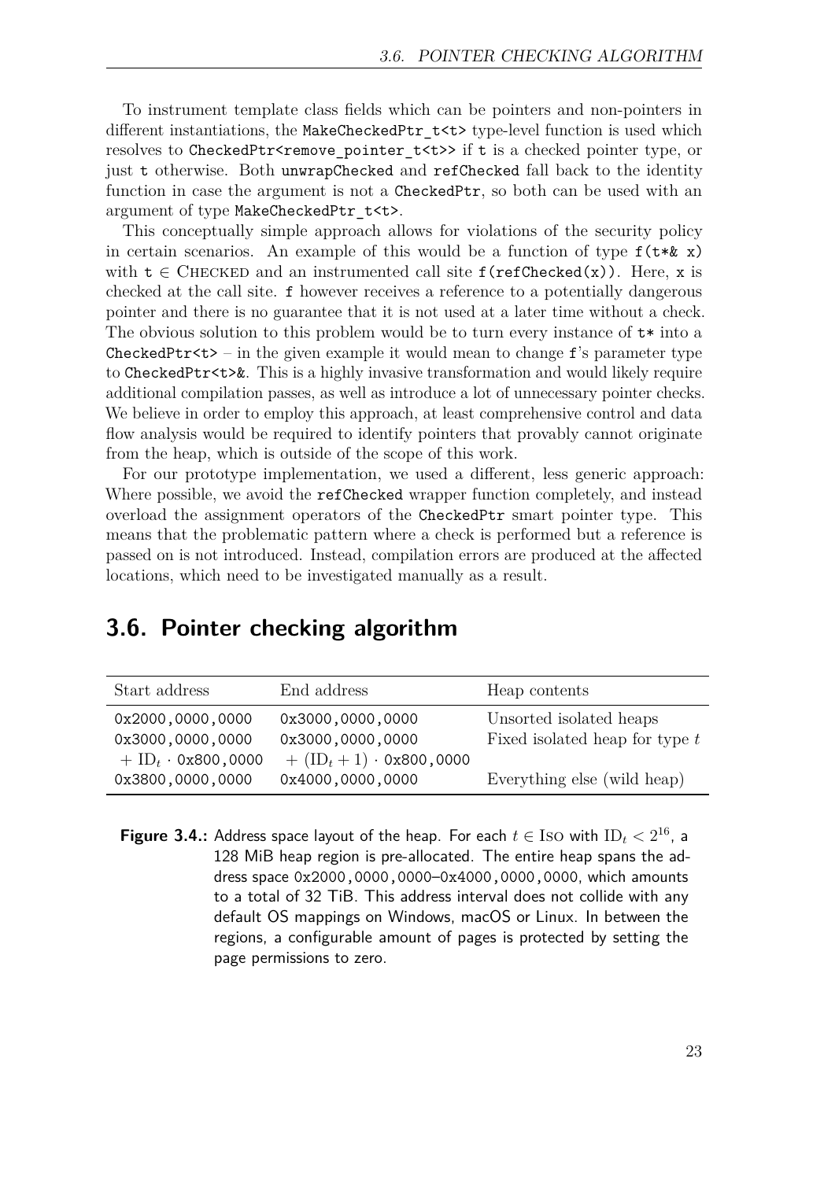To instrument template class fields which can be pointers and non-pointers in different instantiations, the `MakeCheckedPtr_t<t>` type-level function is used which resolves to `CheckedPtr<remove_pointer_t<t>>` if `t` is a checked pointer type, or just `t` otherwise. Both `unwrapChecked` and `refChecked` fall back to the identity function in case the argument is not a `CheckedPtr`, so both can be used with an argument of type `MakeCheckedPtr_t<t>`.

This conceptually simple approach allows for violations of the security policy in certain scenarios. An example of this would be a function of type `f(t*& x)` with $\texttt{t} \in \textsc{Checked}$ and an instrumented call site `f(refChecked(x))`. Here, `x` is checked at the call site. `f` however receives a reference to a potentially dangerous pointer and there is no guarantee that it is not used at a later time without a check. The obvious solution to this problem would be to turn every instance of `t*` into a `CheckedPtr<t>` – in the given example it would mean to change `f`'s parameter type to `CheckedPtr<t>&`. This is a highly invasive transformation and would likely require additional compilation passes, as well as introduce a lot of unnecessary pointer checks. We believe in order to employ this approach, at least comprehensive control and data flow analysis would be required to identify pointers that provably cannot originate from the heap, which is outside of the scope of this work.

For our prototype implementation, we used a different, less generic approach: Where possible, we avoid the `refChecked` wrapper function completely, and instead overload the assignment operators of the `CheckedPtr` smart pointer type. This means that the problematic pattern where a check is performed but a reference is passed on is not introduced. Instead, compilation errors are produced at the affected locations, which need to be investigated manually as a result.

## 3.6. Pointer checking algorithm

| Start address | End address | Heap contents |
|---|---|---|
| `0x2000,0000,0000` | `0x3000,0000,0000` | Unsorted isolated heaps |
| `0x3000,0000,0000` $+ \mathrm{ID}_t \cdot$ `0x800,0000` | `0x3000,0000,0000` $+ (\mathrm{ID}_t + 1) \cdot$ `0x800,0000` | Fixed isolated heap for type $t$ |
| `0x3800,0000,0000` | `0x4000,0000,0000` | Everything else (wild heap) |

**Figure 3.4.:** Address space layout of the heap. For each $t \in \textsc{Iso}$ with $\mathrm{ID}_t < 2^{16}$, a 128 MiB heap region is pre-allocated. The entire heap spans the address space 0x2000,0000,0000–0x4000,0000,0000, which amounts to a total of 32 TiB. This address interval does not collide with any default OS mappings on Windows, macOS or Linux. In between the regions, a configurable amount of pages is protected by setting the page permissions to zero.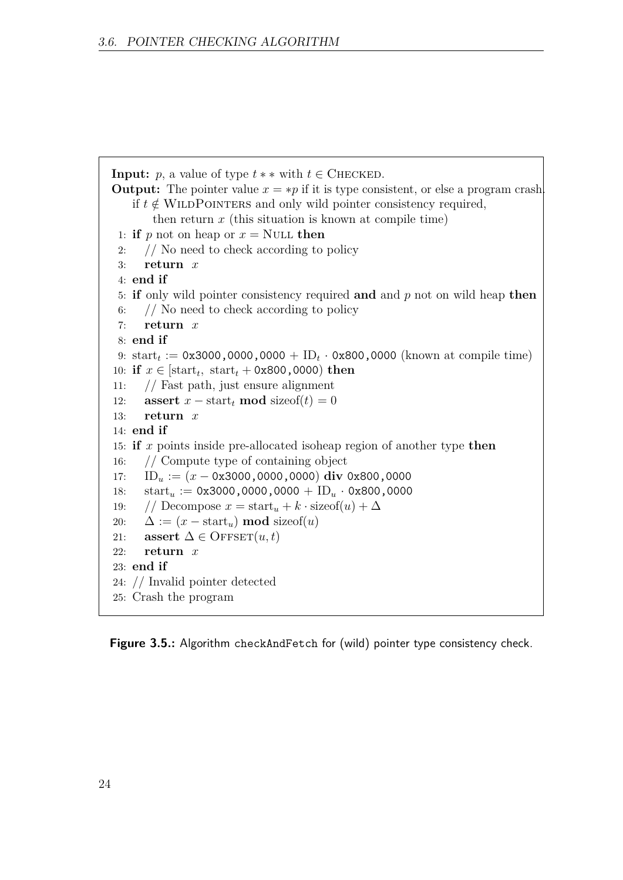**Input:** $p$, a value of type $t**$ with $t \in$ CHECKED.
**Output:** The pointer value $x = *p$ if it is type consistent, or else a program crash.
  if $t \notin$ WILDPOINTERS and only wild pointer consistency required,
    then return $x$ (this situation is known at compile time)

1: **if** $p$ not on heap or $x =$ NULL **then**
2: // No need to check according to policy
3: **return** $x$
4: **end if**
5: **if** only wild pointer consistency required **and** and $p$ not on wild heap **then**
6: // No need to check according to policy
7: **return** $x$
8: **end if**
9: $\text{start}_t :=$ `0x3000,0000,0000` $+ \text{ID}_t \cdot$ `0x800,0000` (known at compile time)
10: **if** $x \in [\text{start}_t,\ \text{start}_t +$ `0x800,0000`$)$ **then**
11: // Fast path, just ensure alignment
12: **assert** $x - \text{start}_t$ **mod** $\text{sizeof}(t) = 0$
13: **return** $x$
14: **end if**
15: **if** $x$ points inside pre-allocated isoheap region of another type **then**
16: // Compute type of containing object
17: $\text{ID}_u := (x -$ `0x3000,0000,0000`$)$ **div** `0x800,0000`
18: $\text{start}_u :=$ `0x3000,0000,0000` $+ \text{ID}_u \cdot$ `0x800,0000`
19: // Decompose $x = \text{start}_u + k \cdot \text{sizeof}(u) + \Delta$
20: $\Delta := (x - \text{start}_u)$ **mod** $\text{sizeof}(u)$
21: **assert** $\Delta \in \text{OFFSET}(u, t)$
22: **return** $x$
23: **end if**
24: // Invalid pointer detected
25: Crash the program

**Figure 3.5.:** Algorithm checkAndFetch for (wild) pointer type consistency check.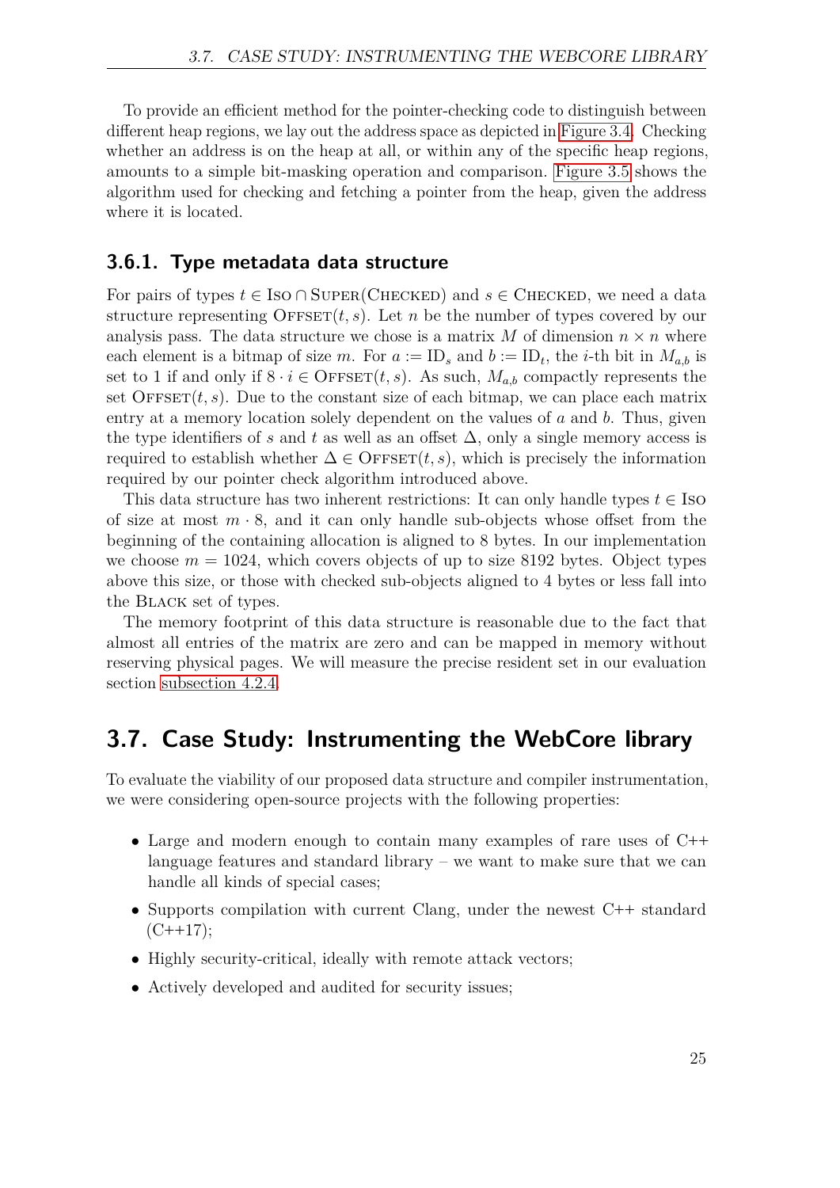To provide an efficient method for the pointer-checking code to distinguish between different heap regions, we lay out the address space as depicted in Figure 3.4. Checking whether an address is on the heap at all, or within any of the specific heap regions, amounts to a simple bit-masking operation and comparison. Figure 3.5 shows the algorithm used for checking and fetching a pointer from the heap, given the address where it is located.

### 3.6.1. Type metadata data structure

For pairs of types $t \in \textsc{Iso} \cap \textsc{Super}(\textsc{Checked})$ and $s \in \textsc{Checked}$, we need a data structure representing $\textsc{Offset}(t, s)$. Let $n$ be the number of types covered by our analysis pass. The data structure we chose is a matrix $M$ of dimension $n \times n$ where each element is a bitmap of size $m$. For $a := \text{ID}_s$ and $b := \text{ID}_t$, the $i$-th bit in $M_{a,b}$ is set to 1 if and only if $8 \cdot i \in \textsc{Offset}(t, s)$. As such, $M_{a,b}$ compactly represents the set $\textsc{Offset}(t, s)$. Due to the constant size of each bitmap, we can place each matrix entry at a memory location solely dependent on the values of $a$ and $b$. Thus, given the type identifiers of $s$ and $t$ as well as an offset $\Delta$, only a single memory access is required to establish whether $\Delta \in \textsc{Offset}(t, s)$, which is precisely the information required by our pointer check algorithm introduced above.

This data structure has two inherent restrictions: It can only handle types $t \in \textsc{Iso}$ of size at most $m \cdot 8$, and it can only handle sub-objects whose offset from the beginning of the containing allocation is aligned to 8 bytes. In our implementation we choose $m = 1024$, which covers objects of up to size 8192 bytes. Object types above this size, or those with checked sub-objects aligned to 4 bytes or less fall into the $\textsc{Black}$ set of types.

The memory footprint of this data structure is reasonable due to the fact that almost all entries of the matrix are zero and can be mapped in memory without reserving physical pages. We will measure the precise resident set in our evaluation section subsection 4.2.4.

## 3.7. Case Study: Instrumenting the WebCore library

To evaluate the viability of our proposed data structure and compiler instrumentation, we were considering open-source projects with the following properties:

- Large and modern enough to contain many examples of rare uses of C++ language features and standard library – we want to make sure that we can handle all kinds of special cases;
- Supports compilation with current Clang, under the newest C++ standard (C++17);
- Highly security-critical, ideally with remote attack vectors;
- Actively developed and audited for security issues;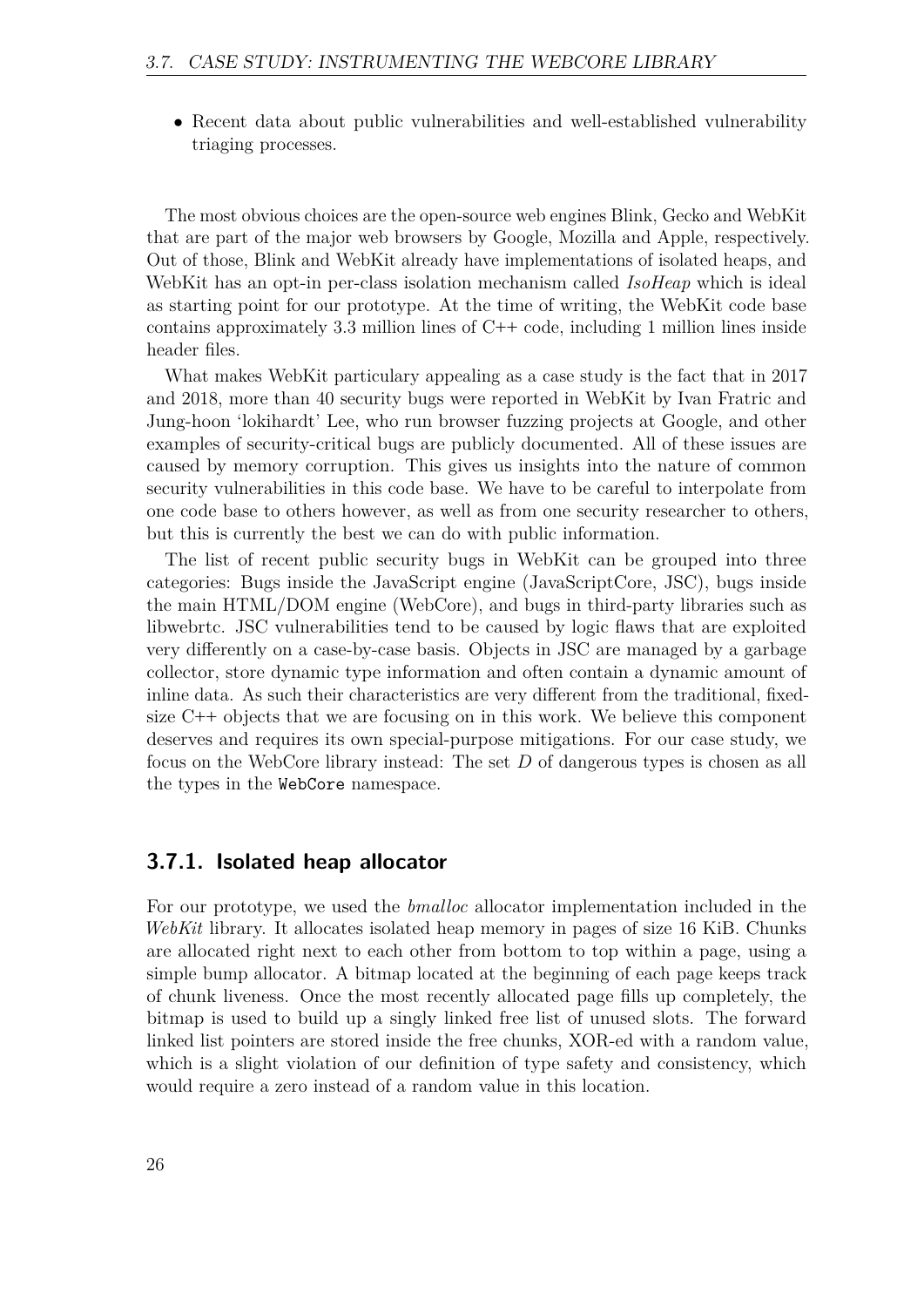- Recent data about public vulnerabilities and well-established vulnerability triaging processes.

The most obvious choices are the open-source web engines Blink, Gecko and WebKit that are part of the major web browsers by Google, Mozilla and Apple, respectively. Out of those, Blink and WebKit already have implementations of isolated heaps, and WebKit has an opt-in per-class isolation mechanism called *IsoHeap* which is ideal as starting point for our prototype. At the time of writing, the WebKit code base contains approximately 3.3 million lines of C++ code, including 1 million lines inside header files.

What makes WebKit particulary appealing as a case study is the fact that in 2017 and 2018, more than 40 security bugs were reported in WebKit by Ivan Fratric and Jung-hoon 'lokihardt' Lee, who run browser fuzzing projects at Google, and other examples of security-critical bugs are publicly documented. All of these issues are caused by memory corruption. This gives us insights into the nature of common security vulnerabilities in this code base. We have to be careful to interpolate from one code base to others however, as well as from one security researcher to others, but this is currently the best we can do with public information.

The list of recent public security bugs in WebKit can be grouped into three categories: Bugs inside the JavaScript engine (JavaScriptCore, JSC), bugs inside the main HTML/DOM engine (WebCore), and bugs in third-party libraries such as libwebrtc. JSC vulnerabilities tend to be caused by logic flaws that are exploited very differently on a case-by-case basis. Objects in JSC are managed by a garbage collector, store dynamic type information and often contain a dynamic amount of inline data. As such their characteristics are very different from the traditional, fixed-size C++ objects that we are focusing on in this work. We believe this component deserves and requires its own special-purpose mitigations. For our case study, we focus on the WebCore library instead: The set $D$ of dangerous types is chosen as all the types in the `WebCore` namespace.

### 3.7.1. Isolated heap allocator

For our prototype, we used the *bmalloc* allocator implementation included in the *WebKit* library. It allocates isolated heap memory in pages of size 16 KiB. Chunks are allocated right next to each other from bottom to top within a page, using a simple bump allocator. A bitmap located at the beginning of each page keeps track of chunk liveness. Once the most recently allocated page fills up completely, the bitmap is used to build up a singly linked free list of unused slots. The forward linked list pointers are stored inside the free chunks, XOR-ed with a random value, which is a slight violation of our definition of type safety and consistency, which would require a zero instead of a random value in this location.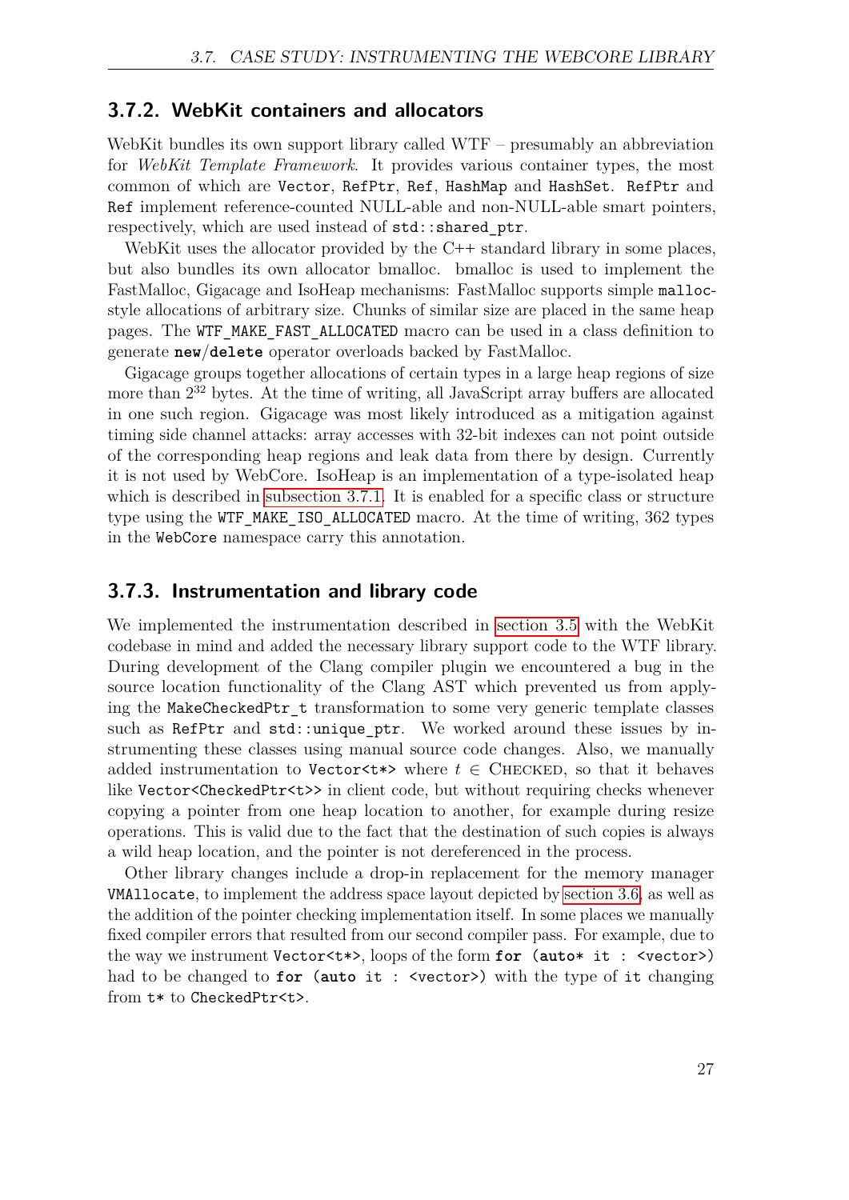### 3.7.2. WebKit containers and allocators

WebKit bundles its own support library called WTF – presumably an abbreviation for *WebKit Template Framework*. It provides various container types, the most common of which are `Vector`, `RefPtr`, `Ref`, `HashMap` and `HashSet`. `RefPtr` and `Ref` implement reference-counted NULL-able and non-NULL-able smart pointers, respectively, which are used instead of `std::shared_ptr`.

WebKit uses the allocator provided by the C++ standard library in some places, but also bundles its own allocator bmalloc. bmalloc is used to implement the FastMalloc, Gigacage and IsoHeap mechanisms: FastMalloc supports simple `malloc`-style allocations of arbitrary size. Chunks of similar size are placed in the same heap pages. The `WTF_MAKE_FAST_ALLOCATED` macro can be used in a class definition to generate **`new`**/**`delete`** operator overloads backed by FastMalloc.

Gigacage groups together allocations of certain types in a large heap regions of size more than $2^{32}$ bytes. At the time of writing, all JavaScript array buffers are allocated in one such region. Gigacage was most likely introduced as a mitigation against timing side channel attacks: array accesses with 32-bit indexes can not point outside of the corresponding heap regions and leak data from there by design. Currently it is not used by WebCore. IsoHeap is an implementation of a type-isolated heap which is described in subsection 3.7.1. It is enabled for a specific class or structure type using the `WTF_MAKE_ISO_ALLOCATED` macro. At the time of writing, 362 types in the `WebCore` namespace carry this annotation.

### 3.7.3. Instrumentation and library code

We implemented the instrumentation described in section 3.5 with the WebKit codebase in mind and added the necessary library support code to the WTF library. During development of the Clang compiler plugin we encountered a bug in the source location functionality of the Clang AST which prevented us from applying the `MakeCheckedPtr_t` transformation to some very generic template classes such as `RefPtr` and `std::unique_ptr`. We worked around these issues by instrumenting these classes using manual source code changes. Also, we manually added instrumentation to `Vector<t*>` where $t \in$ CHECKED, so that it behaves like `Vector<CheckedPtr<t>>` in client code, but without requiring checks whenever copying a pointer from one heap location to another, for example during resize operations. This is valid due to the fact that the destination of such copies is always a wild heap location, and the pointer is not dereferenced in the process.

Other library changes include a drop-in replacement for the memory manager `VMAllocate`, to implement the address space layout depicted by section 3.6, as well as the addition of the pointer checking implementation itself. In some places we manually fixed compiler errors that resulted from our second compiler pass. For example, due to the way we instrument `Vector<t*>`, loops of the form **`for`** `(auto* it : <vector>)` had to be changed to **`for`** `(auto it : <vector>)` with the type of `it` changing from `t*` to `CheckedPtr<t>`.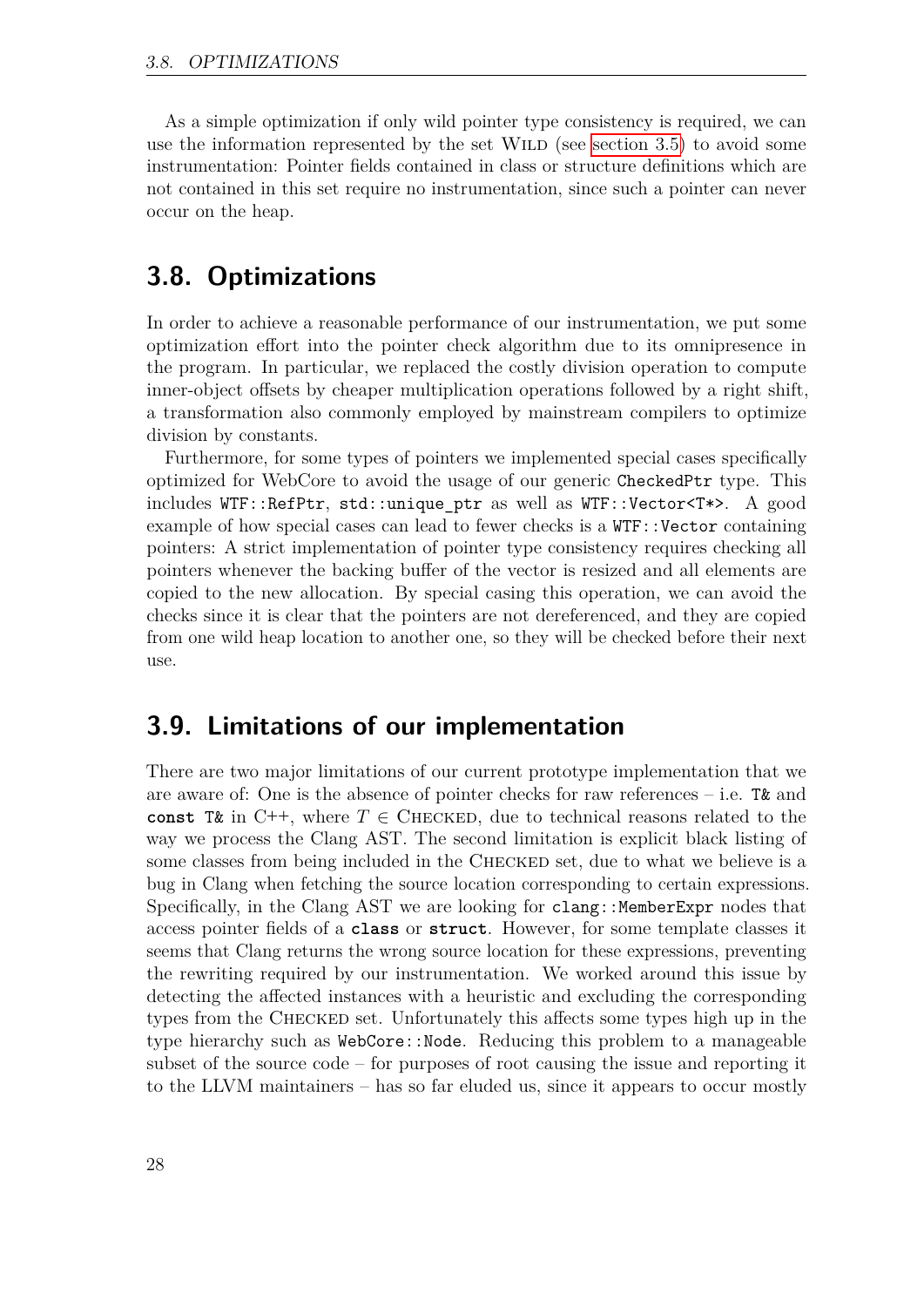As a simple optimization if only wild pointer type consistency is required, we can use the information represented by the set WILD (see section 3.5) to avoid some instrumentation: Pointer fields contained in class or structure definitions which are not contained in this set require no instrumentation, since such a pointer can never occur on the heap.

## 3.8. Optimizations

In order to achieve a reasonable performance of our instrumentation, we put some optimization effort into the pointer check algorithm due to its omnipresence in the program. In particular, we replaced the costly division operation to compute inner-object offsets by cheaper multiplication operations followed by a right shift, a transformation also commonly employed by mainstream compilers to optimize division by constants.

Furthermore, for some types of pointers we implemented special cases specifically optimized for WebCore to avoid the usage of our generic `CheckedPtr` type. This includes `WTF::RefPtr`, `std::unique_ptr` as well as `WTF::Vector<T*>`. A good example of how special cases can lead to fewer checks is a `WTF::Vector` containing pointers: A strict implementation of pointer type consistency requires checking all pointers whenever the backing buffer of the vector is resized and all elements are copied to the new allocation. By special casing this operation, we can avoid the checks since it is clear that the pointers are not dereferenced, and they are copied from one wild heap location to another one, so they will be checked before their next use.

## 3.9. Limitations of our implementation

There are two major limitations of our current prototype implementation that we are aware of: One is the absence of pointer checks for raw references – i.e. `T&` and `const T&` in C++, where $T \in$ CHECKED, due to technical reasons related to the way we process the Clang AST. The second limitation is explicit black listing of some classes from being included in the CHECKED set, due to what we believe is a bug in Clang when fetching the source location corresponding to certain expressions. Specifically, in the Clang AST we are looking for `clang::MemberExpr` nodes that access pointer fields of a **`class`** or **`struct`**. However, for some template classes it seems that Clang returns the wrong source location for these expressions, preventing the rewriting required by our instrumentation. We worked around this issue by detecting the affected instances with a heuristic and excluding the corresponding types from the CHECKED set. Unfortunately this affects some types high up in the type hierarchy such as `WebCore::Node`. Reducing this problem to a manageable subset of the source code – for purposes of root causing the issue and reporting it to the LLVM maintainers – has so far eluded us, since it appears to occur mostly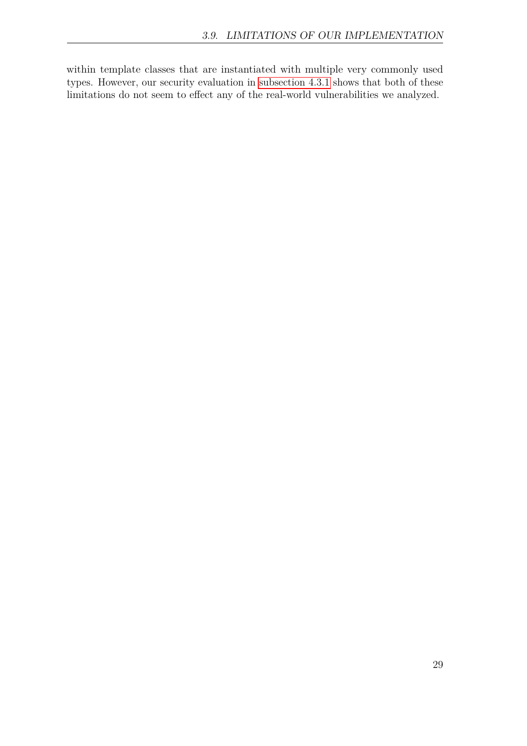within template classes that are instantiated with multiple very commonly used types. However, our security evaluation in subsection 4.3.1 shows that both of these limitations do not seem to effect any of the real-world vulnerabilities we analyzed.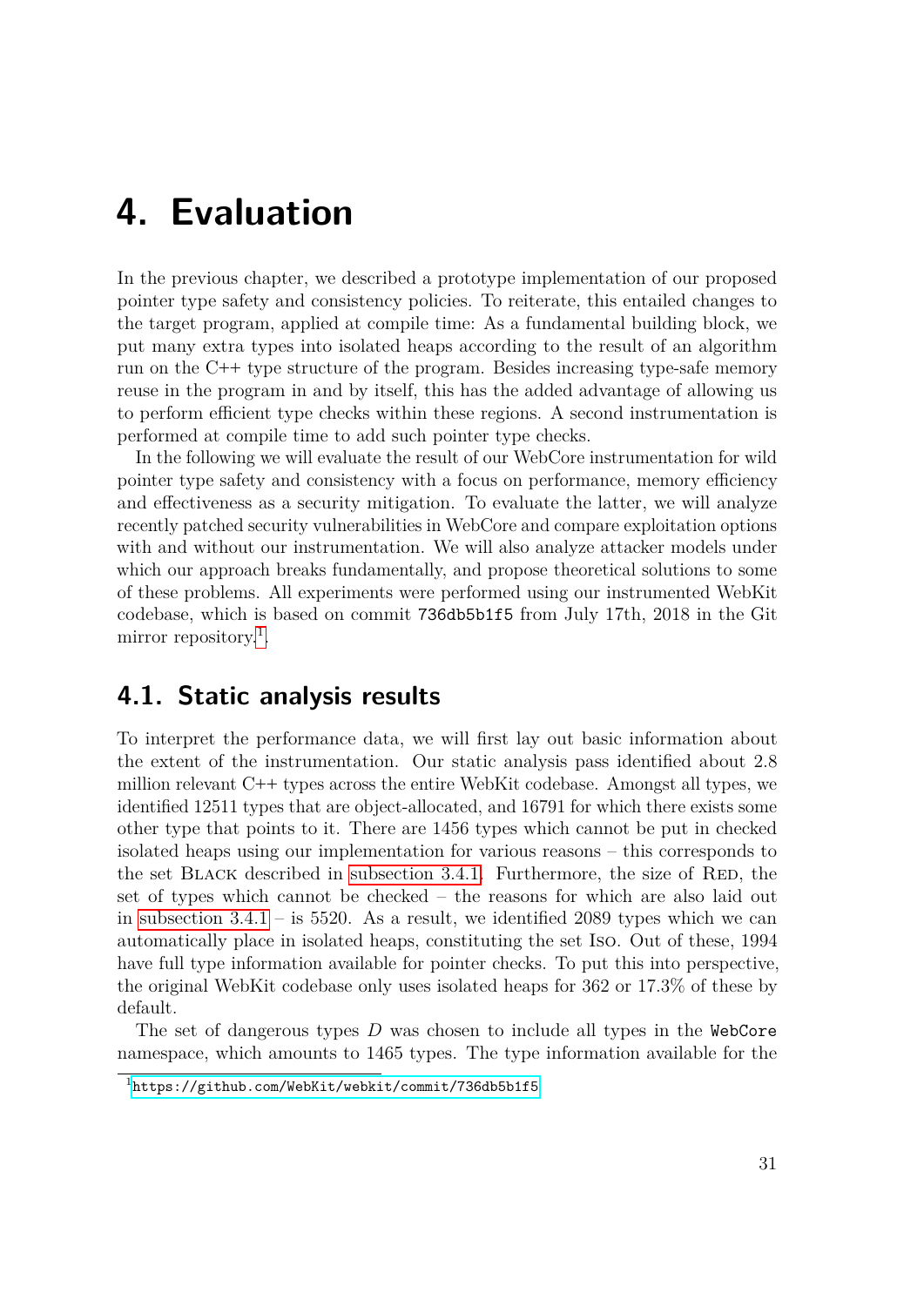# 4. Evaluation

In the previous chapter, we described a prototype implementation of our proposed pointer type safety and consistency policies. To reiterate, this entailed changes to the target program, applied at compile time: As a fundamental building block, we put many extra types into isolated heaps according to the result of an algorithm run on the C++ type structure of the program. Besides increasing type-safe memory reuse in the program in and by itself, this has the added advantage of allowing us to perform efficient type checks within these regions. A second instrumentation is performed at compile time to add such pointer type checks.

In the following we will evaluate the result of our WebCore instrumentation for wild pointer type safety and consistency with a focus on performance, memory efficiency and effectiveness as a security mitigation. To evaluate the latter, we will analyze recently patched security vulnerabilities in WebCore and compare exploitation options with and without our instrumentation. We will also analyze attacker models under which our approach breaks fundamentally, and propose theoretical solutions to some of these problems. All experiments were performed using our instrumented WebKit codebase, which is based on commit `736db5b1f5` from July 17th, 2018 in the Git mirror repository.[1]

## 4.1. Static analysis results

To interpret the performance data, we will first lay out basic information about the extent of the instrumentation. Our static analysis pass identified about 2.8 million relevant C++ types across the entire WebKit codebase. Amongst all types, we identified 12511 types that are object-allocated, and 16791 for which there exists some other type that points to it. There are 1456 types which cannot be put in checked isolated heaps using our implementation for various reasons – this corresponds to the set Black described in subsection 3.4.1. Furthermore, the size of Red, the set of types which cannot be checked – the reasons for which are also laid out in subsection 3.4.1 – is 5520. As a result, we identified 2089 types which we can automatically place in isolated heaps, constituting the set Iso. Out of these, 1994 have full type information available for pointer checks. To put this into perspective, the original WebKit codebase only uses isolated heaps for 362 or 17.3% of these by default.

The set of dangerous types $D$ was chosen to include all types in the `WebCore` namespace, which amounts to 1465 types. The type information available for the

[1] https://github.com/WebKit/webkit/commit/736db5b1f5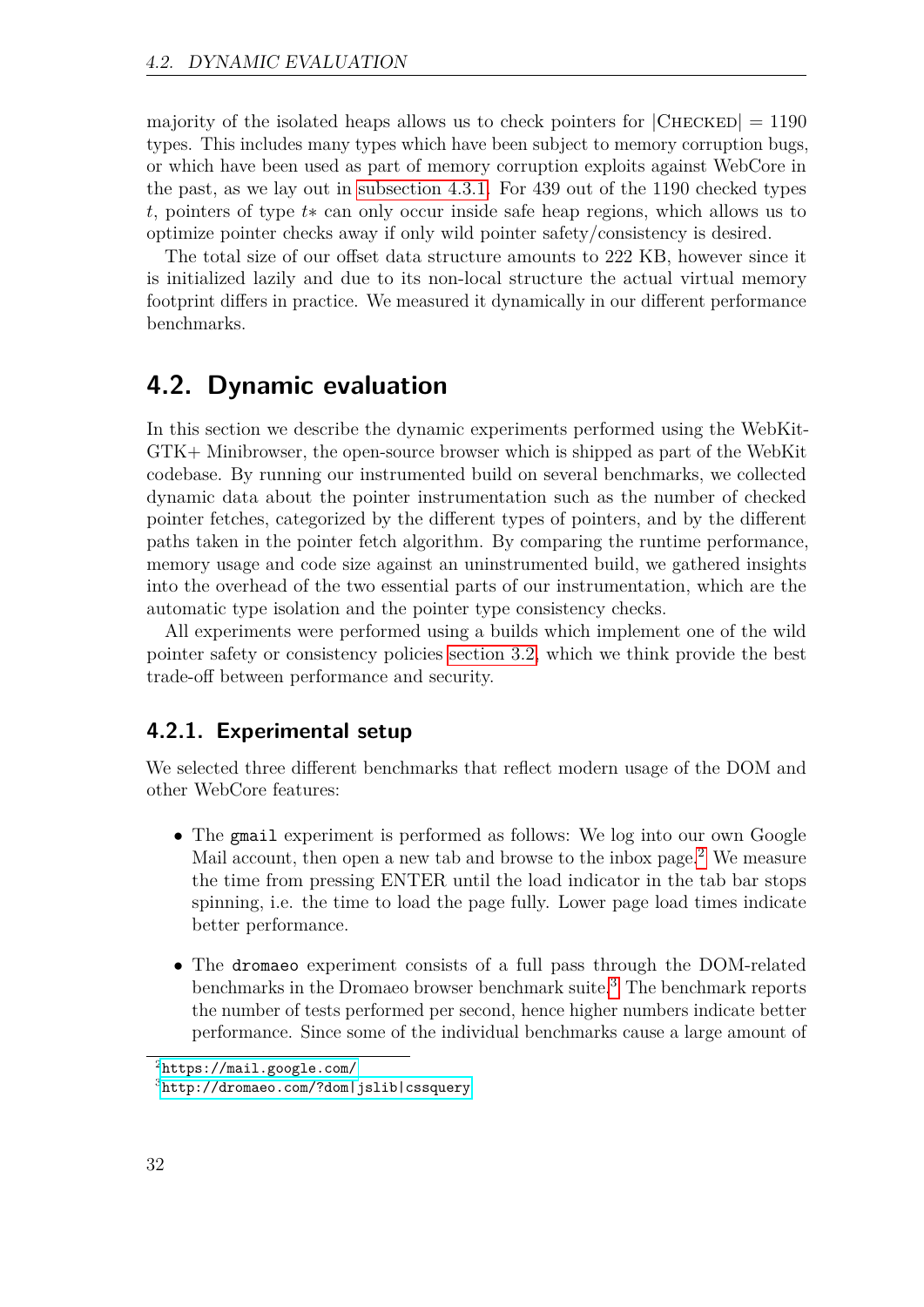majority of the isolated heaps allows us to check pointers for $|\text{CHECKED}| = 1190$ types. This includes many types which have been subject to memory corruption bugs, or which have been used as part of memory corruption exploits against WebCore in the past, as we lay out in subsection 4.3.1. For 439 out of the 1190 checked types $t$, pointers of type $t*$ can only occur inside safe heap regions, which allows us to optimize pointer checks away if only wild pointer safety/consistency is desired.

The total size of our offset data structure amounts to 222 KB, however since it is initialized lazily and due to its non-local structure the actual virtual memory footprint differs in practice. We measured it dynamically in our different performance benchmarks.

## 4.2. Dynamic evaluation

In this section we describe the dynamic experiments performed using the WebKit-GTK+ Minibrowser, the open-source browser which is shipped as part of the WebKit codebase. By running our instrumented build on several benchmarks, we collected dynamic data about the pointer instrumentation such as the number of checked pointer fetches, categorized by the different types of pointers, and by the different paths taken in the pointer fetch algorithm. By comparing the runtime performance, memory usage and code size against an uninstrumented build, we gathered insights into the overhead of the two essential parts of our instrumentation, which are the automatic type isolation and the pointer type consistency checks.

All experiments were performed using a builds which implement one of the wild pointer safety or consistency policies section 3.2, which we think provide the best trade-off between performance and security.

### 4.2.1. Experimental setup

We selected three different benchmarks that reflect modern usage of the DOM and other WebCore features:

- The `gmail` experiment is performed as follows: We log into our own Google Mail account, then open a new tab and browse to the inbox page.[2] We measure the time from pressing ENTER until the load indicator in the tab bar stops spinning, i.e. the time to load the page fully. Lower page load times indicate better performance.

- The `dromaeo` experiment consists of a full pass through the DOM-related benchmarks in the Dromaeo browser benchmark suite.[3] The benchmark reports the number of tests performed per second, hence higher numbers indicate better performance. Since some of the individual benchmarks cause a large amount of

[2] https://mail.google.com/

[3] http://dromaeo.com/?dom|jslib|cssquery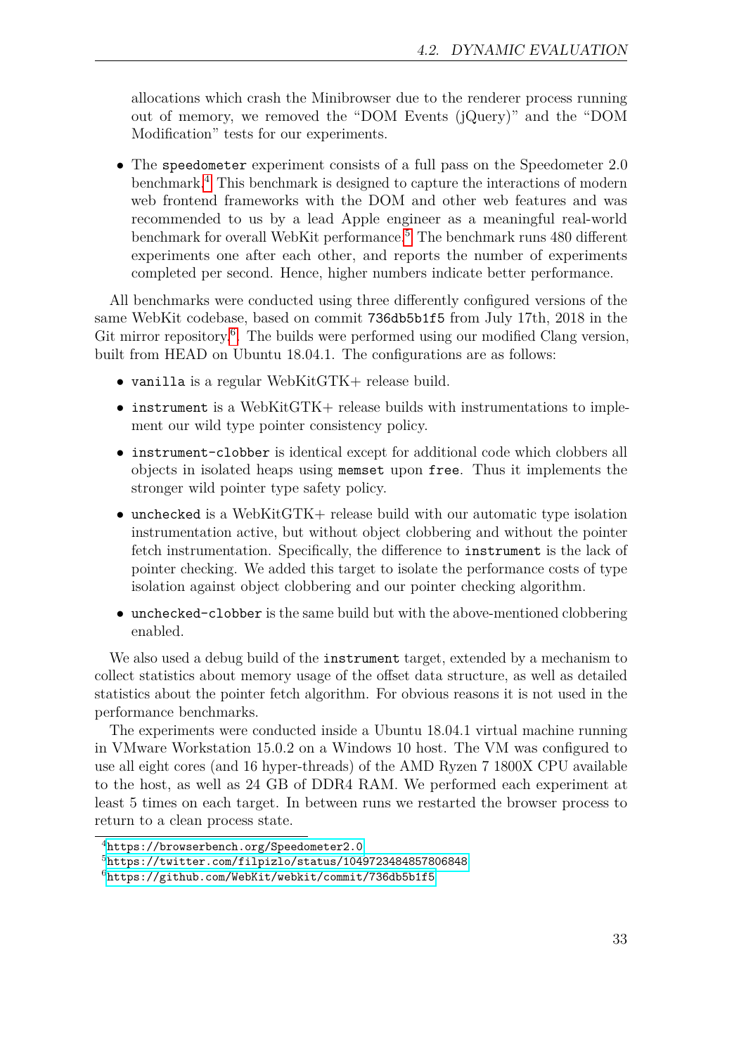allocations which crash the Minibrowser due to the renderer process running out of memory, we removed the "DOM Events (jQuery)" and the "DOM Modification" tests for our experiments.

- The `speedometer` experiment consists of a full pass on the Speedometer 2.0 benchmark.[4] This benchmark is designed to capture the interactions of modern web frontend frameworks with the DOM and other web features and was recommended to us by a lead Apple engineer as a meaningful real-world benchmark for overall WebKit performance.[5] The benchmark runs 480 different experiments one after each other, and reports the number of experiments completed per second. Hence, higher numbers indicate better performance.

All benchmarks were conducted using three differently configured versions of the same WebKit codebase, based on commit `736db5b1f5` from July 17th, 2018 in the Git mirror repository.[6]. The builds were performed using our modified Clang version, built from HEAD on Ubuntu 18.04.1. The configurations are as follows:

- `vanilla` is a regular WebKitGTK+ release build.
- `instrument` is a WebKitGTK+ release builds with instrumentations to implement our wild type pointer consistency policy.
- `instrument-clobber` is identical except for additional code which clobbers all objects in isolated heaps using `memset` upon `free`. Thus it implements the stronger wild pointer type safety policy.
- `unchecked` is a WebKitGTK+ release build with our automatic type isolation instrumentation active, but without object clobbering and without the pointer fetch instrumentation. Specifically, the difference to `instrument` is the lack of pointer checking. We added this target to isolate the performance costs of type isolation against object clobbering and our pointer checking algorithm.
- `unchecked-clobber` is the same build but with the above-mentioned clobbering enabled.

We also used a debug build of the `instrument` target, extended by a mechanism to collect statistics about memory usage of the offset data structure, as well as detailed statistics about the pointer fetch algorithm. For obvious reasons it is not used in the performance benchmarks.

The experiments were conducted inside a Ubuntu 18.04.1 virtual machine running in VMware Workstation 15.0.2 on a Windows 10 host. The VM was configured to use all eight cores (and 16 hyper-threads) of the AMD Ryzen 7 1800X CPU available to the host, as well as 24 GB of DDR4 RAM. We performed each experiment at least 5 times on each target. In between runs we restarted the browser process to return to a clean process state.

---

[4] https://browserbench.org/Speedometer2.0

[5] https://twitter.com/filpizlo/status/1049723484857806848

[6] https://github.com/WebKit/webkit/commit/736db5b1f5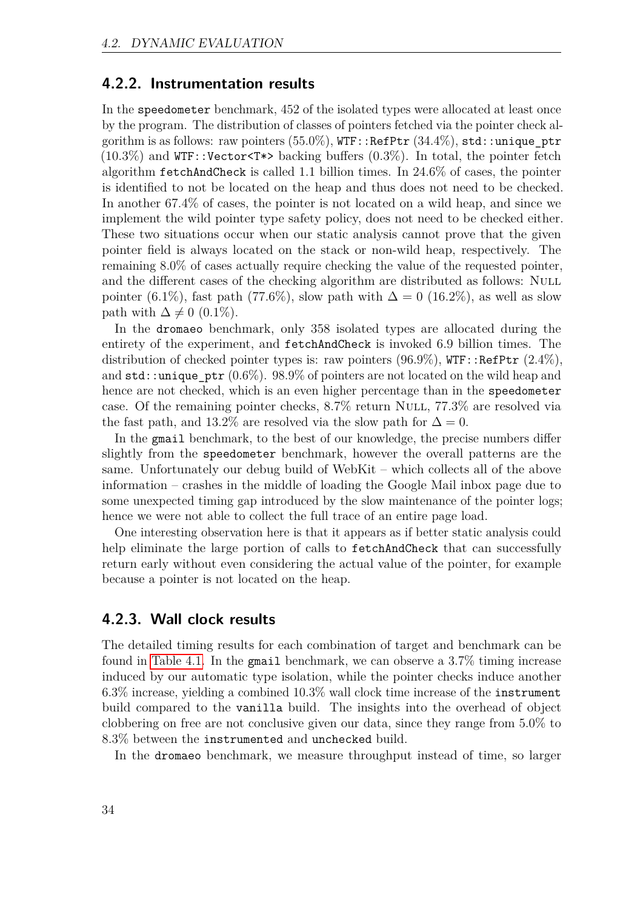### 4.2.2. Instrumentation results

In the `speedometer` benchmark, 452 of the isolated types were allocated at least once by the program. The distribution of classes of pointers fetched via the pointer check algorithm is as follows: raw pointers (55.0%), `WTF::RefPtr` (34.4%), `std::unique_ptr` (10.3%) and `WTF::Vector<T*>` backing buffers (0.3%). In total, the pointer fetch algorithm `fetchAndCheck` is called 1.1 billion times. In 24.6% of cases, the pointer is identified to not be located on the heap and thus does not need to be checked. In another 67.4% of cases, the pointer is not located on a wild heap, and since we implement the wild pointer type safety policy, does not need to be checked either. These two situations occur when our static analysis cannot prove that the given pointer field is always located on the stack or non-wild heap, respectively. The remaining 8.0% of cases actually require checking the value of the requested pointer, and the different cases of the checking algorithm are distributed as follows: Null pointer (6.1%), fast path (77.6%), slow path with $\Delta = 0$ (16.2%), as well as slow path with $\Delta \neq 0$ (0.1%).

In the `dromaeo` benchmark, only 358 isolated types are allocated during the entirety of the experiment, and `fetchAndCheck` is invoked 6.9 billion times. The distribution of checked pointer types is: raw pointers (96.9%), `WTF::RefPtr` (2.4%), and `std::unique_ptr` (0.6%). 98.9% of pointers are not located on the wild heap and hence are not checked, which is an even higher percentage than in the `speedometer` case. Of the remaining pointer checks, 8.7% return Null, 77.3% are resolved via the fast path, and 13.2% are resolved via the slow path for $\Delta = 0$.

In the `gmail` benchmark, to the best of our knowledge, the precise numbers differ slightly from the `speedometer` benchmark, however the overall patterns are the same. Unfortunately our debug build of WebKit – which collects all of the above information – crashes in the middle of loading the Google Mail inbox page due to some unexpected timing gap introduced by the slow maintenance of the pointer logs; hence we were not able to collect the full trace of an entire page load.

One interesting observation here is that it appears as if better static analysis could help eliminate the large portion of calls to `fetchAndCheck` that can successfully return early without even considering the actual value of the pointer, for example because a pointer is not located on the heap.

### 4.2.3. Wall clock results

The detailed timing results for each combination of target and benchmark can be found in Table 4.1. In the `gmail` benchmark, we can observe a 3.7% timing increase induced by our automatic type isolation, while the pointer checks induce another 6.3% increase, yielding a combined 10.3% wall clock time increase of the `instrument` build compared to the `vanilla` build. The insights into the overhead of object clobbering on free are not conclusive given our data, since they range from 5.0% to 8.3% between the `instrumented` and `unchecked` build.

In the `dromaeo` benchmark, we measure throughput instead of time, so larger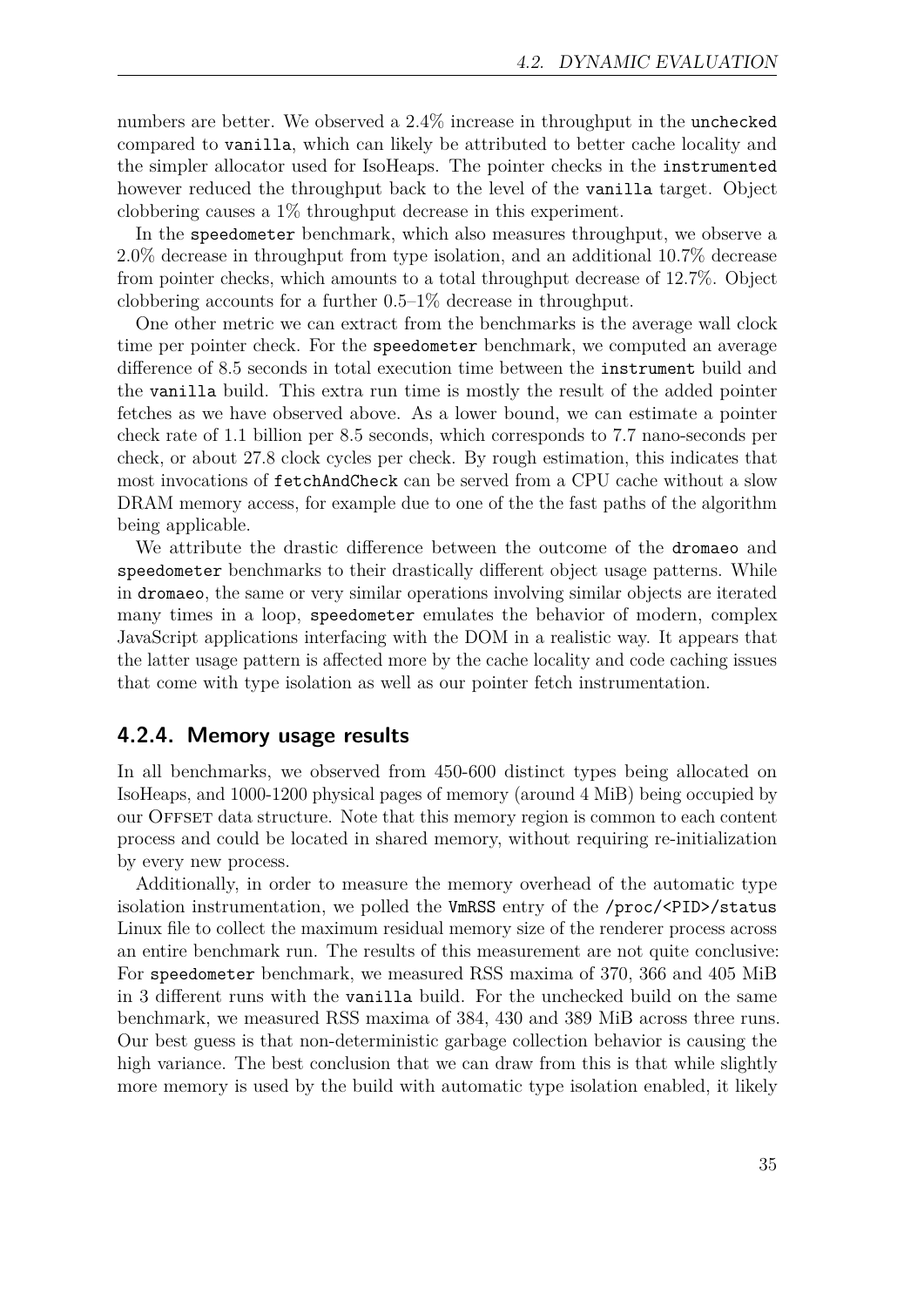numbers are better. We observed a 2.4% increase in throughput in the `unchecked` compared to `vanilla`, which can likely be attributed to better cache locality and the simpler allocator used for IsoHeaps. The pointer checks in the `instrumented` however reduced the throughput back to the level of the `vanilla` target. Object clobbering causes a 1% throughput decrease in this experiment.

In the `speedometer` benchmark, which also measures throughput, we observe a 2.0% decrease in throughput from type isolation, and an additional 10.7% decrease from pointer checks, which amounts to a total throughput decrease of 12.7%. Object clobbering accounts for a further 0.5–1% decrease in throughput.

One other metric we can extract from the benchmarks is the average wall clock time per pointer check. For the `speedometer` benchmark, we computed an average difference of 8.5 seconds in total execution time between the `instrument` build and the `vanilla` build. This extra run time is mostly the result of the added pointer fetches as we have observed above. As a lower bound, we can estimate a pointer check rate of 1.1 billion per 8.5 seconds, which corresponds to 7.7 nano-seconds per check, or about 27.8 clock cycles per check. By rough estimation, this indicates that most invocations of `fetchAndCheck` can be served from a CPU cache without a slow DRAM memory access, for example due to one of the the fast paths of the algorithm being applicable.

We attribute the drastic difference between the outcome of the `dromaeo` and `speedometer` benchmarks to their drastically different object usage patterns. While in `dromaeo`, the same or very similar operations involving similar objects are iterated many times in a loop, `speedometer` emulates the behavior of modern, complex JavaScript applications interfacing with the DOM in a realistic way. It appears that the latter usage pattern is affected more by the cache locality and code caching issues that come with type isolation as well as our pointer fetch instrumentation.

### 4.2.4. Memory usage results

In all benchmarks, we observed from 450-600 distinct types being allocated on IsoHeaps, and 1000-1200 physical pages of memory (around 4 MiB) being occupied by our Offset data structure. Note that this memory region is common to each content process and could be located in shared memory, without requiring re-initialization by every new process.

Additionally, in order to measure the memory overhead of the automatic type isolation instrumentation, we polled the `VmRSS` entry of the `/proc/<PID>/status` Linux file to collect the maximum residual memory size of the renderer process across an entire benchmark run. The results of this measurement are not quite conclusive: For `speedometer` benchmark, we measured RSS maxima of 370, 366 and 405 MiB in 3 different runs with the `vanilla` build. For the unchecked build on the same benchmark, we measured RSS maxima of 384, 430 and 389 MiB across three runs. Our best guess is that non-deterministic garbage collection behavior is causing the high variance. The best conclusion that we can draw from this is that while slightly more memory is used by the build with automatic type isolation enabled, it likely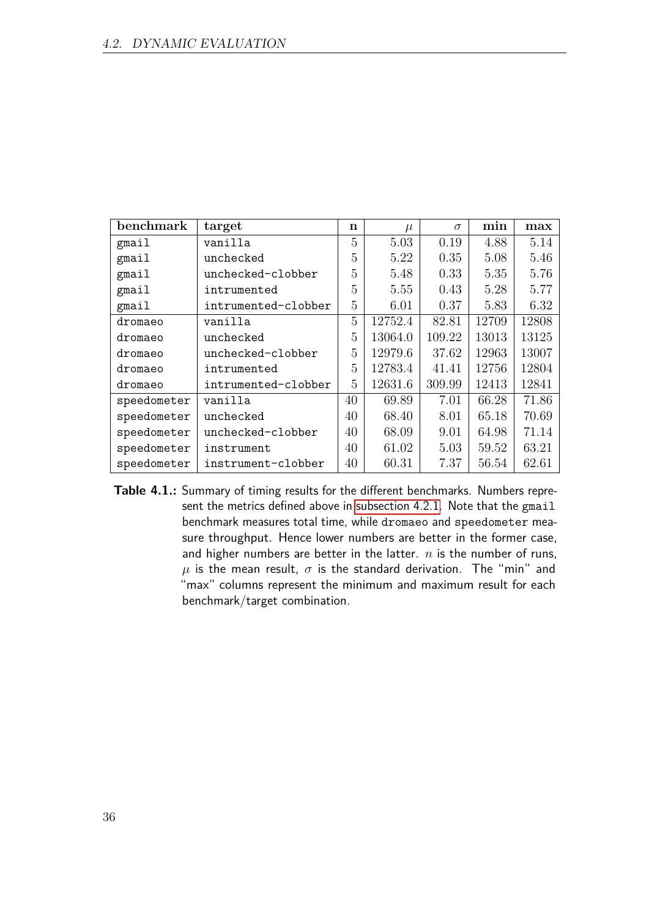| benchmark | target | n | $\mu$ | $\sigma$ | min | max |
|---|---|---|---|---|---|---|
| gmail | vanilla | 5 | 5.03 | 0.19 | 4.88 | 5.14 |
| gmail | unchecked | 5 | 5.22 | 0.35 | 5.08 | 5.46 |
| gmail | unchecked-clobber | 5 | 5.48 | 0.33 | 5.35 | 5.76 |
| gmail | intrumented | 5 | 5.55 | 0.43 | 5.28 | 5.77 |
| gmail | intrumented-clobber | 5 | 6.01 | 0.37 | 5.83 | 6.32 |
| dromaeo | vanilla | 5 | 12752.4 | 82.81 | 12709 | 12808 |
| dromaeo | unchecked | 5 | 13064.0 | 109.22 | 13013 | 13125 |
| dromaeo | unchecked-clobber | 5 | 12979.6 | 37.62 | 12963 | 13007 |
| dromaeo | intrumented | 5 | 12783.4 | 41.41 | 12756 | 12804 |
| dromaeo | intrumented-clobber | 5 | 12631.6 | 309.99 | 12413 | 12841 |
| speedometer | vanilla | 40 | 69.89 | 7.01 | 66.28 | 71.86 |
| speedometer | unchecked | 40 | 68.40 | 8.01 | 65.18 | 70.69 |
| speedometer | unchecked-clobber | 40 | 68.09 | 9.01 | 64.98 | 71.14 |
| speedometer | instrument | 40 | 61.02 | 5.03 | 59.52 | 63.21 |
| speedometer | instrument-clobber | 40 | 60.31 | 7.37 | 56.54 | 62.61 |

**Table 4.1.:** Summary of timing results for the different benchmarks. Numbers represent the metrics defined above in subsection 4.2.1. Note that the `gmail` benchmark measures total time, while `dromaeo` and `speedometer` measure throughput. Hence lower numbers are better in the former case, and higher numbers are better in the latter. $n$ is the number of runs, $\mu$ is the mean result, $\sigma$ is the standard derivation. The "min" and "max" columns represent the minimum and maximum result for each benchmark/target combination.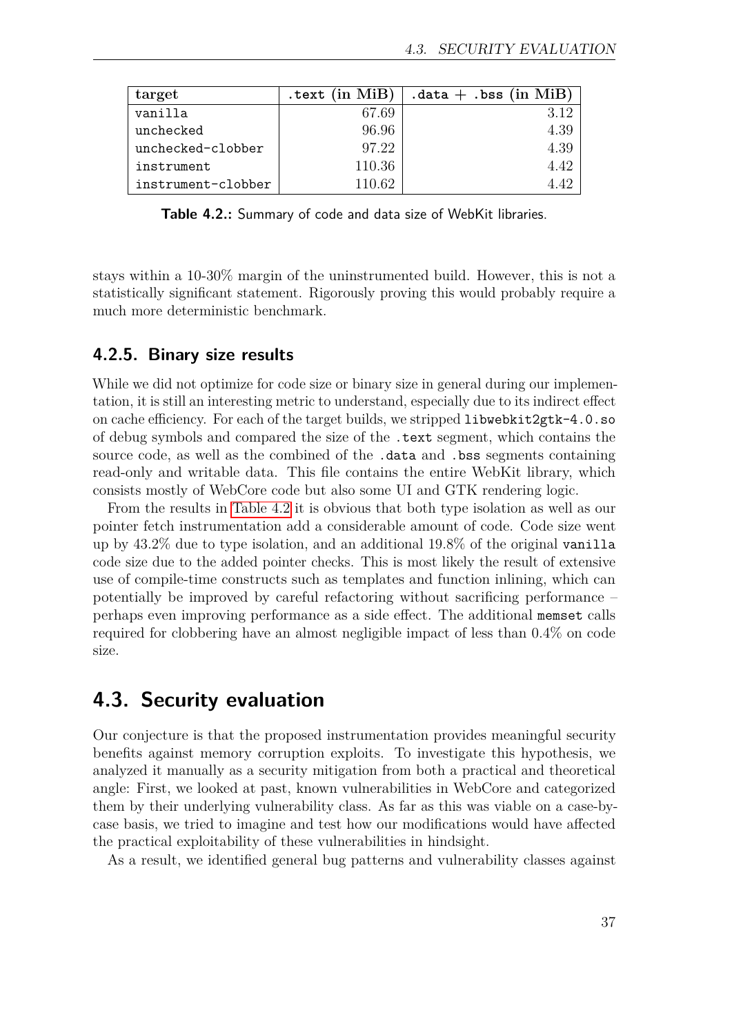| target | .text (in MiB) | .data + .bss (in MiB) |
|---|---:|---:|
| vanilla | 67.69 | 3.12 |
| unchecked | 96.96 | 4.39 |
| unchecked-clobber | 97.22 | 4.39 |
| instrument | 110.36 | 4.42 |
| instrument-clobber | 110.62 | 4.42 |

**Table 4.2.:** Summary of code and data size of WebKit libraries.

stays within a 10-30% margin of the uninstrumented build. However, this is not a statistically significant statement. Rigorously proving this would probably require a much more deterministic benchmark.

### 4.2.5. Binary size results

While we did not optimize for code size or binary size in general during our implementation, it is still an interesting metric to understand, especially due to its indirect effect on cache efficiency. For each of the target builds, we stripped `libwebkit2gtk-4.0.so` of debug symbols and compared the size of the `.text` segment, which contains the source code, as well as the combined of the `.data` and `.bss` segments containing read-only and writable data. This file contains the entire WebKit library, which consists mostly of WebCore code but also some UI and GTK rendering logic.

From the results in Table 4.2 it is obvious that both type isolation as well as our pointer fetch instrumentation add a considerable amount of code. Code size went up by 43.2% due to type isolation, and an additional 19.8% of the original `vanilla` code size due to the added pointer checks. This is most likely the result of extensive use of compile-time constructs such as templates and function inlining, which can potentially be improved by careful refactoring without sacrificing performance – perhaps even improving performance as a side effect. The additional `memset` calls required for clobbering have an almost negligible impact of less than 0.4% on code size.

## 4.3. Security evaluation

Our conjecture is that the proposed instrumentation provides meaningful security benefits against memory corruption exploits. To investigate this hypothesis, we analyzed it manually as a security mitigation from both a practical and theoretical angle: First, we looked at past, known vulnerabilities in WebCore and categorized them by their underlying vulnerability class. As far as this was viable on a case-by-case basis, we tried to imagine and test how our modifications would have affected the practical exploitability of these vulnerabilities in hindsight.

As a result, we identified general bug patterns and vulnerability classes against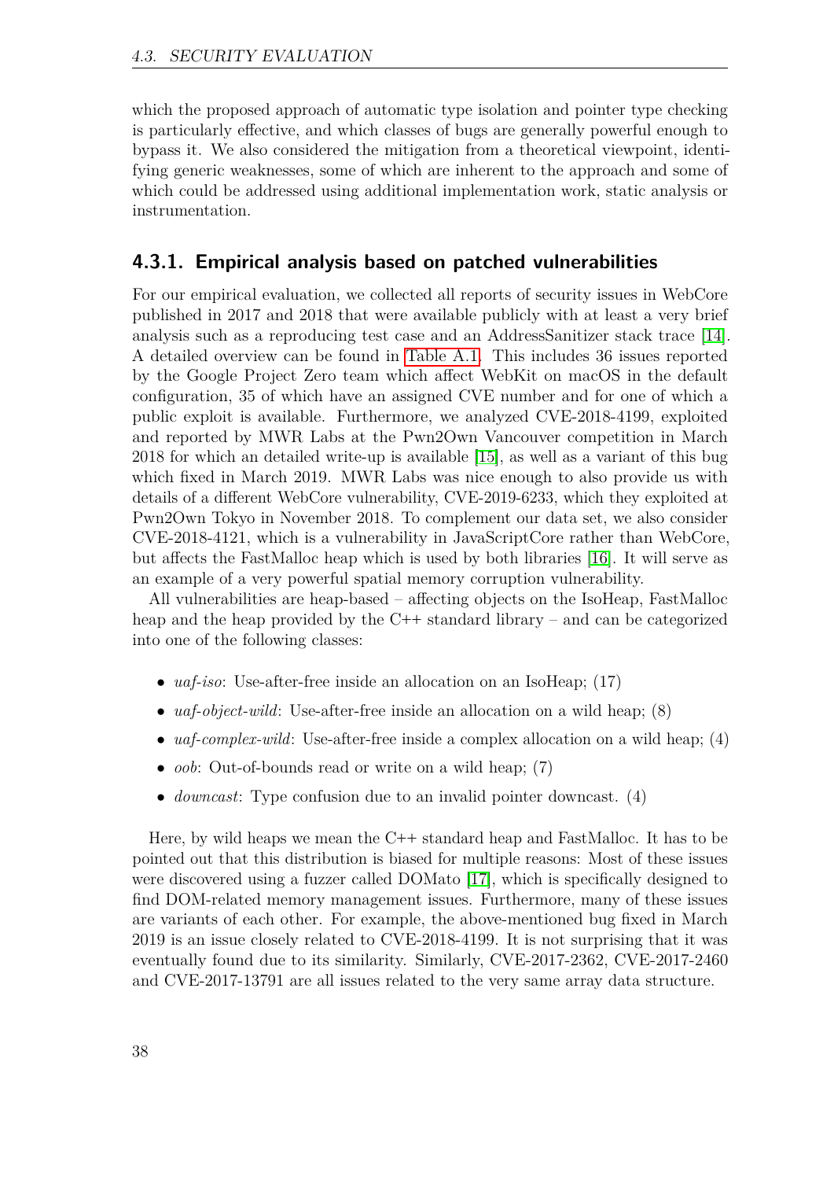which the proposed approach of automatic type isolation and pointer type checking is particularly effective, and which classes of bugs are generally powerful enough to bypass it. We also considered the mitigation from a theoretical viewpoint, identifying generic weaknesses, some of which are inherent to the approach and some of which could be addressed using additional implementation work, static analysis or instrumentation.

### 4.3.1. Empirical analysis based on patched vulnerabilities

For our empirical evaluation, we collected all reports of security issues in WebCore published in 2017 and 2018 that were available publicly with at least a very brief analysis such as a reproducing test case and an AddressSanitizer stack trace [14]. A detailed overview can be found in Table A.1. This includes 36 issues reported by the Google Project Zero team which affect WebKit on macOS in the default configuration, 35 of which have an assigned CVE number and for one of which a public exploit is available. Furthermore, we analyzed CVE-2018-4199, exploited and reported by MWR Labs at the Pwn2Own Vancouver competition in March 2018 for which an detailed write-up is available [15], as well as a variant of this bug which fixed in March 2019. MWR Labs was nice enough to also provide us with details of a different WebCore vulnerability, CVE-2019-6233, which they exploited at Pwn2Own Tokyo in November 2018. To complement our data set, we also consider CVE-2018-4121, which is a vulnerability in JavaScriptCore rather than WebCore, but affects the FastMalloc heap which is used by both libraries [16]. It will serve as an example of a very powerful spatial memory corruption vulnerability.

All vulnerabilities are heap-based – affecting objects on the IsoHeap, FastMalloc heap and the heap provided by the C++ standard library – and can be categorized into one of the following classes:

- *uaf-iso*: Use-after-free inside an allocation on an IsoHeap; (17)
- *uaf-object-wild*: Use-after-free inside an allocation on a wild heap; (8)
- *uaf-complex-wild*: Use-after-free inside a complex allocation on a wild heap; (4)
- *oob*: Out-of-bounds read or write on a wild heap; (7)
- *downcast*: Type confusion due to an invalid pointer downcast. (4)

Here, by wild heaps we mean the C++ standard heap and FastMalloc. It has to be pointed out that this distribution is biased for multiple reasons: Most of these issues were discovered using a fuzzer called DOMato [17], which is specifically designed to find DOM-related memory management issues. Furthermore, many of these issues are variants of each other. For example, the above-mentioned bug fixed in March 2019 is an issue closely related to CVE-2018-4199. It is not surprising that it was eventually found due to its similarity. Similarly, CVE-2017-2362, CVE-2017-2460 and CVE-2017-13791 are all issues related to the very same array data structure.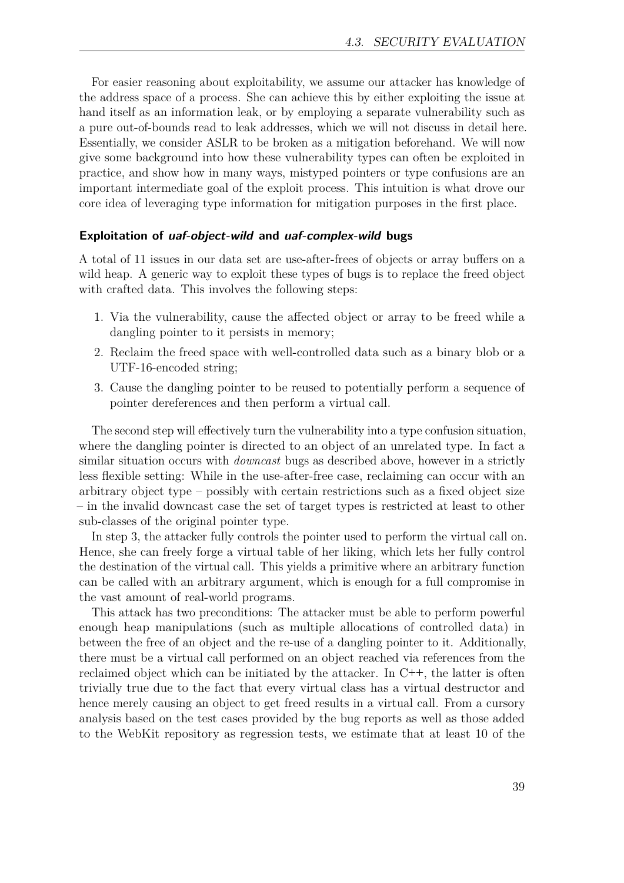For easier reasoning about exploitability, we assume our attacker has knowledge of the address space of a process. She can achieve this by either exploiting the issue at hand itself as an information leak, or by employing a separate vulnerability such as a pure out-of-bounds read to leak addresses, which we will not discuss in detail here. Essentially, we consider ASLR to be broken as a mitigation beforehand. We will now give some background into how these vulnerability types can often be exploited in practice, and show how in many ways, mistyped pointers or type confusions are an important intermediate goal of the exploit process. This intuition is what drove our core idea of leveraging type information for mitigation purposes in the first place.

#### Exploitation of *uaf-object-wild* and *uaf-complex-wild* bugs

A total of 11 issues in our data set are use-after-frees of objects or array buffers on a wild heap. A generic way to exploit these types of bugs is to replace the freed object with crafted data. This involves the following steps:

1. Via the vulnerability, cause the affected object or array to be freed while a dangling pointer to it persists in memory;
2. Reclaim the freed space with well-controlled data such as a binary blob or a UTF-16-encoded string;
3. Cause the dangling pointer to be reused to potentially perform a sequence of pointer dereferences and then perform a virtual call.

The second step will effectively turn the vulnerability into a type confusion situation, where the dangling pointer is directed to an object of an unrelated type. In fact a similar situation occurs with *downcast* bugs as described above, however in a strictly less flexible setting: While in the use-after-free case, reclaiming can occur with an arbitrary object type – possibly with certain restrictions such as a fixed object size – in the invalid downcast case the set of target types is restricted at least to other sub-classes of the original pointer type.

In step 3, the attacker fully controls the pointer used to perform the virtual call on. Hence, she can freely forge a virtual table of her liking, which lets her fully control the destination of the virtual call. This yields a primitive where an arbitrary function can be called with an arbitrary argument, which is enough for a full compromise in the vast amount of real-world programs.

This attack has two preconditions: The attacker must be able to perform powerful enough heap manipulations (such as multiple allocations of controlled data) in between the free of an object and the re-use of a dangling pointer to it. Additionally, there must be a virtual call performed on an object reached via references from the reclaimed object which can be initiated by the attacker. In C++, the latter is often trivially true due to the fact that every virtual class has a virtual destructor and hence merely causing an object to get freed results in a virtual call. From a cursory analysis based on the test cases provided by the bug reports as well as those added to the WebKit repository as regression tests, we estimate that at least 10 of the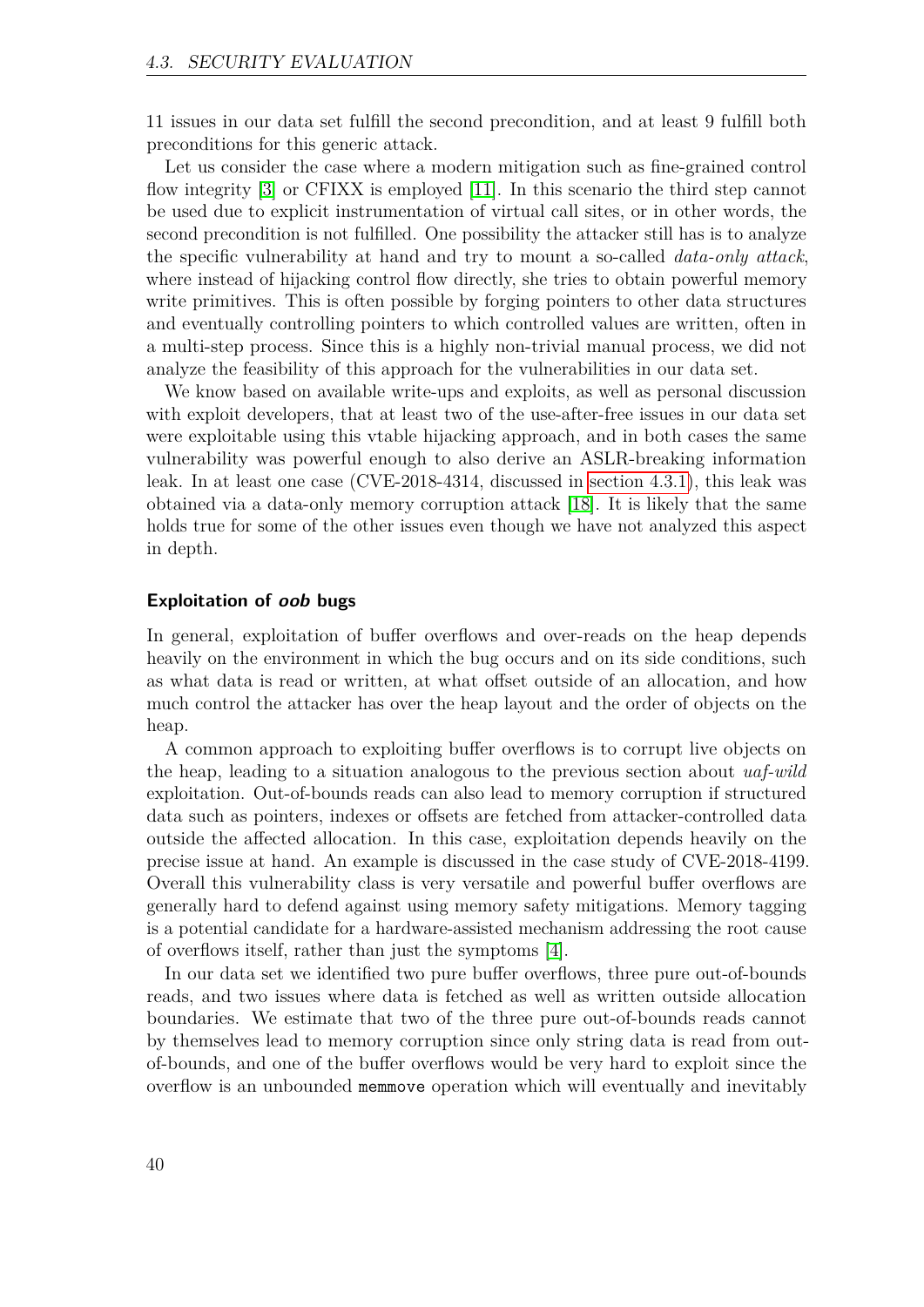11 issues in our data set fulfill the second precondition, and at least 9 fulfill both preconditions for this generic attack.

Let us consider the case where a modern mitigation such as fine-grained control flow integrity [3] or CFIXX is employed [11]. In this scenario the third step cannot be used due to explicit instrumentation of virtual call sites, or in other words, the second precondition is not fulfilled. One possibility the attacker still has is to analyze the specific vulnerability at hand and try to mount a so-called *data-only attack*, where instead of hijacking control flow directly, she tries to obtain powerful memory write primitives. This is often possible by forging pointers to other data structures and eventually controlling pointers to which controlled values are written, often in a multi-step process. Since this is a highly non-trivial manual process, we did not analyze the feasibility of this approach for the vulnerabilities in our data set.

We know based on available write-ups and exploits, as well as personal discussion with exploit developers, that at least two of the use-after-free issues in our data set were exploitable using this vtable hijacking approach, and in both cases the same vulnerability was powerful enough to also derive an ASLR-breaking information leak. In at least one case (CVE-2018-4314, discussed in section 4.3.1), this leak was obtained via a data-only memory corruption attack [18]. It is likely that the same holds true for some of the other issues even though we have not analyzed this aspect in depth.

#### Exploitation of *oob* bugs

In general, exploitation of buffer overflows and over-reads on the heap depends heavily on the environment in which the bug occurs and on its side conditions, such as what data is read or written, at what offset outside of an allocation, and how much control the attacker has over the heap layout and the order of objects on the heap.

A common approach to exploiting buffer overflows is to corrupt live objects on the heap, leading to a situation analogous to the previous section about *uaf-wild* exploitation. Out-of-bounds reads can also lead to memory corruption if structured data such as pointers, indexes or offsets are fetched from attacker-controlled data outside the affected allocation. In this case, exploitation depends heavily on the precise issue at hand. An example is discussed in the case study of CVE-2018-4199. Overall this vulnerability class is very versatile and powerful buffer overflows are generally hard to defend against using memory safety mitigations. Memory tagging is a potential candidate for a hardware-assisted mechanism addressing the root cause of overflows itself, rather than just the symptoms [4].

In our data set we identified two pure buffer overflows, three pure out-of-bounds reads, and two issues where data is fetched as well as written outside allocation boundaries. We estimate that two of the three pure out-of-bounds reads cannot by themselves lead to memory corruption since only string data is read from out-of-bounds, and one of the buffer overflows would be very hard to exploit since the overflow is an unbounded `memmove` operation which will eventually and inevitably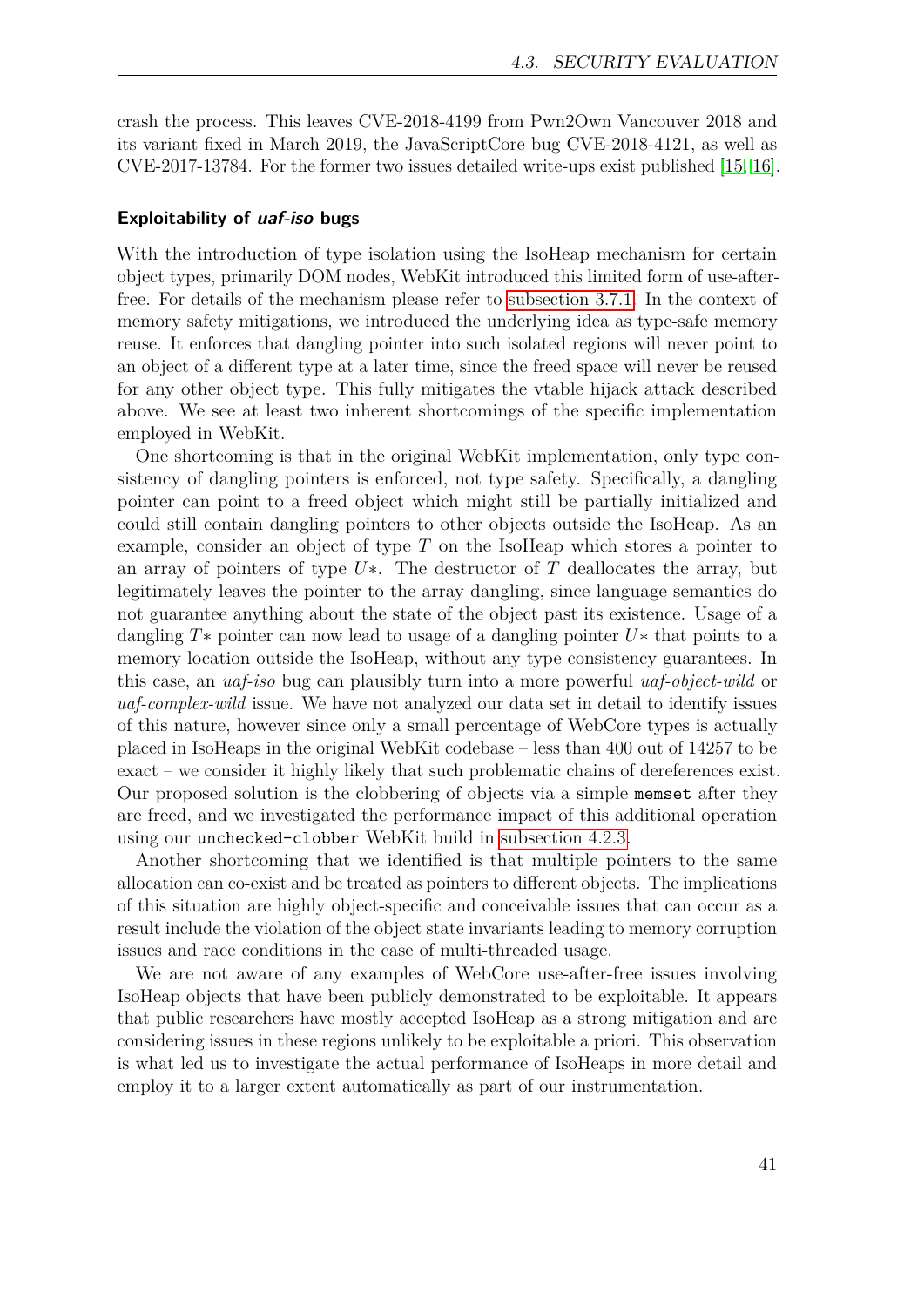crash the process. This leaves CVE-2018-4199 from Pwn2Own Vancouver 2018 and its variant fixed in March 2019, the JavaScriptCore bug CVE-2018-4121, as well as CVE-2017-13784. For the former two issues detailed write-ups exist published [15, 16].

#### Exploitability of *uaf-iso* bugs

With the introduction of type isolation using the IsoHeap mechanism for certain object types, primarily DOM nodes, WebKit introduced this limited form of use-after-free. For details of the mechanism please refer to subsection 3.7.1. In the context of memory safety mitigations, we introduced the underlying idea as type-safe memory reuse. It enforces that dangling pointer into such isolated regions will never point to an object of a different type at a later time, since the freed space will never be reused for any other object type. This fully mitigates the vtable hijack attack described above. We see at least two inherent shortcomings of the specific implementation employed in WebKit.

One shortcoming is that in the original WebKit implementation, only type consistency of dangling pointers is enforced, not type safety. Specifically, a dangling pointer can point to a freed object which might still be partially initialized and could still contain dangling pointers to other objects outside the IsoHeap. As an example, consider an object of type $T$ on the IsoHeap which stores a pointer to an array of pointers of type $U*$. The destructor of $T$ deallocates the array, but legitimately leaves the pointer to the array dangling, since language semantics do not guarantee anything about the state of the object past its existence. Usage of a dangling $T*$ pointer can now lead to usage of a dangling pointer $U*$ that points to a memory location outside the IsoHeap, without any type consistency guarantees. In this case, an *uaf-iso* bug can plausibly turn into a more powerful *uaf-object-wild* or *uaf-complex-wild* issue. We have not analyzed our data set in detail to identify issues of this nature, however since only a small percentage of WebCore types is actually placed in IsoHeaps in the original WebKit codebase – less than 400 out of 14257 to be exact – we consider it highly likely that such problematic chains of dereferences exist. Our proposed solution is the clobbering of objects via a simple `memset` after they are freed, and we investigated the performance impact of this additional operation using our `unchecked-clobber` WebKit build in subsection 4.2.3.

Another shortcoming that we identified is that multiple pointers to the same allocation can co-exist and be treated as pointers to different objects. The implications of this situation are highly object-specific and conceivable issues that can occur as a result include the violation of the object state invariants leading to memory corruption issues and race conditions in the case of multi-threaded usage.

We are not aware of any examples of WebCore use-after-free issues involving IsoHeap objects that have been publicly demonstrated to be exploitable. It appears that public researchers have mostly accepted IsoHeap as a strong mitigation and are considering issues in these regions unlikely to be exploitable a priori. This observation is what led us to investigate the actual performance of IsoHeaps in more detail and employ it to a larger extent automatically as part of our instrumentation.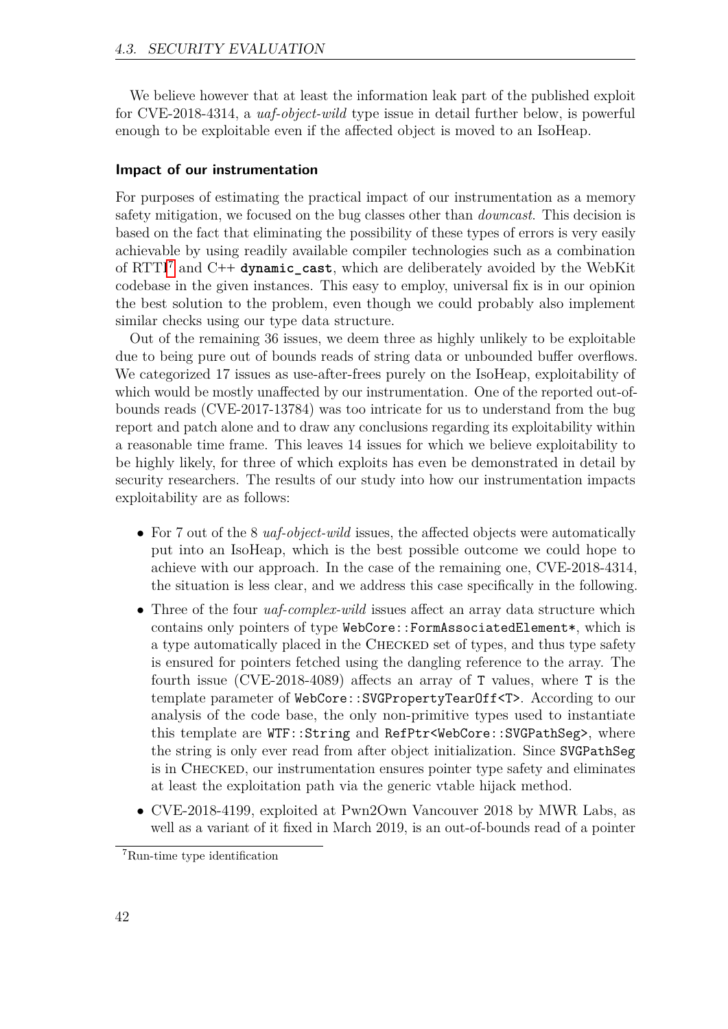We believe however that at least the information leak part of the published exploit for CVE-2018-4314, a *uaf-object-wild* type issue in detail further below, is powerful enough to be exploitable even if the affected object is moved to an IsoHeap.

### Impact of our instrumentation

For purposes of estimating the practical impact of our instrumentation as a memory safety mitigation, we focused on the bug classes other than *downcast*. This decision is based on the fact that eliminating the possibility of these types of errors is very easily achievable by using readily available compiler technologies such as a combination of RTTI[7] and C++ **`dynamic_cast`**, which are deliberately avoided by the WebKit codebase in the given instances. This easy to employ, universal fix is in our opinion the best solution to the problem, even though we could probably also implement similar checks using our type data structure.

Out of the remaining 36 issues, we deem three as highly unlikely to be exploitable due to being pure out of bounds reads of string data or unbounded buffer overflows. We categorized 17 issues as use-after-frees purely on the IsoHeap, exploitability of which would be mostly unaffected by our instrumentation. One of the reported out-of-bounds reads (CVE-2017-13784) was too intricate for us to understand from the bug report and patch alone and to draw any conclusions regarding its exploitability within a reasonable time frame. This leaves 14 issues for which we believe exploitability to be highly likely, for three of which exploits has even be demonstrated in detail by security researchers. The results of our study into how our instrumentation impacts exploitability are as follows:

- For 7 out of the 8 *uaf-object-wild* issues, the affected objects were automatically put into an IsoHeap, which is the best possible outcome we could hope to achieve with our approach. In the case of the remaining one, CVE-2018-4314, the situation is less clear, and we address this case specifically in the following.
- Three of the four *uaf-complex-wild* issues affect an array data structure which contains only pointers of type `WebCore::FormAssociatedElement*`, which is a type automatically placed in the CHECKED set of types, and thus type safety is ensured for pointers fetched using the dangling reference to the array. The fourth issue (CVE-2018-4089) affects an array of `T` values, where `T` is the template parameter of `WebCore::SVGPropertyTearOff<T>`. According to our analysis of the code base, the only non-primitive types used to instantiate this template are `WTF::String` and `RefPtr<WebCore::SVGPathSeg>`, where the string is only ever read from after object initialization. Since `SVGPathSeg` is in CHECKED, our instrumentation ensures pointer type safety and eliminates at least the exploitation path via the generic vtable hijack method.
- CVE-2018-4199, exploited at Pwn2Own Vancouver 2018 by MWR Labs, as well as a variant of it fixed in March 2019, is an out-of-bounds read of a pointer

[7] Run-time type identification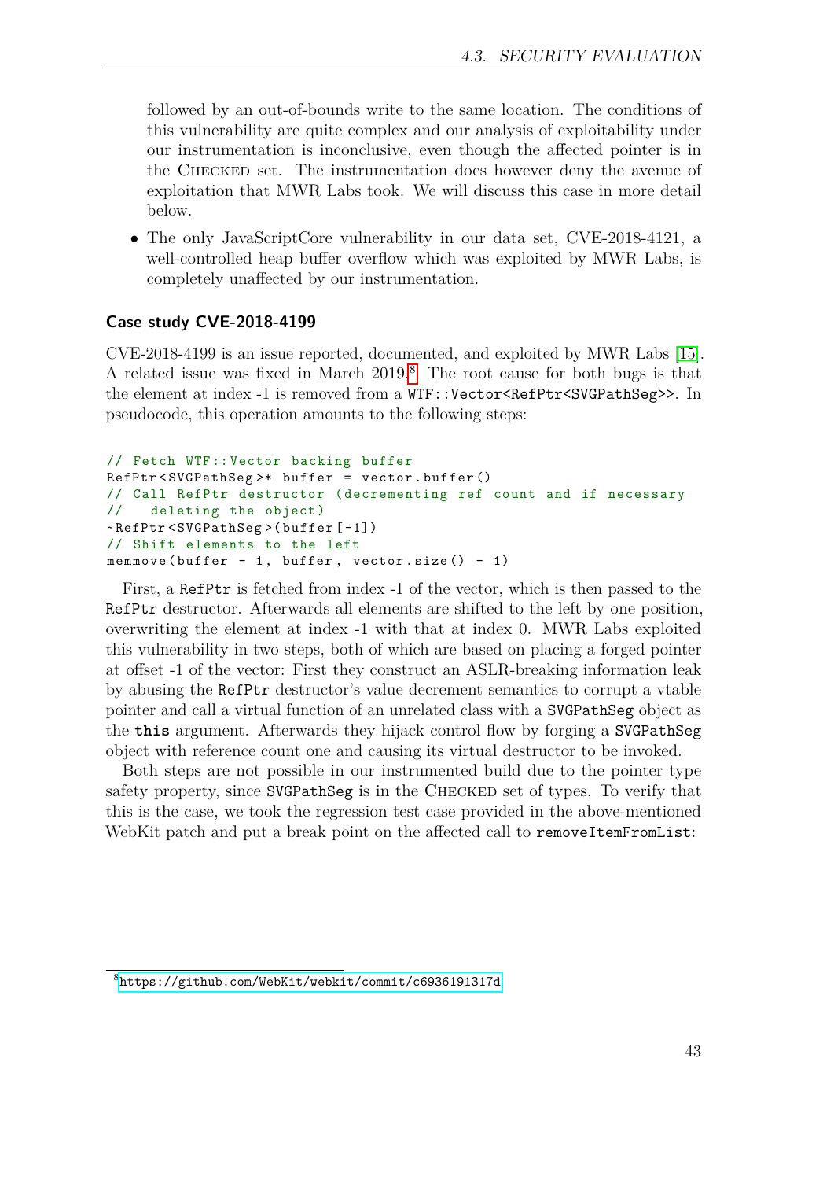followed by an out-of-bounds write to the same location. The conditions of this vulnerability are quite complex and our analysis of exploitability under our instrumentation is inconclusive, even though the affected pointer is in the CHECKED set. The instrumentation does however deny the avenue of exploitation that MWR Labs took. We will discuss this case in more detail below.

- The only JavaScriptCore vulnerability in our data set, CVE-2018-4121, a well-controlled heap buffer overflow which was exploited by MWR Labs, is completely unaffected by our instrumentation.

### Case study CVE-2018-4199

CVE-2018-4199 is an issue reported, documented, and exploited by MWR Labs [15]. A related issue was fixed in March 2019.[8] The root cause for both bugs is that the element at index -1 is removed from a `WTF::Vector<RefPtr<SVGPathSeg>>`. In pseudocode, this operation amounts to the following steps:

```
// Fetch WTF::Vector backing buffer
RefPtr<SVGPathSeg>* buffer = vector.buffer()
// Call RefPtr destructor (decrementing ref count and if necessary
//   deleting the object)
~RefPtr<SVGPathSeg>(buffer[-1])
// Shift elements to the left
memmove(buffer - 1, buffer, vector.size() - 1)
```

First, a `RefPtr` is fetched from index -1 of the vector, which is then passed to the `RefPtr` destructor. Afterwards all elements are shifted to the left by one position, overwriting the element at index -1 with that at index 0. MWR Labs exploited this vulnerability in two steps, both of which are based on placing a forged pointer at offset -1 of the vector: First they construct an ASLR-breaking information leak by abusing the `RefPtr` destructor's value decrement semantics to corrupt a vtable pointer and call a virtual function of an unrelated class with a `SVGPathSeg` object as the **`this`** argument. Afterwards they hijack control flow by forging a `SVGPathSeg` object with reference count one and causing its virtual destructor to be invoked.

Both steps are not possible in our instrumented build due to the pointer type safety property, since `SVGPathSeg` is in the CHECKED set of types. To verify that this is the case, we took the regression test case provided in the above-mentioned WebKit patch and put a break point on the affected call to `removeItemFromList`:

[8] https://github.com/WebKit/webkit/commit/c6936191317d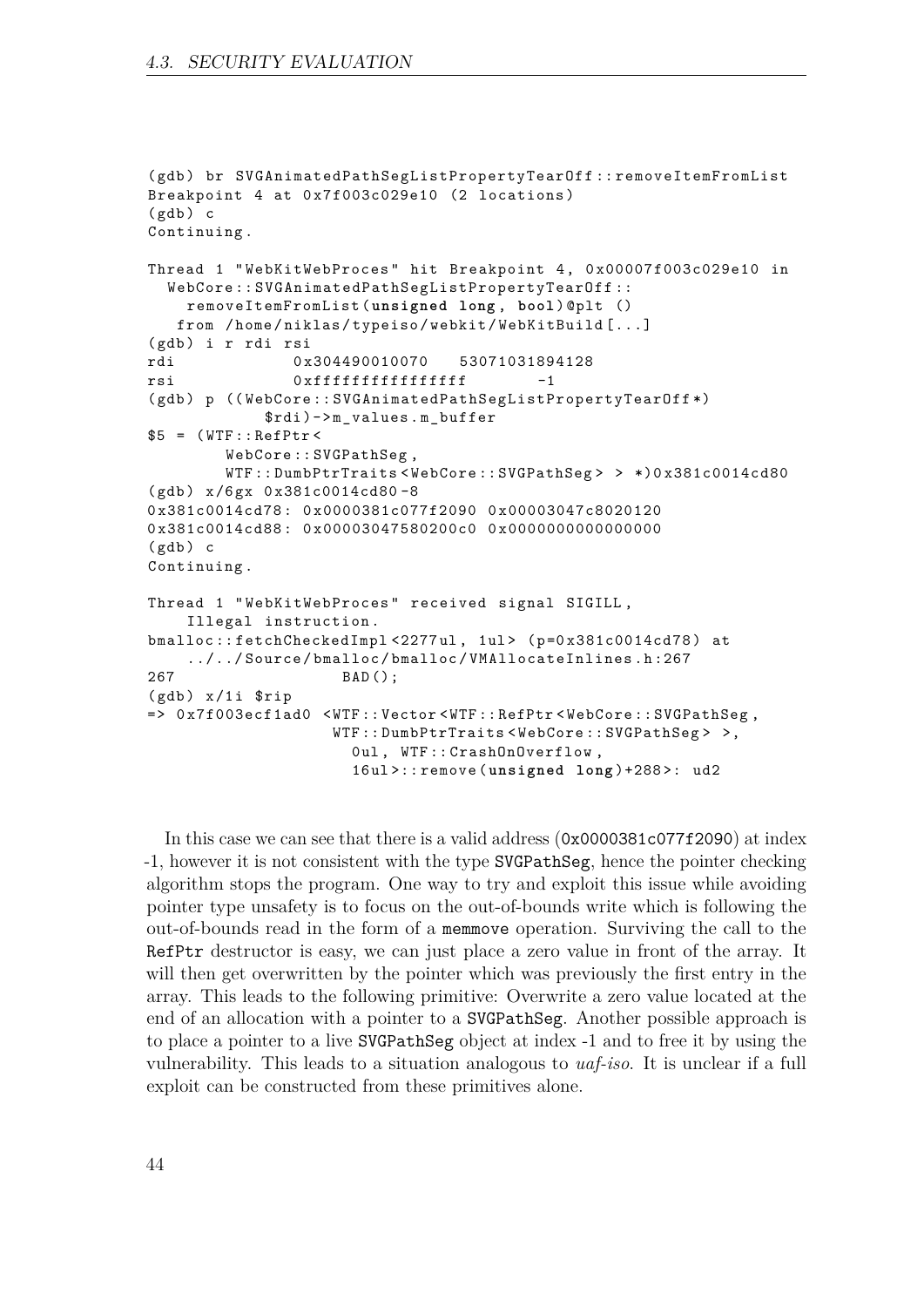```
(gdb) br SVGAnimatedPathSegListPropertyTearOff::removeItemFromList
Breakpoint 4 at 0x7f003c029e10 (2 locations)
(gdb) c
Continuing.

Thread 1 "WebKitWebProces" hit Breakpoint 4, 0x00007f003c029e10 in
  WebCore::SVGAnimatedPathSegListPropertyTearOff::
    removeItemFromList(unsigned long, bool)@plt ()
   from /home/niklas/typeiso/webkit/WebKitBuild[...]
(gdb) i r rdi rsi
rdi            0x304490010070   53071031894128
rsi            0xffffffffffffffff       -1
(gdb) p ((WebCore::SVGAnimatedPathSegListPropertyTearOff*)
          $rdi)->m_values.m_buffer
$5 = (WTF::RefPtr<
        WebCore::SVGPathSeg,
        WTF::DumbPtrTraits<WebCore::SVGPathSeg> > *)0x381c0014cd80
(gdb) x/6gx 0x381c0014cd80-8
0x381c0014cd78: 0x0000381c077f2090 0x00003047c8020120
0x381c0014cd88: 0x00003047580200c0 0x0000000000000000
(gdb) c
Continuing.

Thread 1 "WebKitWebProces" received signal SIGILL,
    Illegal instruction.
bmalloc::fetchCheckedImpl<2277ul, 1ul> (p=0x381c0014cd78) at
    ../../Source/bmalloc/bmalloc/VMAllocateInlines.h:267
267                 BAD();
(gdb) x/1i $rip
=> 0x7f003ecf1ad0 <WTF::Vector<WTF::RefPtr<WebCore::SVGPathSeg,
                   WTF::DumbPtrTraits<WebCore::SVGPathSeg> >,
                     0ul, WTF::CrashOnOverflow,
                     16ul>::remove(unsigned long)+288>: ud2
```

In this case we can see that there is a valid address (`0x0000381c077f2090`) at index -1, however it is not consistent with the type `SVGPathSeg`, hence the pointer checking algorithm stops the program. One way to try and exploit this issue while avoiding pointer type unsafety is to focus on the out-of-bounds write which is following the out-of-bounds read in the form of a `memmove` operation. Surviving the call to the `RefPtr` destructor is easy, we can just place a zero value in front of the array. It will then get overwritten by the pointer which was previously the first entry in the array. This leads to the following primitive: Overwrite a zero value located at the end of an allocation with a pointer to a `SVGPathSeg`. Another possible approach is to place a pointer to a live `SVGPathSeg` object at index -1 and to free it by using the vulnerability. This leads to a situation analogous to *uaf-iso*. It is unclear if a full exploit can be constructed from these primitives alone.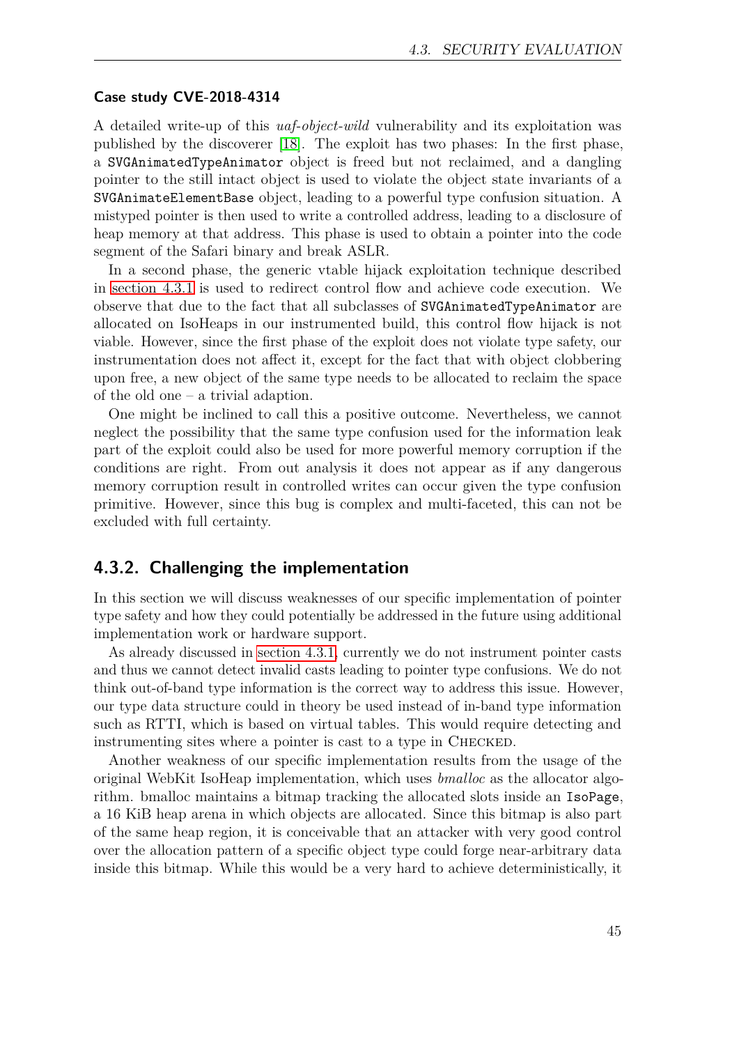#### Case study CVE-2018-4314

A detailed write-up of this *uaf-object-wild* vulnerability and its exploitation was published by the discoverer [18]. The exploit has two phases: In the first phase, a `SVGAnimatedTypeAnimator` object is freed but not reclaimed, and a dangling pointer to the still intact object is used to violate the object state invariants of a `SVGAnimateElementBase` object, leading to a powerful type confusion situation. A mistyped pointer is then used to write a controlled address, leading to a disclosure of heap memory at that address. This phase is used to obtain a pointer into the code segment of the Safari binary and break ASLR.

In a second phase, the generic vtable hijack exploitation technique described in section 4.3.1 is used to redirect control flow and achieve code execution. We observe that due to the fact that all subclasses of `SVGAnimatedTypeAnimator` are allocated on IsoHeaps in our instrumented build, this control flow hijack is not viable. However, since the first phase of the exploit does not violate type safety, our instrumentation does not affect it, except for the fact that with object clobbering upon free, a new object of the same type needs to be allocated to reclaim the space of the old one – a trivial adaptation.

One might be inclined to call this a positive outcome. Nevertheless, we cannot neglect the possibility that the same type confusion used for the information leak part of the exploit could also be used for more powerful memory corruption if the conditions are right. From out analysis it does not appear as if any dangerous memory corruption result in controlled writes can occur given the type confusion primitive. However, since this bug is complex and multi-faceted, this can not be excluded with full certainty.

### 4.3.2. Challenging the implementation

In this section we will discuss weaknesses of our specific implementation of pointer type safety and how they could potentially be addressed in the future using additional implementation work or hardware support.

As already discussed in section 4.3.1, currently we do not instrument pointer casts and thus we cannot detect invalid casts leading to pointer type confusions. We do not think out-of-band type information is the correct way to address this issue. However, our type data structure could in theory be used instead of in-band type information such as RTTI, which is based on virtual tables. This would require detecting and instrumenting sites where a pointer is cast to a type in Checked.

Another weakness of our specific implementation results from the usage of the original WebKit IsoHeap implementation, which uses *bmalloc* as the allocator algorithm. bmalloc maintains a bitmap tracking the allocated slots inside an `IsoPage`, a 16 KiB heap arena in which objects are allocated. Since this bitmap is also part of the same heap region, it is conceivable that an attacker with very good control over the allocation pattern of a specific object type could forge near-arbitrary data inside this bitmap. While this would be a very hard to achieve deterministically, it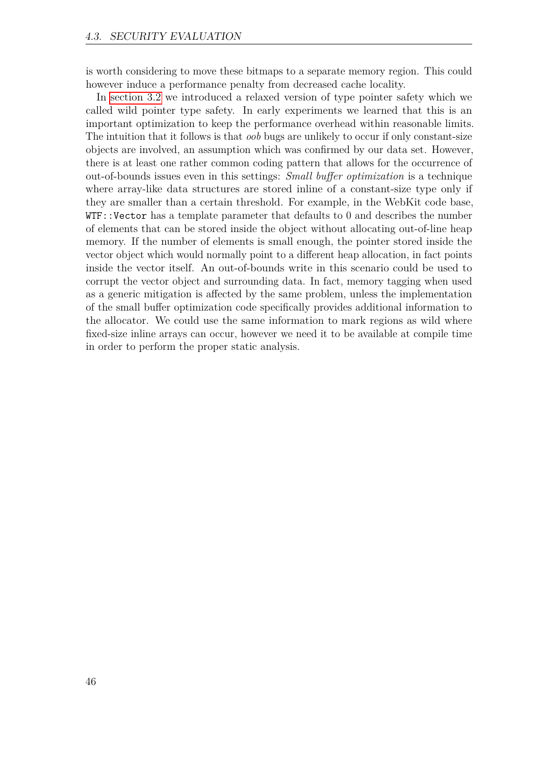is worth considering to move these bitmaps to a separate memory region. This could however induce a performance penalty from decreased cache locality.

In section 3.2 we introduced a relaxed version of type pointer safety which we called wild pointer type safety. In early experiments we learned that this is an important optimization to keep the performance overhead within reasonable limits. The intuition that it follows is that *oob* bugs are unlikely to occur if only constant-size objects are involved, an assumption which was confirmed by our data set. However, there is at least one rather common coding pattern that allows for the occurrence of out-of-bounds issues even in this settings: *Small buffer optimization* is a technique where array-like data structures are stored inline of a constant-size type only if they are smaller than a certain threshold. For example, in the WebKit code base, `WTF::Vector` has a template parameter that defaults to 0 and describes the number of elements that can be stored inside the object without allocating out-of-line heap memory. If the number of elements is small enough, the pointer stored inside the vector object which would normally point to a different heap allocation, in fact points inside the vector itself. An out-of-bounds write in this scenario could be used to corrupt the vector object and surrounding data. In fact, memory tagging when used as a generic mitigation is affected by the same problem, unless the implementation of the small buffer optimization code specifically provides additional information to the allocator. We could use the same information to mark regions as wild where fixed-size inline arrays can occur, however we need it to be available at compile time in order to perform the proper static analysis.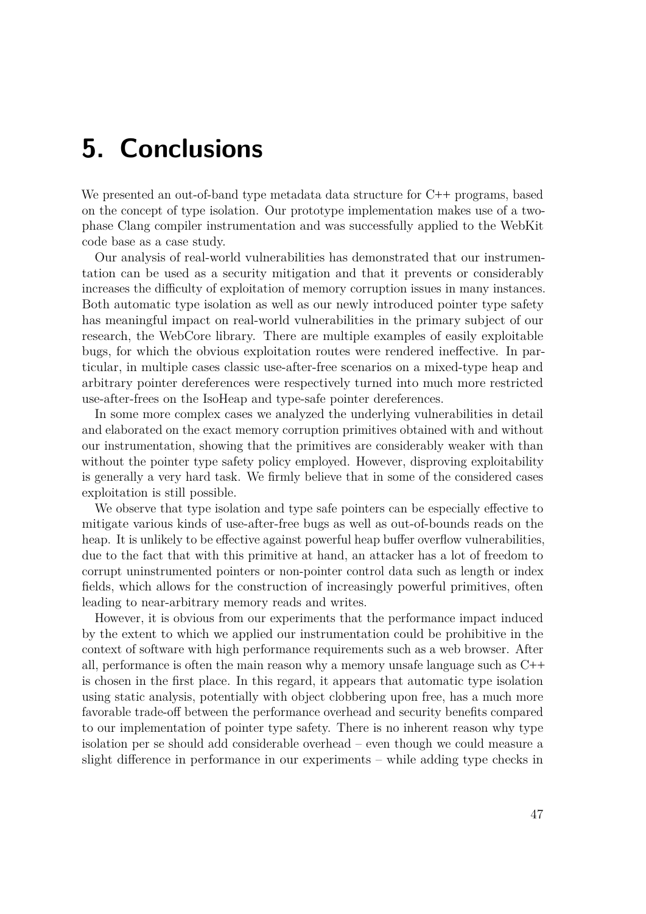# 5. Conclusions

We presented an out-of-band type metadata data structure for C++ programs, based on the concept of type isolation. Our prototype implementation makes use of a two-phase Clang compiler instrumentation and was successfully applied to the WebKit code base as a case study.

Our analysis of real-world vulnerabilities has demonstrated that our instrumentation can be used as a security mitigation and that it prevents or considerably increases the difficulty of exploitation of memory corruption issues in many instances. Both automatic type isolation as well as our newly introduced pointer type safety has meaningful impact on real-world vulnerabilities in the primary subject of our research, the WebCore library. There are multiple examples of easily exploitable bugs, for which the obvious exploitation routes were rendered ineffective. In particular, in multiple cases classic use-after-free scenarios on a mixed-type heap and arbitrary pointer dereferences were respectively turned into much more restricted use-after-frees on the IsoHeap and type-safe pointer dereferences.

In some more complex cases we analyzed the underlying vulnerabilities in detail and elaborated on the exact memory corruption primitives obtained with and without our instrumentation, showing that the primitives are considerably weaker with than without the pointer type safety policy employed. However, disproving exploitability is generally a very hard task. We firmly believe that in some of the considered cases exploitation is still possible.

We observe that type isolation and type safe pointers can be especially effective to mitigate various kinds of use-after-free bugs as well as out-of-bounds reads on the heap. It is unlikely to be effective against powerful heap buffer overflow vulnerabilities, due to the fact that with this primitive at hand, an attacker has a lot of freedom to corrupt uninstrumented pointers or non-pointer control data such as length or index fields, which allows for the construction of increasingly powerful primitives, often leading to near-arbitrary memory reads and writes.

However, it is obvious from our experiments that the performance impact induced by the extent to which we applied our instrumentation could be prohibitive in the context of software with high performance requirements such as a web browser. After all, performance is often the main reason why a memory unsafe language such as C++ is chosen in the first place. In this regard, it appears that automatic type isolation using static analysis, potentially with object clobbering upon free, has a much more favorable trade-off between the performance overhead and security benefits compared to our implementation of pointer type safety. There is no inherent reason why type isolation per se should add considerable overhead – even though we could measure a slight difference in performance in our experiments – while adding type checks in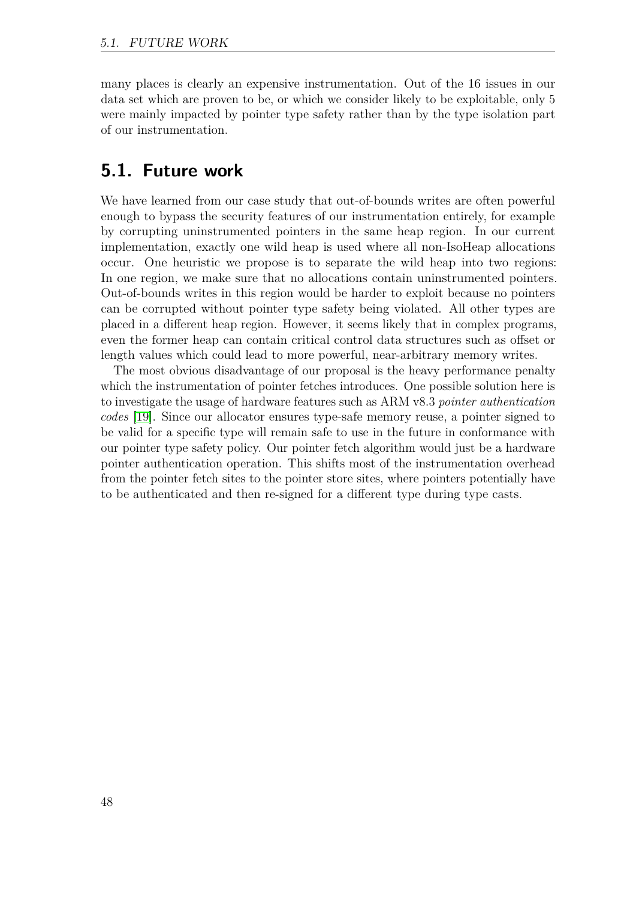many places is clearly an expensive instrumentation. Out of the 16 issues in our data set which are proven to be, or which we consider likely to be exploitable, only 5 were mainly impacted by pointer type safety rather than by the type isolation part of our instrumentation.

## 5.1. Future work

We have learned from our case study that out-of-bounds writes are often powerful enough to bypass the security features of our instrumentation entirely, for example by corrupting uninstrumented pointers in the same heap region. In our current implementation, exactly one wild heap is used where all non-IsoHeap allocations occur. One heuristic we propose is to separate the wild heap into two regions: In one region, we make sure that no allocations contain uninstrumented pointers. Out-of-bounds writes in this region would be harder to exploit because no pointers can be corrupted without pointer type safety being violated. All other types are placed in a different heap region. However, it seems likely that in complex programs, even the former heap can contain critical control data structures such as offset or length values which could lead to more powerful, near-arbitrary memory writes.

The most obvious disadvantage of our proposal is the heavy performance penalty which the instrumentation of pointer fetches introduces. One possible solution here is to investigate the usage of hardware features such as ARM v8.3 *pointer authentication codes* [19]. Since our allocator ensures type-safe memory reuse, a pointer signed to be valid for a specific type will remain safe to use in the future in conformance with our pointer type safety policy. Our pointer fetch algorithm would just be a hardware pointer authentication operation. This shifts most of the instrumentation overhead from the pointer fetch sites to the pointer store sites, where pointers potentially have to be authenticated and then re-signed for a different type during type casts.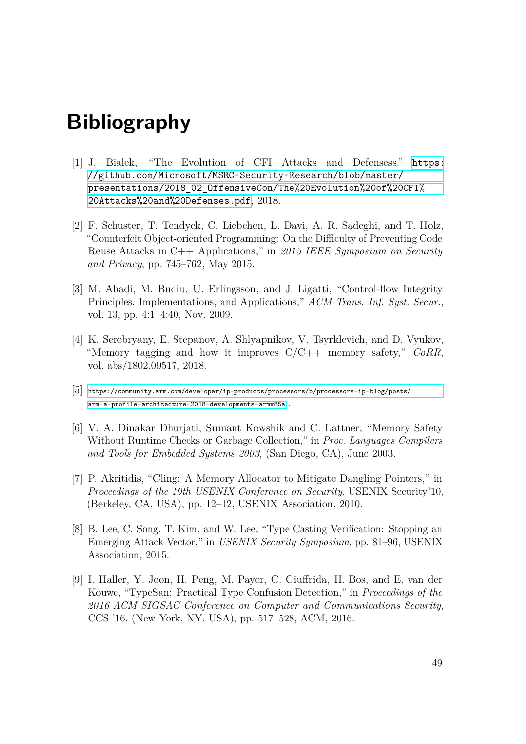# Bibliography

[1] J. Bialek, "The Evolution of CFI Attacks and Defensess." https://github.com/Microsoft/MSRC-Security-Research/blob/master/presentations/2018_02_OffensiveCon/The%20Evolution%20of%20CFI%20Attacks%20and%20Defenses.pdf, 2018.

[2] F. Schuster, T. Tendyck, C. Liebchen, L. Davi, A. R. Sadeghi, and T. Holz, "Counterfeit Object-oriented Programming: On the Difficulty of Preventing Code Reuse Attacks in C++ Applications," in *2015 IEEE Symposium on Security and Privacy*, pp. 745–762, May 2015.

[3] M. Abadi, M. Budiu, U. Erlingsson, and J. Ligatti, "Control-flow Integrity Principles, Implementations, and Applications," *ACM Trans. Inf. Syst. Secur.*, vol. 13, pp. 4:1–4:40, Nov. 2009.

[4] K. Serebryany, E. Stepanov, A. Shlyapnikov, V. Tsyrklevich, and D. Vyukov, "Memory tagging and how it improves C/C++ memory safety," *CoRR*, vol. abs/1802.09517, 2018.

[5] https://community.arm.com/developer/ip-products/processors/b/processors-ip-blog/posts/arm-a-profile-architecture-2018-developments-armv85a.

[6] V. A. Dinakar Dhurjati, Sumant Kowshik and C. Lattner, "Memory Safety Without Runtime Checks or Garbage Collection," in *Proc. Languages Compilers and Tools for Embedded Systems 2003*, (San Diego, CA), June 2003.

[7] P. Akritidis, "Cling: A Memory Allocator to Mitigate Dangling Pointers," in *Proceedings of the 19th USENIX Conference on Security*, USENIX Security'10, (Berkeley, CA, USA), pp. 12–12, USENIX Association, 2010.

[8] B. Lee, C. Song, T. Kim, and W. Lee, "Type Casting Verification: Stopping an Emerging Attack Vector," in *USENIX Security Symposium*, pp. 81–96, USENIX Association, 2015.

[9] I. Haller, Y. Jeon, H. Peng, M. Payer, C. Giuffrida, H. Bos, and E. van der Kouwe, "TypeSan: Practical Type Confusion Detection," in *Proceedings of the 2016 ACM SIGSAC Conference on Computer and Communications Security*, CCS '16, (New York, NY, USA), pp. 517–528, ACM, 2016.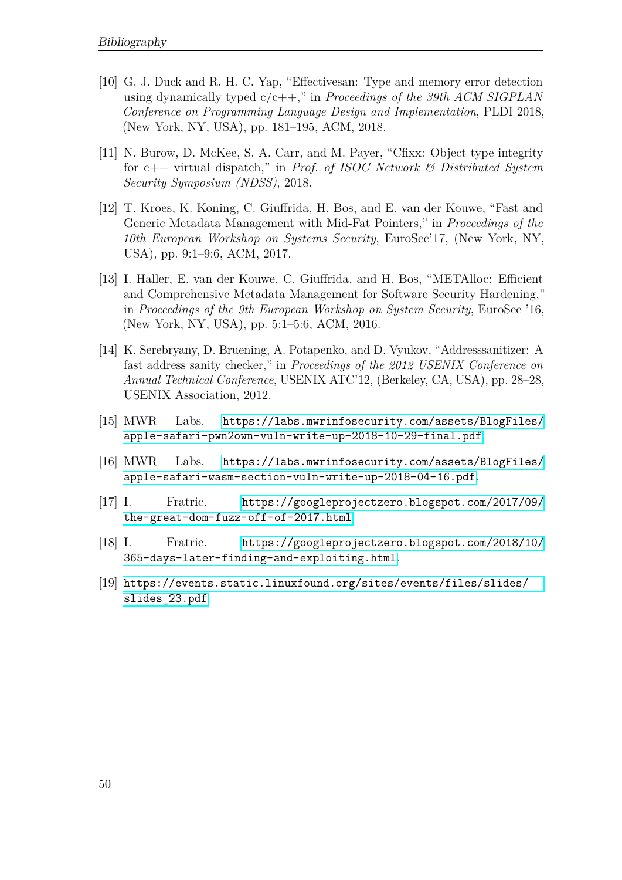[10] G. J. Duck and R. H. C. Yap, "Effectivesan: Type and memory error detection using dynamically typed c/c++," in *Proceedings of the 39th ACM SIGPLAN Conference on Programming Language Design and Implementation*, PLDI 2018, (New York, NY, USA), pp. 181–195, ACM, 2018.

[11] N. Burow, D. McKee, S. A. Carr, and M. Payer, "Cfixx: Object type integrity for c++ virtual dispatch," in *Prof. of ISOC Network & Distributed System Security Symposium (NDSS)*, 2018.

[12] T. Kroes, K. Koning, C. Giuffrida, H. Bos, and E. van der Kouwe, "Fast and Generic Metadata Management with Mid-Fat Pointers," in *Proceedings of the 10th European Workshop on Systems Security*, EuroSec'17, (New York, NY, USA), pp. 9:1–9:6, ACM, 2017.

[13] I. Haller, E. van der Kouwe, C. Giuffrida, and H. Bos, "METAlloc: Efficient and Comprehensive Metadata Management for Software Security Hardening," in *Proceedings of the 9th European Workshop on System Security*, EuroSec '16, (New York, NY, USA), pp. 5:1–5:6, ACM, 2016.

[14] K. Serebryany, D. Bruening, A. Potapenko, and D. Vyukov, "Addresssanitizer: A fast address sanity checker," in *Proceedings of the 2012 USENIX Conference on Annual Technical Conference*, USENIX ATC'12, (Berkeley, CA, USA), pp. 28–28, USENIX Association, 2012.

[15] MWR Labs. `https://labs.mwrinfosecurity.com/assets/BlogFiles/apple-safari-pwn2own-vuln-write-up-2018-10-29-final.pdf`.

[16] MWR Labs. `https://labs.mwrinfosecurity.com/assets/BlogFiles/apple-safari-wasm-section-vuln-write-up-2018-04-16.pdf`.

[17] I. Fratric. `https://googleprojectzero.blogspot.com/2017/09/the-great-dom-fuzz-off-of-2017.html`.

[18] I. Fratric. `https://googleprojectzero.blogspot.com/2018/10/365-days-later-finding-and-exploiting.html`.

[19] `https://events.static.linuxfound.org/sites/events/files/slides/slides_23.pdf`.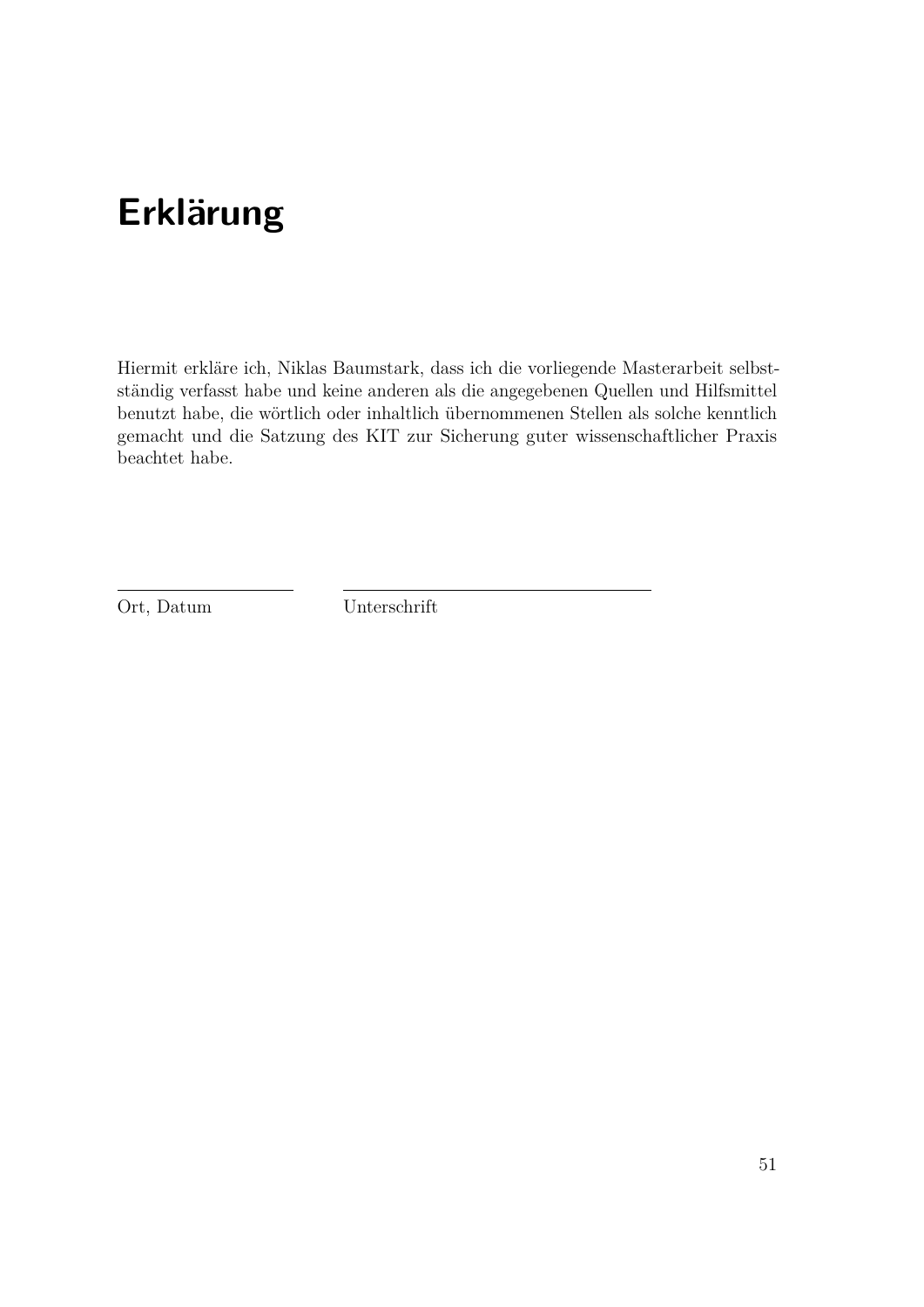# Erklärung

Hiermit erkläre ich, Niklas Baumstark, dass ich die vorliegende Masterarbeit selbstständig verfasst habe und keine anderen als die angegebenen Quellen und Hilfsmittel benutzt habe, die wörtlich oder inhaltlich übernommenen Stellen als solche kenntlich gemacht und die Satzung des KIT zur Sicherung guter wissenschaftlicher Praxis beachtet habe.

Ort, Datum

Unterschrift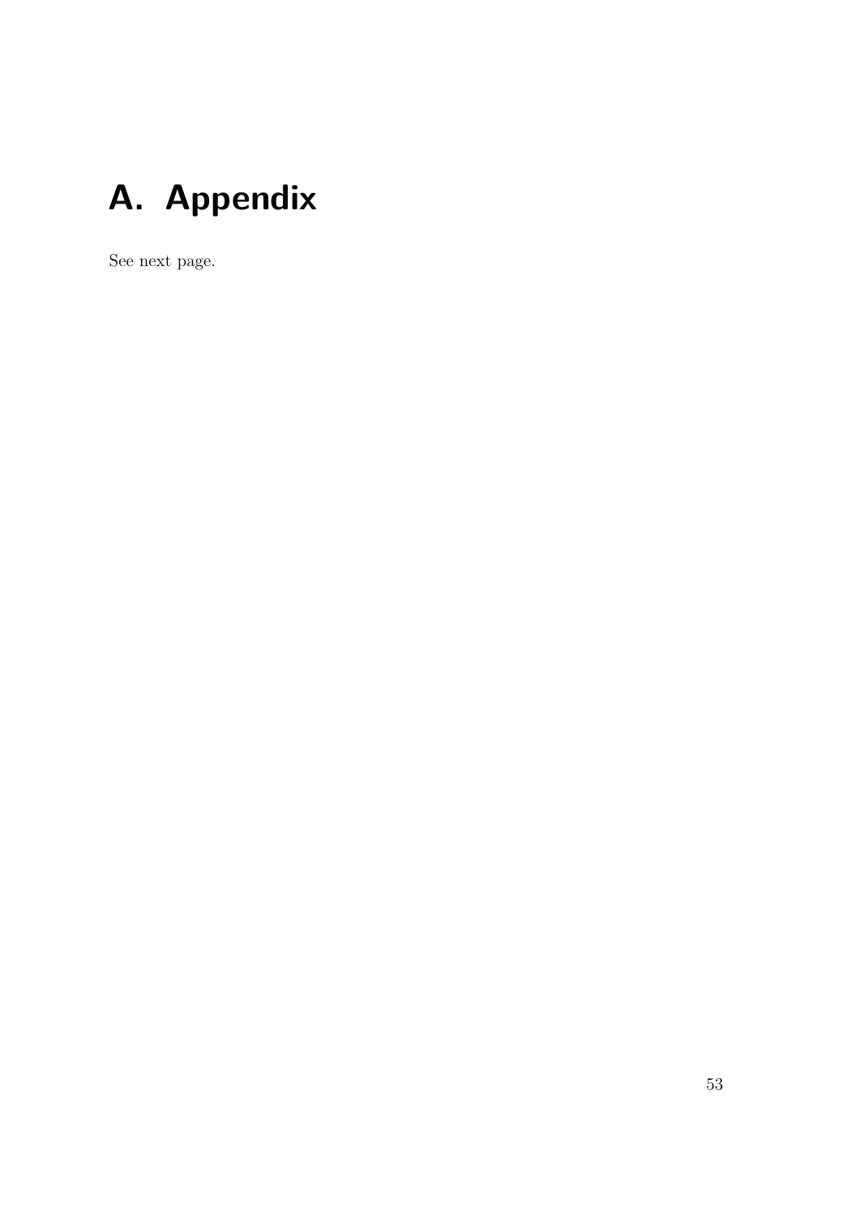# A. Appendix

See next page.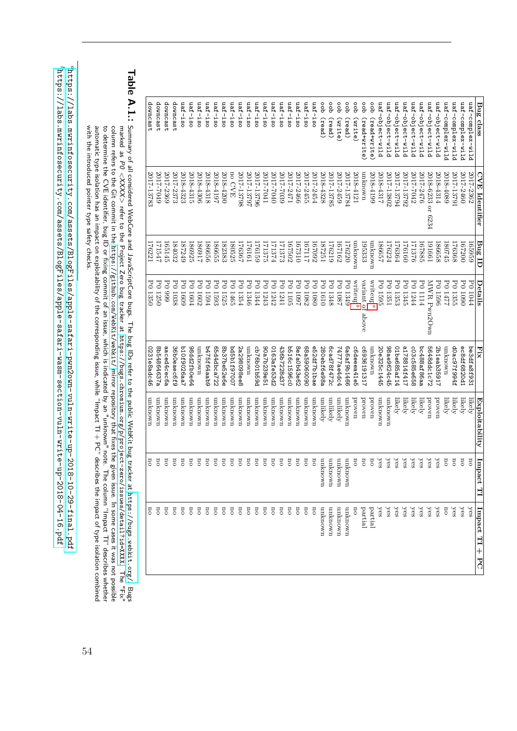| Bug class | CVE Identifier | Bug ID | Details | Fix | Exploitability | Impact TI | Impact TI + PC |
|---|---|---|---|---|---|---|---|
| uaf-complex-wild | 2017-2362 | 165959 | P0 1044 | be34fa8f931 | likely | no | yes |
| uaf-complex-wild | 2017-2460 | 167200 | P0 1090 | ec8df6820d1 | likely | no | yes |
| uaf-complex-wild | 2017-13791 | 176368 | P0 1355 | d0ac97f994f | likely | no | yes |
| uaf-complex-wild | 2018-4089 | 180745 | P0 1477 | unknown | likely | no | no |
| uaf-object-wild | 2018-4314 | 186658 | P0 1596 | 2b1eab35917 | proven | yes | yes |
| uaf-object-wild | 2018-6233 or 6234 | 191661 | MWR Pwn2Own | 5648ddc1c72 | proven | yes | yes |
| uaf-object-wild | 2017-2476 | 167885 | P0 1114 | bc488af86aa | likely | yes | yes |
| uaf-object-wild | 2017-7042 | 171376 | P0 1244 | c03c585e658 | likely | yes | yes |
| uaf-object-wild | 2017-13792 | 176160 | P0 1345 | a178814f417 | likely | yes | yes |
| uaf-object-wild | 2017-13794 | 176364 | P0 1353 | 01be685af14 | likely | yes | yes |
| uaf-object-wild | 2017-13802 | 176224 | P0 1351 | 98ae9624c45 | unknown | yes | yes |
| uaf-object-wild | 2018-4317 | 186657 | P0 1595 | 20e325c1445 | proven | yes | yes |
| oob (read+write) | 2018-4199 | unknown | writeup[a] | unknown | proven | no | partial |
| oob (read+write) | unknown | 195333 | variant of above | c693619131​7 | proven | no | partial |
| oob (write) | 2018-4121 | unknown | writeup[b] | c6deeea41e5 | proven | no | no |
| oob (read) | 2017-13784 | 176220 | P0 1349 | 6a6af9b1466 | unknown | unknown | unknown |
| oob (write) | 2017-2459 | 167162 | P0 1087 | 74777ae4dc4 | unlikely | unknown | unknown |
| oob (read) | 2017-13785 | 176219 | P0 1348 | 6cad78f472c | unlikely | unknown | unknown |
| oob (read) | 2018-4328 | 187251 | P0 1610 | 280ebf6e98a | unlikely | unknown | unknown |
| uaf-iso | 2017-2454 | 167092 | P0 1080 | e52df7b1bae | unknown | no | no |
| uaf-iso | 2017-2455 | 167117 | P0 1082 | 68a5906009​0 | unknown | no | no |
| uaf-iso | 2017-2466 | 167310 | P0 1097 | 8efa0b43e62 | unknown | no | no |
| uaf-iso | 2017-2471 | 167502 | P0 1105 | b516c1596c0 | unknown | no | no |
| uaf-iso | 2017-7039 | 171373 | P0 1241 | 436b7228d37 | unknown | no | no |
| uaf-iso | 2017-7040 | 171374 | P0 1242 | 0163afe53d2 | unknown | no | no |
| uaf-iso | 2017-7041 | 171375 | P0 1243 | 90a7b239e51 | unknown | no | no |
| uaf-iso | 2017-13796 | 176159 | P0 1344 | cb76b01b59d | unknown | no | no |
| uaf-iso | 2017-13797 | 176161 | P0 1346 | unknown | unknown | no | no |
| uaf-iso | 2017-13798 | 176367 | P0 1354 | 2a298098ee8 | unknown | no | no |
| uaf-iso | no CVE | 180525 | P0 1465 | bd5b1f97007 | unknown | no | no |
| uaf-iso | 2018-4200 | 182383 | P0 1525 | 8b37be52e6e | unknown | no | no |
| uaf-iso | 2018-4197 | 186655 | P0 1593 | 65d4dbca722 | unknown | no | no |
| uaf-iso | 2018-4318 | 186656 | P0 1594 | b475f64aab9 | unknown | no | no |
| uaf-iso | 2018-4306 | 186917 | P0 1602 | unknown | unknown | no | no |
| uaf-iso | 2018-4315 | 186925 | P0 1604 | 98d22fb0e64 | unknown | no | no |
| uaf-iso | 2018-4323 | 187249 | P0 1609 | b10f9026aa7 | unknown | no | no |
| downcast | 2017-2373 | 184032 | P0 1038 | 36b0eaac6f9 | unknown | no | no |
| downcast | 2017-2369 | 165145 | P0 999 | aaced4cec6a | unknown | no | no |
| downcast | 2017-7049 | 171547 | P0 1250 | 8b5486637a | unknown | no | no |
| downcast | 2017-13783 | 176221 | P0 1350 | 0231e8adc46 | unknown | no | no |

**Table A.1.:** Summary of all considered WebCore and JavaScriptCore bugs. The bug IDs refer to the public WebKit bug tracker at https://bugs.webkit.org/. Bugs marked as *P0 <XXXX>* refer to the Project Zero bug tracker at https://bugs.chromium.org/p/project-zero/issues/detail?id=XXXX. The "Fix" column refers to the Git commit in the https://github.com/WebKit/webkit/ mirror repository that fixes the given issue. In some cases it was not possible to determine the CVE identifier, bug ID or fixing commit of an issue, which is indicated by an "unknown" note. The column "Impact TI" describes whether automatic type isolation has an impact on exploitability of the corresponding issue, while "Impact TI + PC" describes the impact of type isolation combined with the introduced pointer type safety checks.

[a] https://labs.mwrinfosecurity.com/assets/BlogFiles/apple-safari-pwn2own-vuln-write-up-2018-10-29-final.pdf

[b] https://labs.mwrinfosecurity.com/assets/BlogFiles/apple-safari-wasm-section-vuln-write-up-2018-04-16.pdf